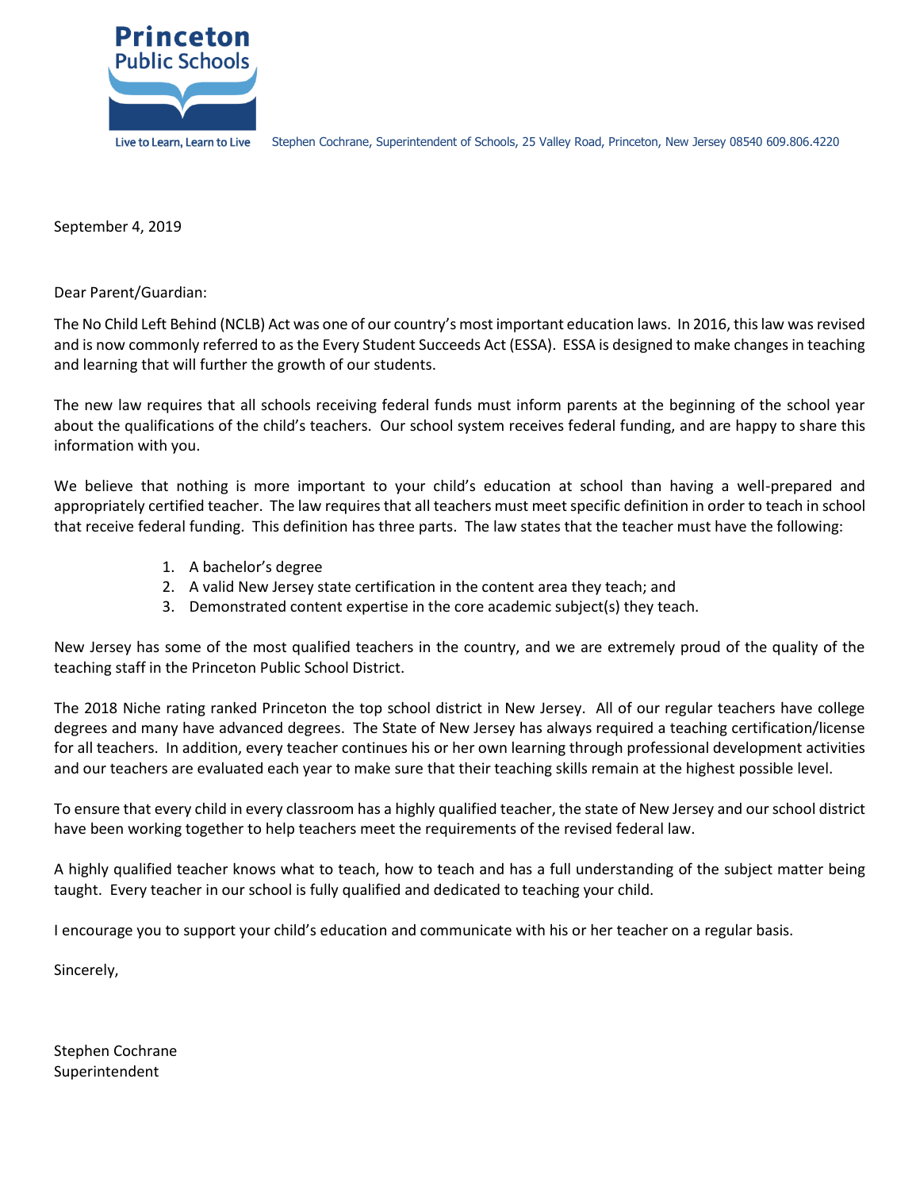Princeton Public Schools

Live to Learn, Learn to Live

Stephen Cochrane, Superintendent of Schools, 25 Valley Road, Princeton, New Jersey 08540 609.806.4220

September 4, 2019

Dear Parent/Guardian:

The No Child Left Behind (NCLB) Act was one of our country's most important education laws. In 2016, this law was revised and is now commonly referred to as the Every Student Succeeds Act (ESSA). ESSA is designed to make changes in teaching and learning that will further the growth of our students.

The new law requires that all schools receiving federal funds must inform parents at the beginning of the school year about the qualifications of the child's teachers. Our school system receives federal funding, and are happy to share this information with you.

We believe that nothing is more important to your child's education at school than having a well-prepared and appropriately certified teacher. The law requires that all teachers must meet specific definition in order to teach in school that receive federal funding. This definition has three parts. The law states that the teacher must have the following:

1. A bachelor's degree
2. A valid New Jersey state certification in the content area they teach; and
3. Demonstrated content expertise in the core academic subject(s) they teach.

New Jersey has some of the most qualified teachers in the country, and we are extremely proud of the quality of the teaching staff in the Princeton Public School District.

The 2018 Niche rating ranked Princeton the top school district in New Jersey. All of our regular teachers have college degrees and many have advanced degrees. The State of New Jersey has always required a teaching certification/license for all teachers. In addition, every teacher continues his or her own learning through professional development activities and our teachers are evaluated each year to make sure that their teaching skills remain at the highest possible level.

To ensure that every child in every classroom has a highly qualified teacher, the state of New Jersey and our school district have been working together to help teachers meet the requirements of the revised federal law.

A highly qualified teacher knows what to teach, how to teach and has a full understanding of the subject matter being taught. Every teacher in our school is fully qualified and dedicated to teaching your child.

I encourage you to support your child's education and communicate with his or her teacher on a regular basis.

Sincerely,

Stephen Cochrane  
Superintendent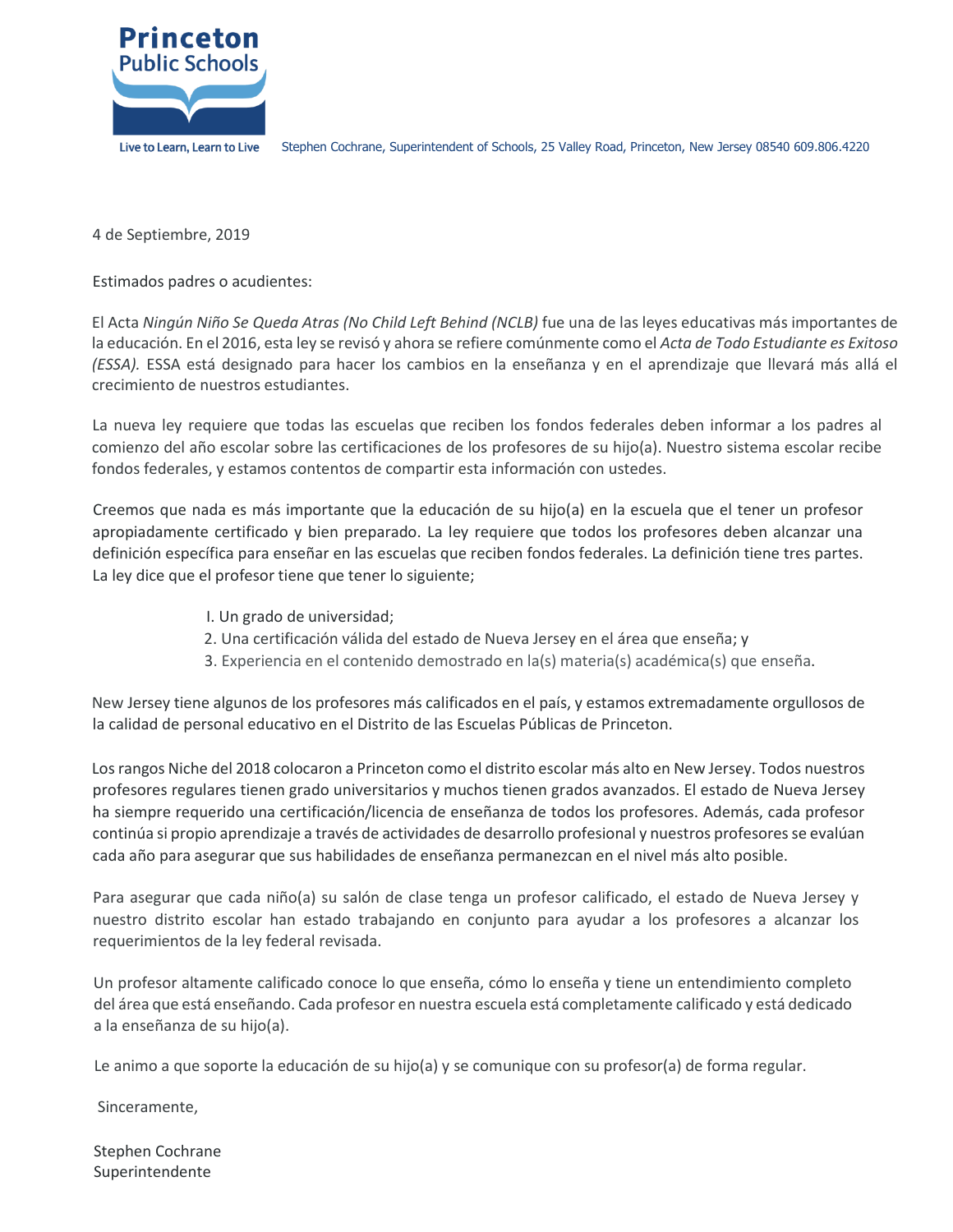Princeton Public Schools

Live to Learn, Learn to Live

Stephen Cochrane, Superintendent of Schools, 25 Valley Road, Princeton, New Jersey 08540 609.806.4220

4 de Septiembre, 2019

Estimados padres o acudientes:

El Acta *Ningún Niño Se Queda Atras (No Child Left Behind (NCLB)* fue una de las leyes educativas más importantes de la educación. En el 2016, esta ley se revisó y ahora se refiere comúnmente como el *Acta de Todo Estudiante es Exitoso (ESSA).* ESSA está designado para hacer los cambios en la enseñanza y en el aprendizaje que llevará más allá el crecimiento de nuestros estudiantes.

La nueva ley requiere que todas las escuelas que reciben los fondos federales deben informar a los padres al comienzo del año escolar sobre las certificaciones de los profesores de su hijo(a). Nuestro sistema escolar recibe fondos federales, y estamos contentos de compartir esta información con ustedes.

Creemos que nada es más importante que la educación de su hijo(a) en la escuela que el tener un profesor apropiadamente certificado y bien preparado. La ley requiere que todos los profesores deben alcanzar una definición específica para enseñar en las escuelas que reciben fondos federales. La definición tiene tres partes. La ley dice que el profesor tiene que tener lo siguiente;

1. Un grado de universidad;
2. Una certificación válida del estado de Nueva Jersey en el área que enseña; y
3. Experiencia en el contenido demostrado en la(s) materia(s) académica(s) que enseña.

New Jersey tiene algunos de los profesores más calificados en el país, y estamos extremadamente orgullosos de la calidad de personal educativo en el Distrito de las Escuelas Públicas de Princeton.

Los rangos Niche del 2018 colocaron a Princeton como el distrito escolar más alto en New Jersey. Todos nuestros profesores regulares tienen grado universitarios y muchos tienen grados avanzados. El estado de Nueva Jersey ha siempre requerido una certificación/licencia de enseñanza de todos los profesores. Además, cada profesor continúa si propio aprendizaje a través de actividades de desarrollo profesional y nuestros profesores se evalúan cada año para asegurar que sus habilidades de enseñanza permanezcan en el nivel más alto posible.

Para asegurar que cada niño(a) su salón de clase tenga un profesor calificado, el estado de Nueva Jersey y nuestro distrito escolar han estado trabajando en conjunto para ayudar a los profesores a alcanzar los requerimientos de la ley federal revisada.

Un profesor altamente calificado conoce lo que enseña, cómo lo enseña y tiene un entendimiento completo del área que está enseñando. Cada profesor en nuestra escuela está completamente calificado y está dedicado a la enseñanza de su hijo(a).

Le animo a que soporte la educación de su hijo(a) y se comunique con su profesor(a) de forma regular.

Sinceramente,

Stephen Cochrane
Superintendente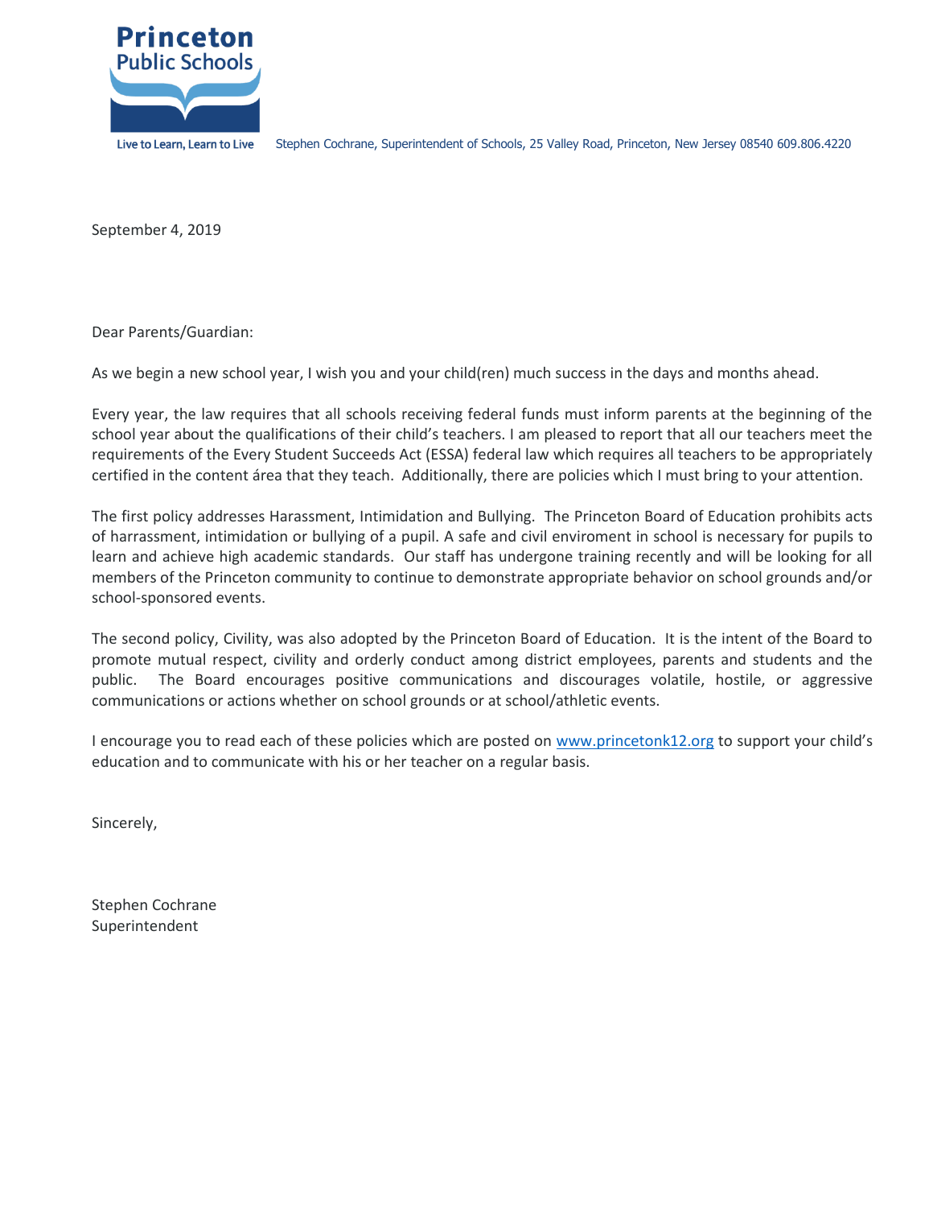**Princeton Public Schools**

Live to Learn, Learn to Live

Stephen Cochrane, Superintendent of Schools, 25 Valley Road, Princeton, New Jersey 08540 609.806.4220

September 4, 2019

Dear Parents/Guardian:

As we begin a new school year, I wish you and your child(ren) much success in the days and months ahead.

Every year, the law requires that all schools receiving federal funds must inform parents at the beginning of the school year about the qualifications of their child's teachers. I am pleased to report that all our teachers meet the requirements of the Every Student Succeeds Act (ESSA) federal law which requires all teachers to be appropriately certified in the content área that they teach. Additionally, there are policies which I must bring to your attention.

The first policy addresses Harassment, Intimidation and Bullying. The Princeton Board of Education prohibits acts of harrassment, intimidation or bullying of a pupil. A safe and civil enviroment in school is necessary for pupils to learn and achieve high academic standards. Our staff has undergone training recently and will be looking for all members of the Princeton community to continue to demonstrate appropriate behavior on school grounds and/or school-sponsored events.

The second policy, Civility, was also adopted by the Princeton Board of Education. It is the intent of the Board to promote mutual respect, civility and orderly conduct among district employees, parents and students and the public. The Board encourages positive communications and discourages volatile, hostile, or aggressive communications or actions whether on school grounds or at school/athletic events.

I encourage you to read each of these policies which are posted on [www.princetonk12.org](http://www.princetonk12.org) to support your child's education and to communicate with his or her teacher on a regular basis.

Sincerely,

Stephen Cochrane
Superintendent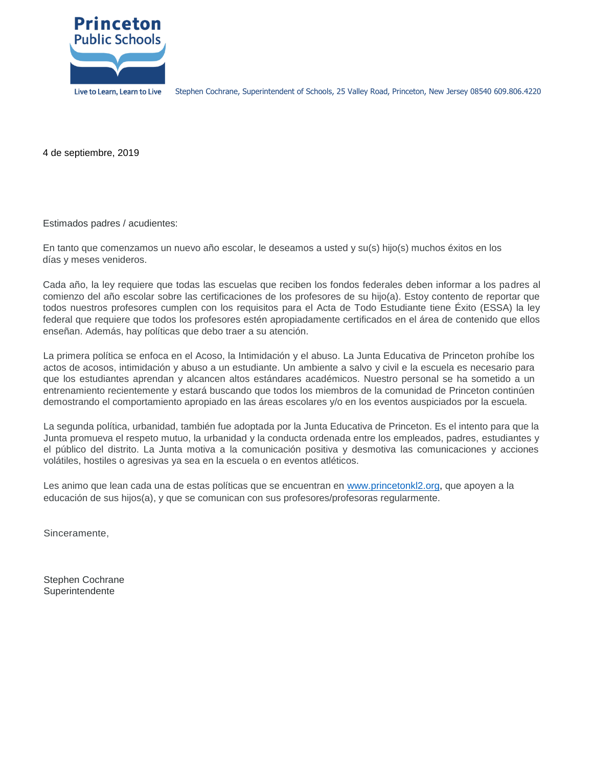Princeton Public Schools

Live to Learn, Learn to Live

Stephen Cochrane, Superintendent of Schools, 25 Valley Road, Princeton, New Jersey 08540 609.806.4220

4 de septiembre, 2019

Estimados padres / acudientes:

En tanto que comenzamos un nuevo año escolar, le deseamos a usted y su(s) hijo(s) muchos éxitos en los días y meses venideros.

Cada año, la ley requiere que todas las escuelas que reciben los fondos federales deben informar a los padres al comienzo del año escolar sobre las certificaciones de los profesores de su hijo(a). Estoy contento de reportar que todos nuestros profesores cumplen con los requisitos para el Acta de Todo Estudiante tiene Éxito (ESSA) la ley federal que requiere que todos los profesores estén apropiadamente certificados en el área de contenido que ellos enseñan. Además, hay políticas que debo traer a su atención.

La primera política se enfoca en el Acoso, la Intimidación y el abuso. La Junta Educativa de Princeton prohíbe los actos de acosos, intimidación y abuso a un estudiante. Un ambiente a salvo y civil e la escuela es necesario para que los estudiantes aprendan y alcancen altos estándares académicos. Nuestro personal se ha sometido a un entrenamiento recientemente y estará buscando que todos los miembros de la comunidad de Princeton continúen demostrando el comportamiento apropiado en las áreas escolares y/o en los eventos auspiciados por la escuela.

La segunda política, urbanidad, también fue adoptada por la Junta Educativa de Princeton. Es el intento para que la Junta promueva el respeto mutuo, la urbanidad y la conducta ordenada entre los empleados, padres, estudiantes y el público del distrito. La Junta motiva a la comunicación positiva y desmotiva las comunicaciones y acciones volátiles, hostiles o agresivas ya sea en la escuela o en eventos atléticos.

Les animo que lean cada una de estas políticas que se encuentran en [www.princetonkl2.org](http://www.princetonkl2.org), que apoyen a la educación de sus hijos(a), y que se comunican con sus profesores/profesoras regularmente.

Sinceramente,

Stephen Cochrane
Superintendente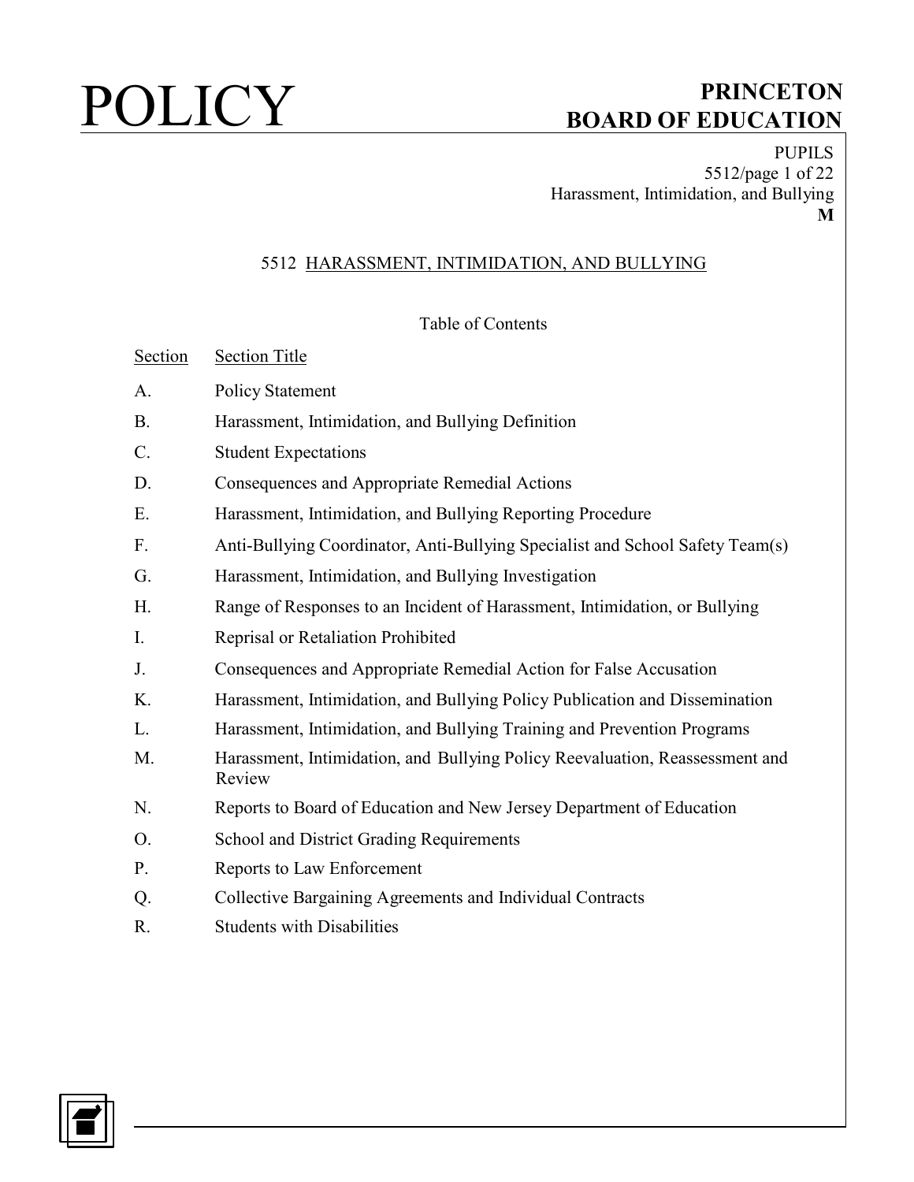# 5512 HARASSMENT, INTIMIDATION, AND BULLYING

Table of Contents

| Section | Section Title |
|---|---|
| A. | Policy Statement |
| B. | Harassment, Intimidation, and Bullying Definition |
| C. | Student Expectations |
| D. | Consequences and Appropriate Remedial Actions |
| E. | Harassment, Intimidation, and Bullying Reporting Procedure |
| F. | Anti-Bullying Coordinator, Anti-Bullying Specialist and School Safety Team(s) |
| G. | Harassment, Intimidation, and Bullying Investigation |
| H. | Range of Responses to an Incident of Harassment, Intimidation, or Bullying |
| I. | Reprisal or Retaliation Prohibited |
| J. | Consequences and Appropriate Remedial Action for False Accusation |
| K. | Harassment, Intimidation, and Bullying Policy Publication and Dissemination |
| L. | Harassment, Intimidation, and Bullying Training and Prevention Programs |
| M. | Harassment, Intimidation, and Bullying Policy Reevaluation, Reassessment and Review |
| N. | Reports to Board of Education and New Jersey Department of Education |
| O. | School and District Grading Requirements |
| P. | Reports to Law Enforcement |
| Q. | Collective Bargaining Agreements and Individual Contracts |
| R. | Students with Disabilities |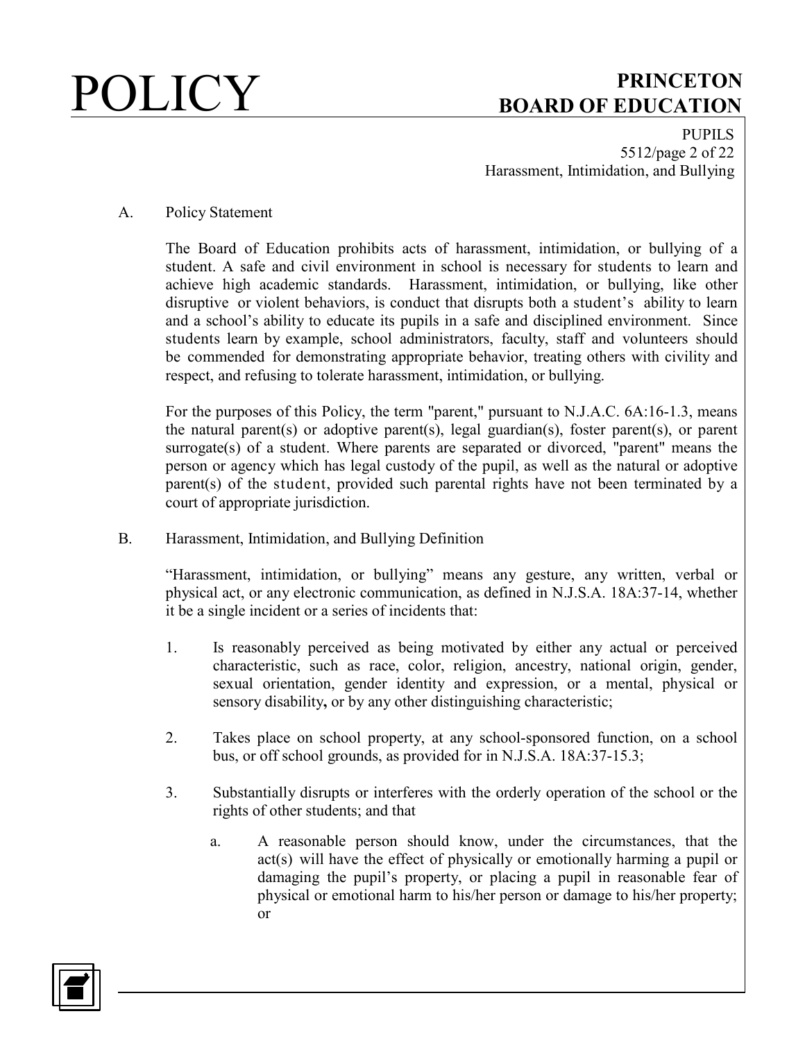A. Policy Statement

The Board of Education prohibits acts of harassment, intimidation, or bullying of a student. A safe and civil environment in school is necessary for students to learn and achieve high academic standards. Harassment, intimidation, or bullying, like other disruptive or violent behaviors, is conduct that disrupts both a student's ability to learn and a school's ability to educate its pupils in a safe and disciplined environment. Since students learn by example, school administrators, faculty, staff and volunteers should be commended for demonstrating appropriate behavior, treating others with civility and respect, and refusing to tolerate harassment, intimidation, or bullying.

For the purposes of this Policy, the term "parent," pursuant to N.J.A.C. 6A:16-1.3, means the natural parent(s) or adoptive parent(s), legal guardian(s), foster parent(s), or parent surrogate(s) of a student. Where parents are separated or divorced, "parent" means the person or agency which has legal custody of the pupil, as well as the natural or adoptive parent(s) of the student, provided such parental rights have not been terminated by a court of appropriate jurisdiction.

B. Harassment, Intimidation, and Bullying Definition

"Harassment, intimidation, or bullying" means any gesture, any written, verbal or physical act, or any electronic communication, as defined in N.J.S.A. 18A:37-14, whether it be a single incident or a series of incidents that:

1. Is reasonably perceived as being motivated by either any actual or perceived characteristic, such as race, color, religion, ancestry, national origin, gender, sexual orientation, gender identity and expression, or a mental, physical or sensory disability, or by any other distinguishing characteristic;

2. Takes place on school property, at any school-sponsored function, on a school bus, or off school grounds, as provided for in N.J.S.A. 18A:37-15.3;

3. Substantially disrupts or interferes with the orderly operation of the school or the rights of other students; and that

   a. A reasonable person should know, under the circumstances, that the act(s) will have the effect of physically or emotionally harming a pupil or damaging the pupil's property, or placing a pupil in reasonable fear of physical or emotional harm to his/her person or damage to his/her property; or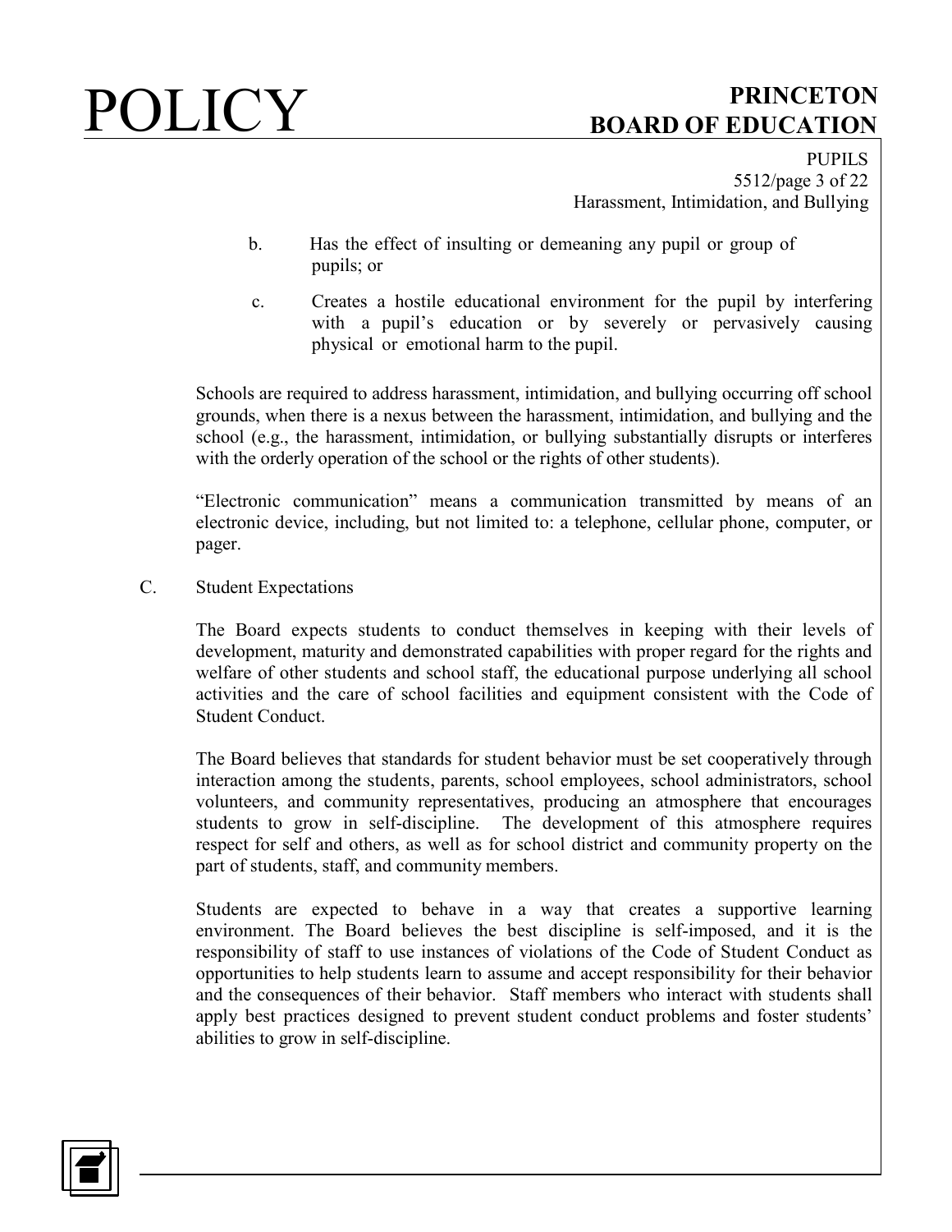b. Has the effect of insulting or demeaning any pupil or group of pupils; or

c. Creates a hostile educational environment for the pupil by interfering with a pupil's education or by severely or pervasively causing physical or emotional harm to the pupil.

Schools are required to address harassment, intimidation, and bullying occurring off school grounds, when there is a nexus between the harassment, intimidation, and bullying and the school (e.g., the harassment, intimidation, or bullying substantially disrupts or interferes with the orderly operation of the school or the rights of other students).

"Electronic communication" means a communication transmitted by means of an electronic device, including, but not limited to: a telephone, cellular phone, computer, or pager.

C. Student Expectations

The Board expects students to conduct themselves in keeping with their levels of development, maturity and demonstrated capabilities with proper regard for the rights and welfare of other students and school staff, the educational purpose underlying all school activities and the care of school facilities and equipment consistent with the Code of Student Conduct.

The Board believes that standards for student behavior must be set cooperatively through interaction among the students, parents, school employees, school administrators, school volunteers, and community representatives, producing an atmosphere that encourages students to grow in self-discipline. The development of this atmosphere requires respect for self and others, as well as for school district and community property on the part of students, staff, and community members.

Students are expected to behave in a way that creates a supportive learning environment. The Board believes the best discipline is self-imposed, and it is the responsibility of staff to use instances of violations of the Code of Student Conduct as opportunities to help students learn to assume and accept responsibility for their behavior and the consequences of their behavior. Staff members who interact with students shall apply best practices designed to prevent student conduct problems and foster students' abilities to grow in self-discipline.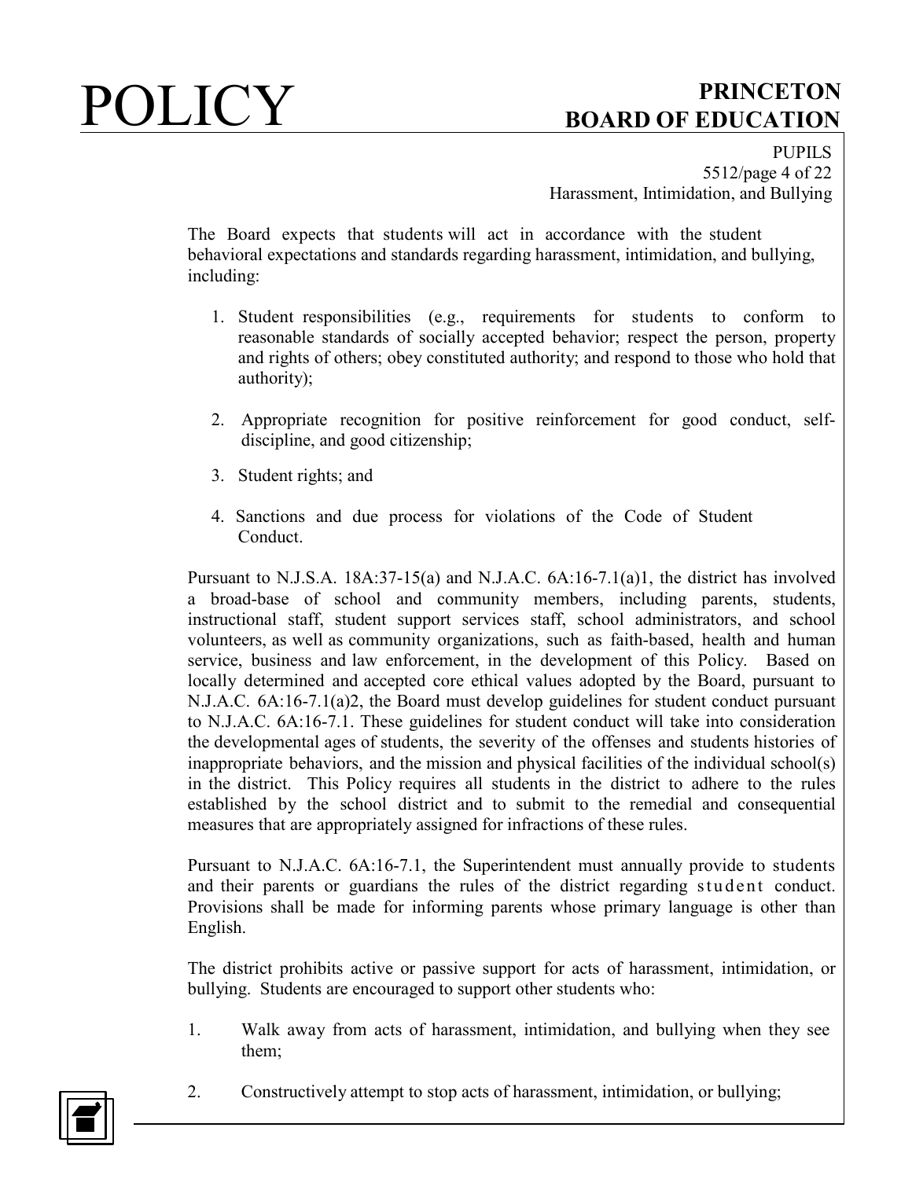The Board expects that students will act in accordance with the student behavioral expectations and standards regarding harassment, intimidation, and bullying, including:

1. Student responsibilities (e.g., requirements for students to conform to reasonable standards of socially accepted behavior; respect the person, property and rights of others; obey constituted authority; and respond to those who hold that authority);

2. Appropriate recognition for positive reinforcement for good conduct, self-discipline, and good citizenship;

3. Student rights; and

4. Sanctions and due process for violations of the Code of Student Conduct.

Pursuant to N.J.S.A. 18A:37-15(a) and N.J.A.C. 6A:16-7.1(a)1, the district has involved a broad-base of school and community members, including parents, students, instructional staff, student support services staff, school administrators, and school volunteers, as well as community organizations, such as faith-based, health and human service, business and law enforcement, in the development of this Policy. Based on locally determined and accepted core ethical values adopted by the Board, pursuant to N.J.A.C. 6A:16-7.1(a)2, the Board must develop guidelines for student conduct pursuant to N.J.A.C. 6A:16-7.1. These guidelines for student conduct will take into consideration the developmental ages of students, the severity of the offenses and students histories of inappropriate behaviors, and the mission and physical facilities of the individual school(s) in the district. This Policy requires all students in the district to adhere to the rules established by the school district and to submit to the remedial and consequential measures that are appropriately assigned for infractions of these rules.

Pursuant to N.J.A.C. 6A:16-7.1, the Superintendent must annually provide to students and their parents or guardians the rules of the district regarding student conduct. Provisions shall be made for informing parents whose primary language is other than English.

The district prohibits active or passive support for acts of harassment, intimidation, or bullying. Students are encouraged to support other students who:

1. Walk away from acts of harassment, intimidation, and bullying when they see them;

2. Constructively attempt to stop acts of harassment, intimidation, or bullying;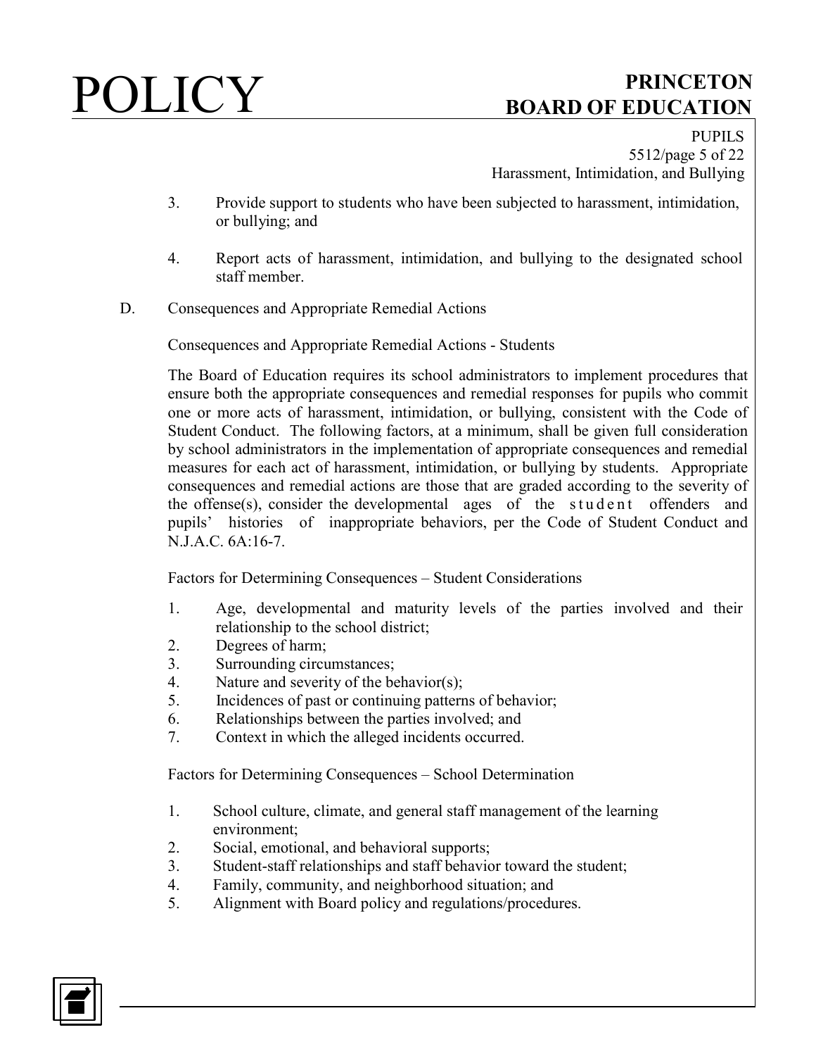3. Provide support to students who have been subjected to harassment, intimidation, or bullying; and

4. Report acts of harassment, intimidation, and bullying to the designated school staff member.

D. Consequences and Appropriate Remedial Actions

Consequences and Appropriate Remedial Actions - Students

The Board of Education requires its school administrators to implement procedures that ensure both the appropriate consequences and remedial responses for pupils who commit one or more acts of harassment, intimidation, or bullying, consistent with the Code of Student Conduct. The following factors, at a minimum, shall be given full consideration by school administrators in the implementation of appropriate consequences and remedial measures for each act of harassment, intimidation, or bullying by students. Appropriate consequences and remedial actions are those that are graded according to the severity of the offense(s), consider the developmental ages of the student offenders and pupils' histories of inappropriate behaviors, per the Code of Student Conduct and N.J.A.C. 6A:16-7.

Factors for Determining Consequences – Student Considerations

1. Age, developmental and maturity levels of the parties involved and their relationship to the school district;
2. Degrees of harm;
3. Surrounding circumstances;
4. Nature and severity of the behavior(s);
5. Incidences of past or continuing patterns of behavior;
6. Relationships between the parties involved; and
7. Context in which the alleged incidents occurred.

Factors for Determining Consequences – School Determination

1. School culture, climate, and general staff management of the learning environment;
2. Social, emotional, and behavioral supports;
3. Student-staff relationships and staff behavior toward the student;
4. Family, community, and neighborhood situation; and
5. Alignment with Board policy and regulations/procedures.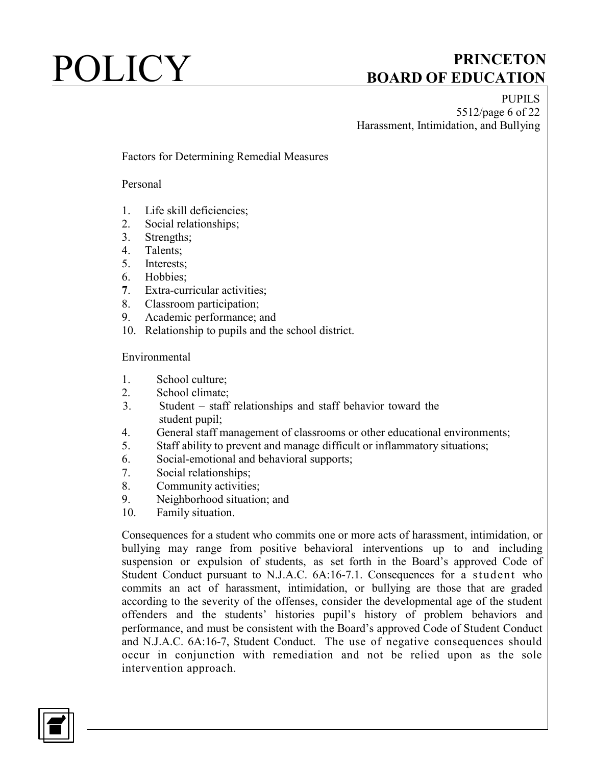Factors for Determining Remedial Measures

Personal

1. Life skill deficiencies;
2. Social relationships;
3. Strengths;
4. Talents;
5. Interests;
6. Hobbies;
7. Extra-curricular activities;
8. Classroom participation;
9. Academic performance; and
10. Relationship to pupils and the school district.

Environmental

1. School culture;
2. School climate;
3. Student – staff relationships and staff behavior toward the student pupil;
4. General staff management of classrooms or other educational environments;
5. Staff ability to prevent and manage difficult or inflammatory situations;
6. Social-emotional and behavioral supports;
7. Social relationships;
8. Community activities;
9. Neighborhood situation; and
10. Family situation.

Consequences for a student who commits one or more acts of harassment, intimidation, or bullying may range from positive behavioral interventions up to and including suspension or expulsion of students, as set forth in the Board's approved Code of Student Conduct pursuant to N.J.A.C. 6A:16-7.1. Consequences for a student who commits an act of harassment, intimidation, or bullying are those that are graded according to the severity of the offenses, consider the developmental age of the student offenders and the students' histories pupil's history of problem behaviors and performance, and must be consistent with the Board's approved Code of Student Conduct and N.J.A.C. 6A:16-7, Student Conduct. The use of negative consequences should occur in conjunction with remediation and not be relied upon as the sole intervention approach.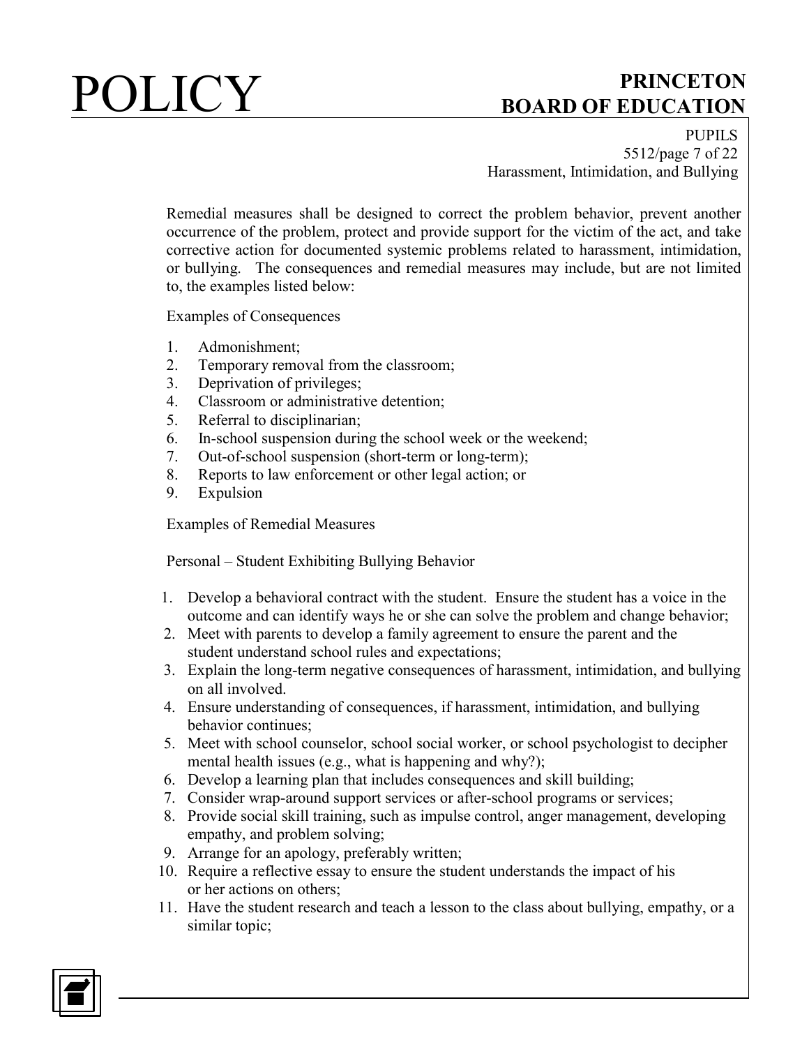Remedial measures shall be designed to correct the problem behavior, prevent another occurrence of the problem, protect and provide support for the victim of the act, and take corrective action for documented systemic problems related to harassment, intimidation, or bullying. The consequences and remedial measures may include, but are not limited to, the examples listed below:

Examples of Consequences

1. Admonishment;
2. Temporary removal from the classroom;
3. Deprivation of privileges;
4. Classroom or administrative detention;
5. Referral to disciplinarian;
6. In-school suspension during the school week or the weekend;
7. Out-of-school suspension (short-term or long-term);
8. Reports to law enforcement or other legal action; or
9. Expulsion

Examples of Remedial Measures

Personal – Student Exhibiting Bullying Behavior

1. Develop a behavioral contract with the student. Ensure the student has a voice in the outcome and can identify ways he or she can solve the problem and change behavior;
2. Meet with parents to develop a family agreement to ensure the parent and the student understand school rules and expectations;
3. Explain the long-term negative consequences of harassment, intimidation, and bullying on all involved.
4. Ensure understanding of consequences, if harassment, intimidation, and bullying behavior continues;
5. Meet with school counselor, school social worker, or school psychologist to decipher mental health issues (e.g., what is happening and why?);
6. Develop a learning plan that includes consequences and skill building;
7. Consider wrap-around support services or after-school programs or services;
8. Provide social skill training, such as impulse control, anger management, developing empathy, and problem solving;
9. Arrange for an apology, preferably written;
10. Require a reflective essay to ensure the student understands the impact of his or her actions on others;
11. Have the student research and teach a lesson to the class about bullying, empathy, or a similar topic;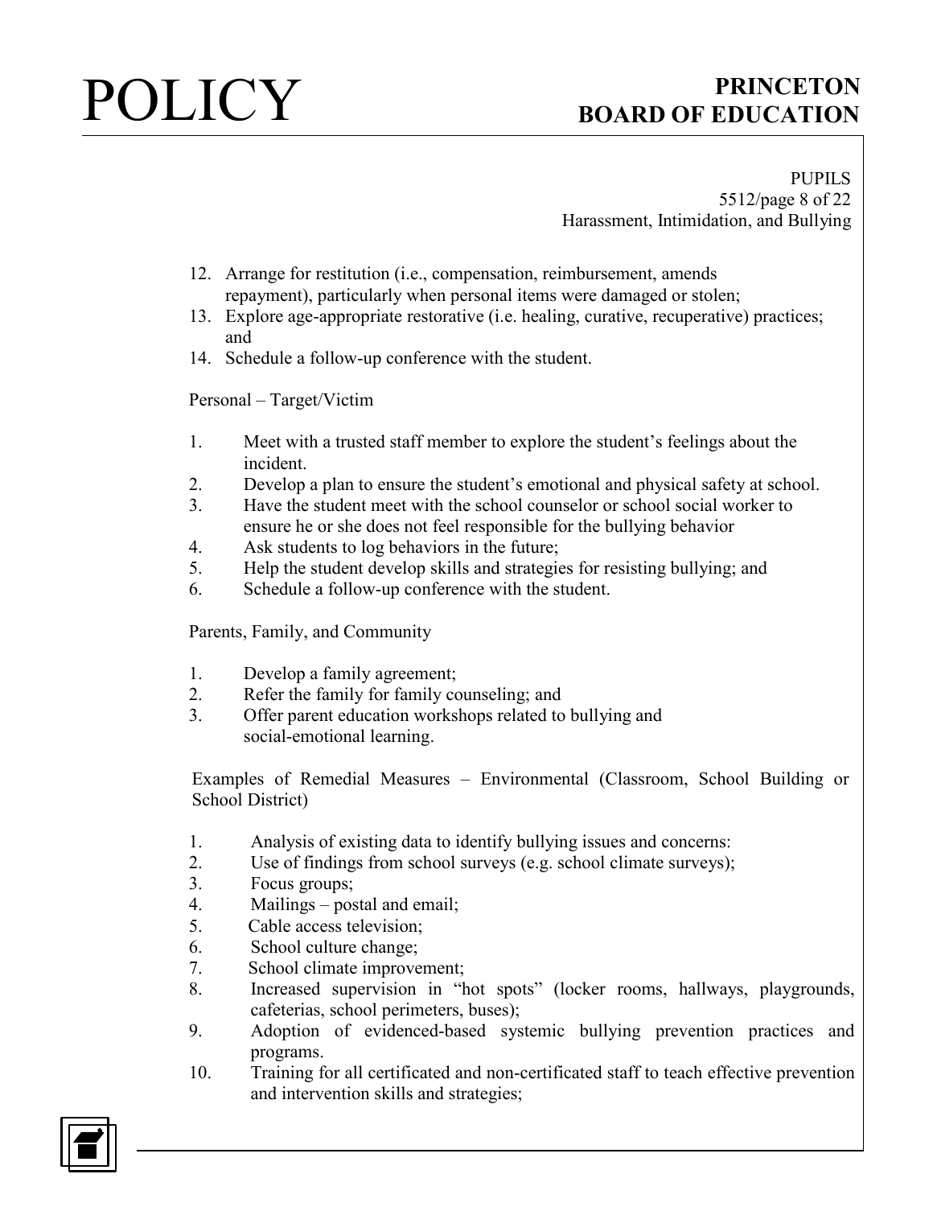12. Arrange for restitution (i.e., compensation, reimbursement, amends repayment), particularly when personal items were damaged or stolen;
13. Explore age-appropriate restorative (i.e. healing, curative, recuperative) practices; and
14. Schedule a follow-up conference with the student.

Personal – Target/Victim

1. Meet with a trusted staff member to explore the student's feelings about the incident.
2. Develop a plan to ensure the student's emotional and physical safety at school.
3. Have the student meet with the school counselor or school social worker to ensure he or she does not feel responsible for the bullying behavior
4. Ask students to log behaviors in the future;
5. Help the student develop skills and strategies for resisting bullying; and
6. Schedule a follow-up conference with the student.

Parents, Family, and Community

1. Develop a family agreement;
2. Refer the family for family counseling; and
3. Offer parent education workshops related to bullying and social-emotional learning.

Examples of Remedial Measures – Environmental (Classroom, School Building or School District)

1. Analysis of existing data to identify bullying issues and concerns:
2. Use of findings from school surveys (e.g. school climate surveys);
3. Focus groups;
4. Mailings – postal and email;
5. Cable access television;
6. School culture change;
7. School climate improvement;
8. Increased supervision in "hot spots" (locker rooms, hallways, playgrounds, cafeterias, school perimeters, buses);
9. Adoption of evidenced-based systemic bullying prevention practices and programs.
10. Training for all certificated and non-certificated staff to teach effective prevention and intervention skills and strategies;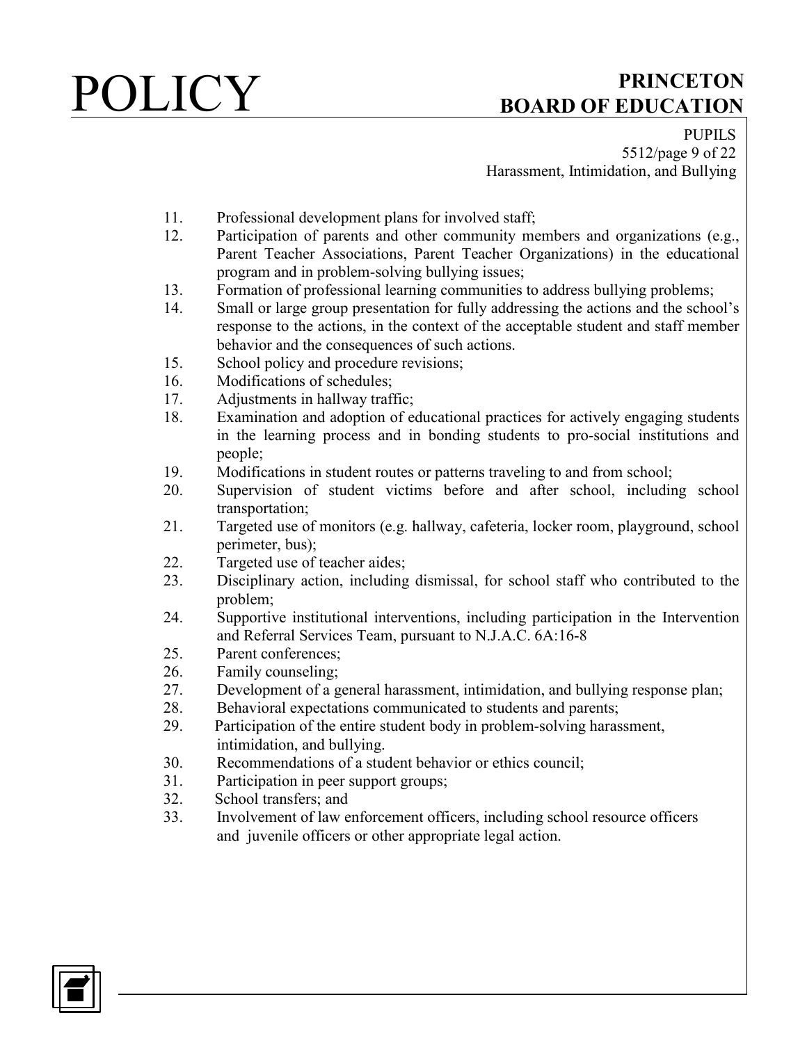11. Professional development plans for involved staff;
12. Participation of parents and other community members and organizations (e.g., Parent Teacher Associations, Parent Teacher Organizations) in the educational program and in problem-solving bullying issues;
13. Formation of professional learning communities to address bullying problems;
14. Small or large group presentation for fully addressing the actions and the school's response to the actions, in the context of the acceptable student and staff member behavior and the consequences of such actions.
15. School policy and procedure revisions;
16. Modifications of schedules;
17. Adjustments in hallway traffic;
18. Examination and adoption of educational practices for actively engaging students in the learning process and in bonding students to pro-social institutions and people;
19. Modifications in student routes or patterns traveling to and from school;
20. Supervision of student victims before and after school, including school transportation;
21. Targeted use of monitors (e.g. hallway, cafeteria, locker room, playground, school perimeter, bus);
22. Targeted use of teacher aides;
23. Disciplinary action, including dismissal, for school staff who contributed to the problem;
24. Supportive institutional interventions, including participation in the Intervention and Referral Services Team, pursuant to N.J.A.C. 6A:16-8
25. Parent conferences;
26. Family counseling;
27. Development of a general harassment, intimidation, and bullying response plan;
28. Behavioral expectations communicated to students and parents;
29. Participation of the entire student body in problem-solving harassment, intimidation, and bullying.
30. Recommendations of a student behavior or ethics council;
31. Participation in peer support groups;
32. School transfers; and
33. Involvement of law enforcement officers, including school resource officers and juvenile officers or other appropriate legal action.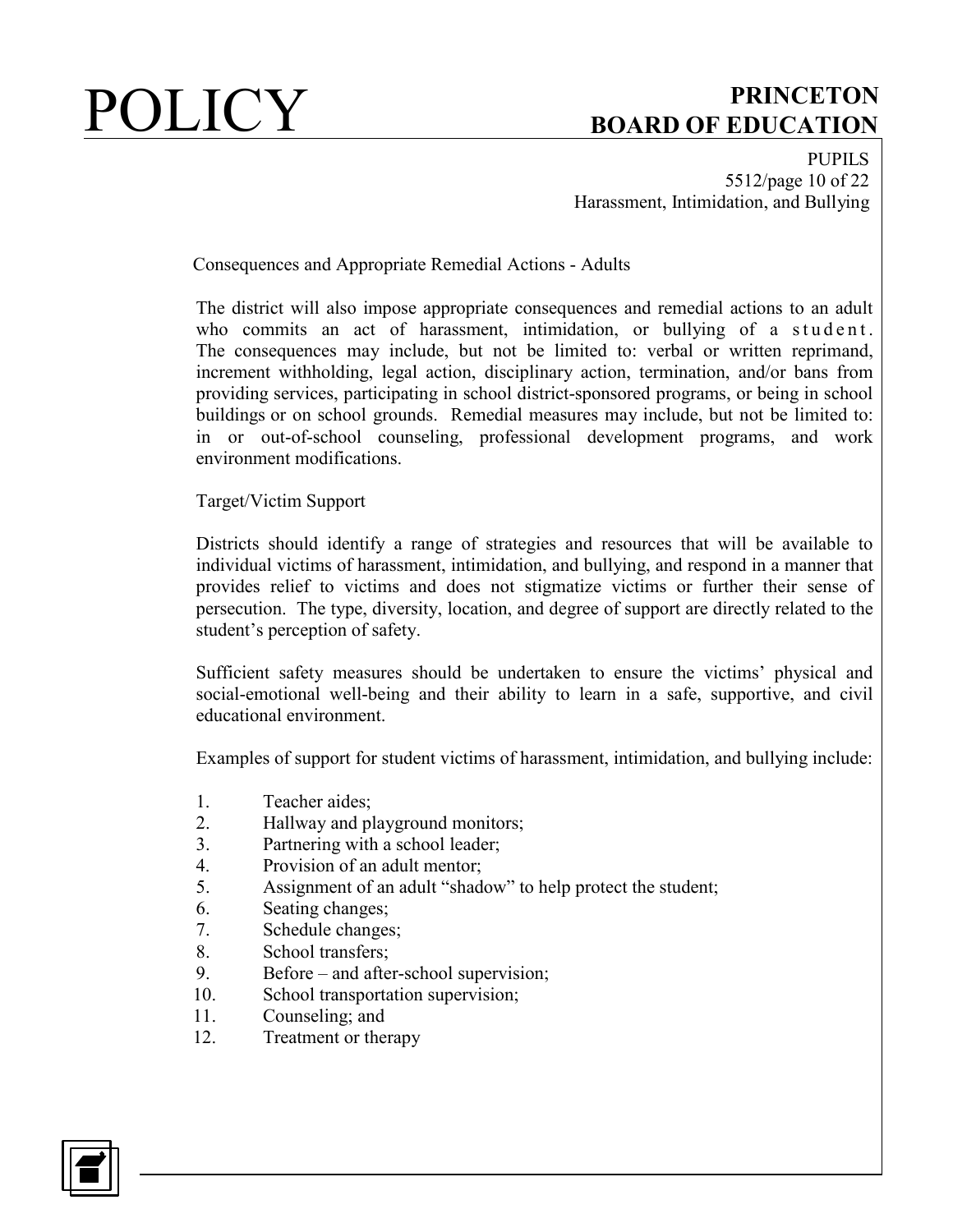Consequences and Appropriate Remedial Actions - Adults

The district will also impose appropriate consequences and remedial actions to an adult who commits an act of harassment, intimidation, or bullying of a student. The consequences may include, but not be limited to: verbal or written reprimand, increment withholding, legal action, disciplinary action, termination, and/or bans from providing services, participating in school district-sponsored programs, or being in school buildings or on school grounds. Remedial measures may include, but not be limited to: in or out-of-school counseling, professional development programs, and work environment modifications.

Target/Victim Support

Districts should identify a range of strategies and resources that will be available to individual victims of harassment, intimidation, and bullying, and respond in a manner that provides relief to victims and does not stigmatize victims or further their sense of persecution. The type, diversity, location, and degree of support are directly related to the student's perception of safety.

Sufficient safety measures should be undertaken to ensure the victims' physical and social-emotional well-being and their ability to learn in a safe, supportive, and civil educational environment.

Examples of support for student victims of harassment, intimidation, and bullying include:

1. Teacher aides;
2. Hallway and playground monitors;
3. Partnering with a school leader;
4. Provision of an adult mentor;
5. Assignment of an adult "shadow" to help protect the student;
6. Seating changes;
7. Schedule changes;
8. School transfers;
9. Before – and after-school supervision;
10. School transportation supervision;
11. Counseling; and
12. Treatment or therapy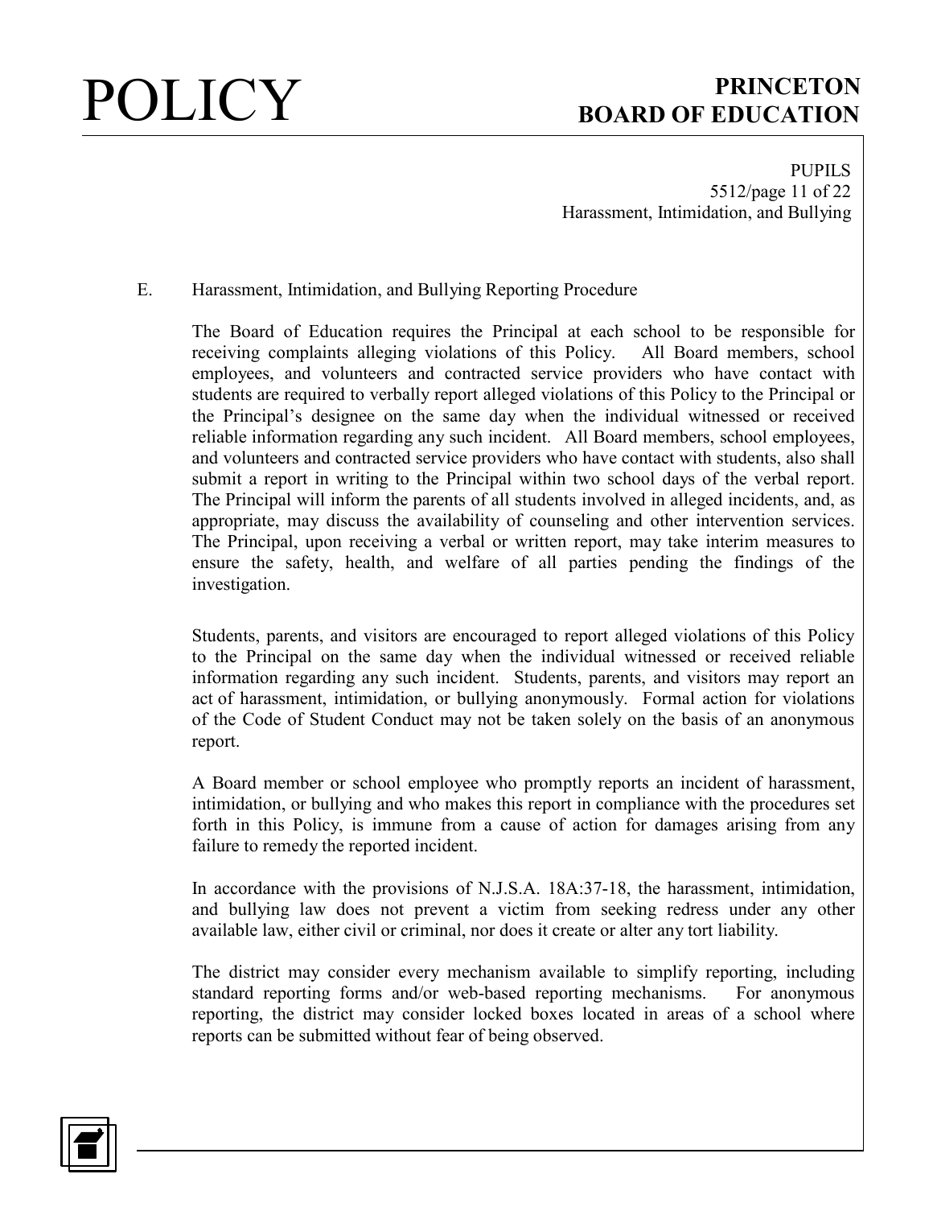E. Harassment, Intimidation, and Bullying Reporting Procedure

The Board of Education requires the Principal at each school to be responsible for receiving complaints alleging violations of this Policy. All Board members, school employees, and volunteers and contracted service providers who have contact with students are required to verbally report alleged violations of this Policy to the Principal or the Principal's designee on the same day when the individual witnessed or received reliable information regarding any such incident. All Board members, school employees, and volunteers and contracted service providers who have contact with students, also shall submit a report in writing to the Principal within two school days of the verbal report. The Principal will inform the parents of all students involved in alleged incidents, and, as appropriate, may discuss the availability of counseling and other intervention services. The Principal, upon receiving a verbal or written report, may take interim measures to ensure the safety, health, and welfare of all parties pending the findings of the investigation.

Students, parents, and visitors are encouraged to report alleged violations of this Policy to the Principal on the same day when the individual witnessed or received reliable information regarding any such incident. Students, parents, and visitors may report an act of harassment, intimidation, or bullying anonymously. Formal action for violations of the Code of Student Conduct may not be taken solely on the basis of an anonymous report.

A Board member or school employee who promptly reports an incident of harassment, intimidation, or bullying and who makes this report in compliance with the procedures set forth in this Policy, is immune from a cause of action for damages arising from any failure to remedy the reported incident.

In accordance with the provisions of N.J.S.A. 18A:37-18, the harassment, intimidation, and bullying law does not prevent a victim from seeking redress under any other available law, either civil or criminal, nor does it create or alter any tort liability.

The district may consider every mechanism available to simplify reporting, including standard reporting forms and/or web-based reporting mechanisms. For anonymous reporting, the district may consider locked boxes located in areas of a school where reports can be submitted without fear of being observed.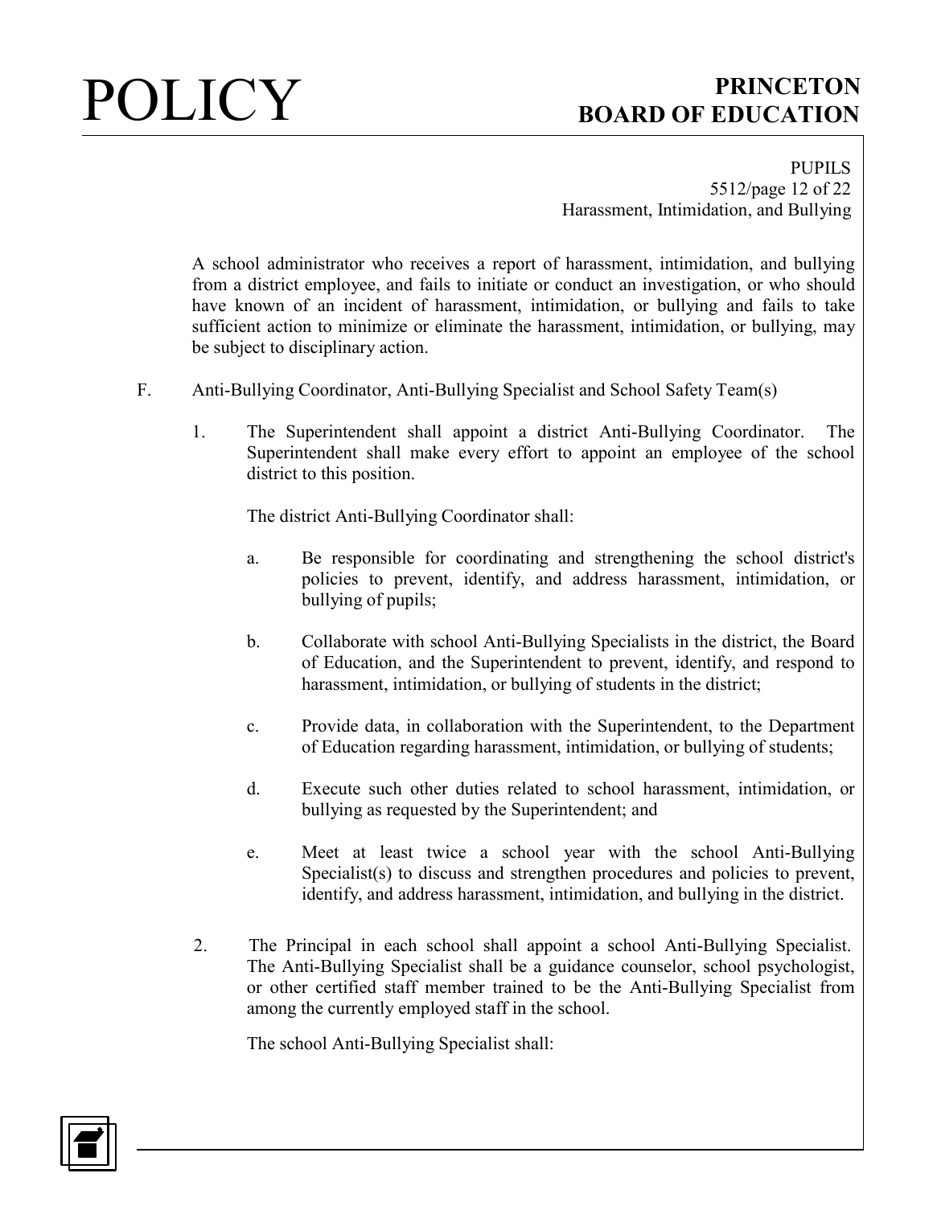A school administrator who receives a report of harassment, intimidation, and bullying from a district employee, and fails to initiate or conduct an investigation, or who should have known of an incident of harassment, intimidation, or bullying and fails to take sufficient action to minimize or eliminate the harassment, intimidation, or bullying, may be subject to disciplinary action.

F. Anti-Bullying Coordinator, Anti-Bullying Specialist and School Safety Team(s)

1. The Superintendent shall appoint a district Anti-Bullying Coordinator. The Superintendent shall make every effort to appoint an employee of the school district to this position.

   The district Anti-Bullying Coordinator shall:

   a. Be responsible for coordinating and strengthening the school district's policies to prevent, identify, and address harassment, intimidation, or bullying of pupils;

   b. Collaborate with school Anti-Bullying Specialists in the district, the Board of Education, and the Superintendent to prevent, identify, and respond to harassment, intimidation, or bullying of students in the district;

   c. Provide data, in collaboration with the Superintendent, to the Department of Education regarding harassment, intimidation, or bullying of students;

   d. Execute such other duties related to school harassment, intimidation, or bullying as requested by the Superintendent; and

   e. Meet at least twice a school year with the school Anti-Bullying Specialist(s) to discuss and strengthen procedures and policies to prevent, identify, and address harassment, intimidation, and bullying in the district.

2. The Principal in each school shall appoint a school Anti-Bullying Specialist. The Anti-Bullying Specialist shall be a guidance counselor, school psychologist, or other certified staff member trained to be the Anti-Bullying Specialist from among the currently employed staff in the school.

   The school Anti-Bullying Specialist shall: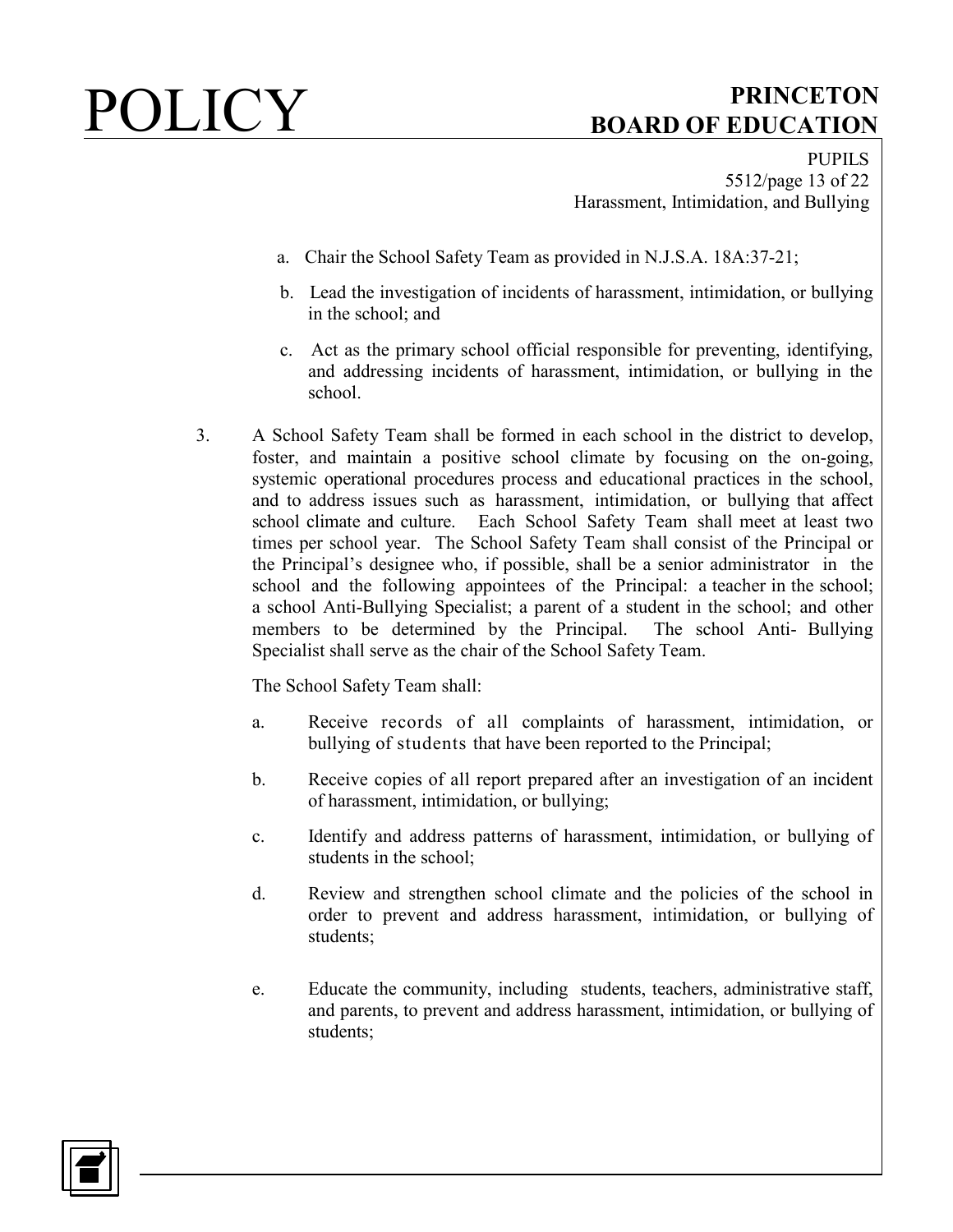a. Chair the School Safety Team as provided in N.J.S.A. 18A:37-21;

b. Lead the investigation of incidents of harassment, intimidation, or bullying in the school; and

c. Act as the primary school official responsible for preventing, identifying, and addressing incidents of harassment, intimidation, or bullying in the school.

3. A School Safety Team shall be formed in each school in the district to develop, foster, and maintain a positive school climate by focusing on the on-going, systemic operational procedures process and educational practices in the school, and to address issues such as harassment, intimidation, or bullying that affect school climate and culture. Each School Safety Team shall meet at least two times per school year. The School Safety Team shall consist of the Principal or the Principal's designee who, if possible, shall be a senior administrator in the school and the following appointees of the Principal: a teacher in the school; a school Anti-Bullying Specialist; a parent of a student in the school; and other members to be determined by the Principal. The school Anti- Bullying Specialist shall serve as the chair of the School Safety Team.

   The School Safety Team shall:

   a. Receive records of all complaints of harassment, intimidation, or bullying of students that have been reported to the Principal;

   b. Receive copies of all report prepared after an investigation of an incident of harassment, intimidation, or bullying;

   c. Identify and address patterns of harassment, intimidation, or bullying of students in the school;

   d. Review and strengthen school climate and the policies of the school in order to prevent and address harassment, intimidation, or bullying of students;

   e. Educate the community, including students, teachers, administrative staff, and parents, to prevent and address harassment, intimidation, or bullying of students;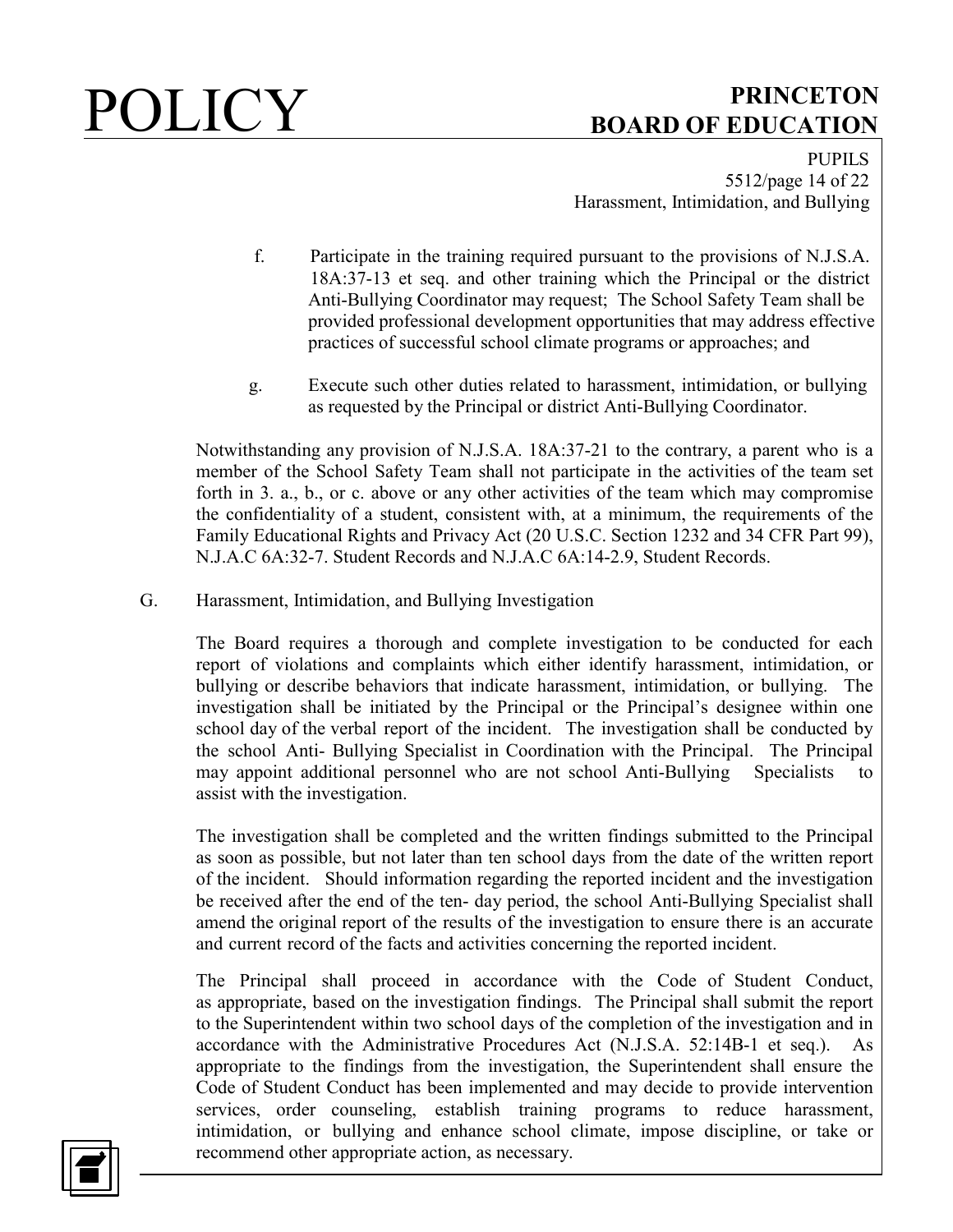f. Participate in the training required pursuant to the provisions of N.J.S.A. 18A:37-13 et seq. and other training which the Principal or the district Anti-Bullying Coordinator may request; The School Safety Team shall be provided professional development opportunities that may address effective practices of successful school climate programs or approaches; and

g. Execute such other duties related to harassment, intimidation, or bullying as requested by the Principal or district Anti-Bullying Coordinator.

Notwithstanding any provision of N.J.S.A. 18A:37-21 to the contrary, a parent who is a member of the School Safety Team shall not participate in the activities of the team set forth in 3. a., b., or c. above or any other activities of the team which may compromise the confidentiality of a student, consistent with, at a minimum, the requirements of the Family Educational Rights and Privacy Act (20 U.S.C. Section 1232 and 34 CFR Part 99), N.J.A.C 6A:32-7. Student Records and N.J.A.C 6A:14-2.9, Student Records.

G. Harassment, Intimidation, and Bullying Investigation

The Board requires a thorough and complete investigation to be conducted for each report of violations and complaints which either identify harassment, intimidation, or bullying or describe behaviors that indicate harassment, intimidation, or bullying. The investigation shall be initiated by the Principal or the Principal's designee within one school day of the verbal report of the incident. The investigation shall be conducted by the school Anti- Bullying Specialist in Coordination with the Principal. The Principal may appoint additional personnel who are not school Anti-Bullying Specialists to assist with the investigation.

The investigation shall be completed and the written findings submitted to the Principal as soon as possible, but not later than ten school days from the date of the written report of the incident. Should information regarding the reported incident and the investigation be received after the end of the ten- day period, the school Anti-Bullying Specialist shall amend the original report of the results of the investigation to ensure there is an accurate and current record of the facts and activities concerning the reported incident.

The Principal shall proceed in accordance with the Code of Student Conduct, as appropriate, based on the investigation findings. The Principal shall submit the report to the Superintendent within two school days of the completion of the investigation and in accordance with the Administrative Procedures Act (N.J.S.A. 52:14B-1 et seq.). As appropriate to the findings from the investigation, the Superintendent shall ensure the Code of Student Conduct has been implemented and may decide to provide intervention services, order counseling, establish training programs to reduce harassment, intimidation, or bullying and enhance school climate, impose discipline, or take or recommend other appropriate action, as necessary.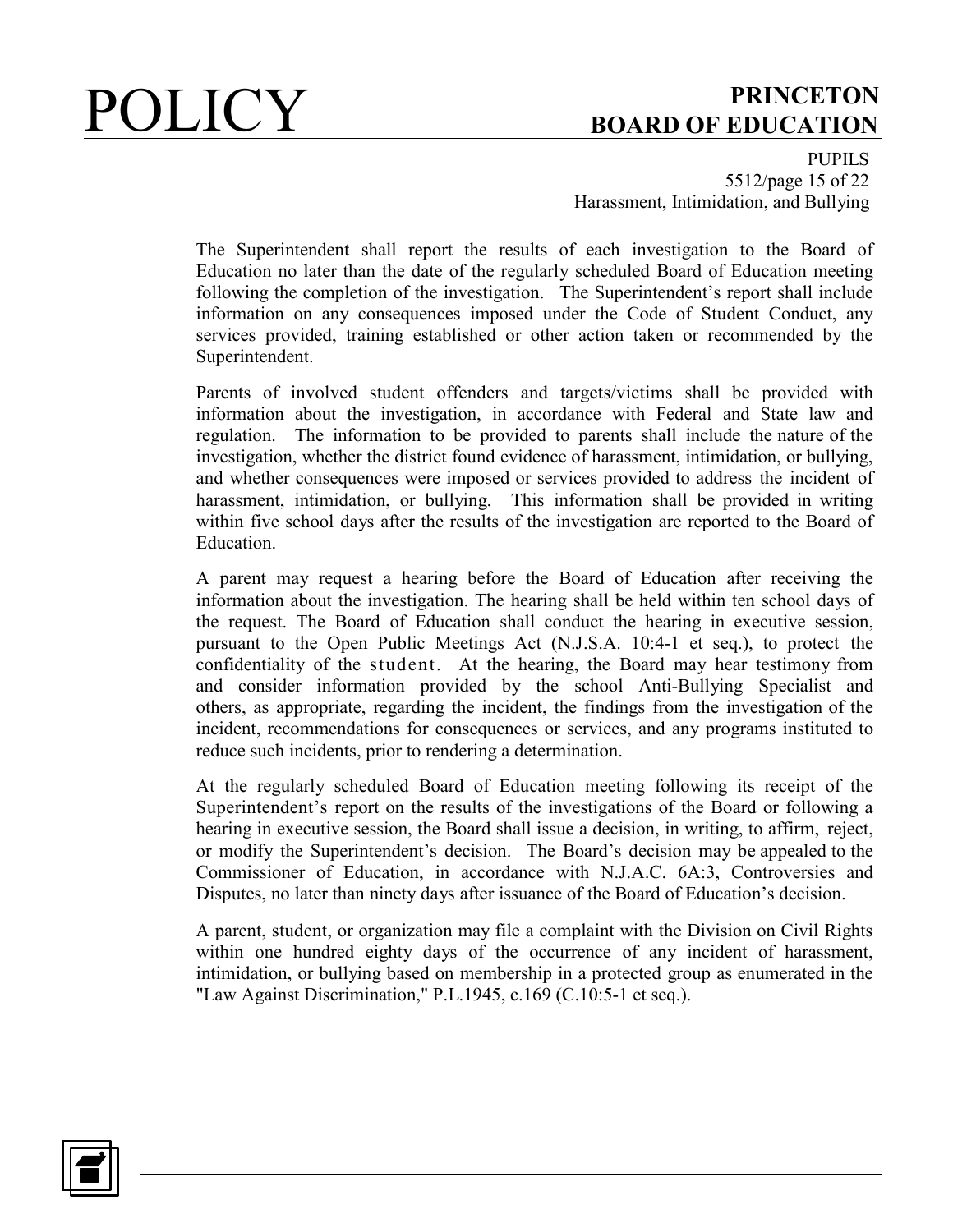The Superintendent shall report the results of each investigation to the Board of Education no later than the date of the regularly scheduled Board of Education meeting following the completion of the investigation. The Superintendent's report shall include information on any consequences imposed under the Code of Student Conduct, any services provided, training established or other action taken or recommended by the Superintendent.

Parents of involved student offenders and targets/victims shall be provided with information about the investigation, in accordance with Federal and State law and regulation. The information to be provided to parents shall include the nature of the investigation, whether the district found evidence of harassment, intimidation, or bullying, and whether consequences were imposed or services provided to address the incident of harassment, intimidation, or bullying. This information shall be provided in writing within five school days after the results of the investigation are reported to the Board of Education.

A parent may request a hearing before the Board of Education after receiving the information about the investigation. The hearing shall be held within ten school days of the request. The Board of Education shall conduct the hearing in executive session, pursuant to the Open Public Meetings Act (N.J.S.A. 10:4-1 et seq.), to protect the confidentiality of the student. At the hearing, the Board may hear testimony from and consider information provided by the school Anti-Bullying Specialist and others, as appropriate, regarding the incident, the findings from the investigation of the incident, recommendations for consequences or services, and any programs instituted to reduce such incidents, prior to rendering a determination.

At the regularly scheduled Board of Education meeting following its receipt of the Superintendent's report on the results of the investigations of the Board or following a hearing in executive session, the Board shall issue a decision, in writing, to affirm, reject, or modify the Superintendent's decision. The Board's decision may be appealed to the Commissioner of Education, in accordance with N.J.A.C. 6A:3, Controversies and Disputes, no later than ninety days after issuance of the Board of Education's decision.

A parent, student, or organization may file a complaint with the Division on Civil Rights within one hundred eighty days of the occurrence of any incident of harassment, intimidation, or bullying based on membership in a protected group as enumerated in the "Law Against Discrimination," P.L.1945, c.169 (C.10:5-1 et seq.).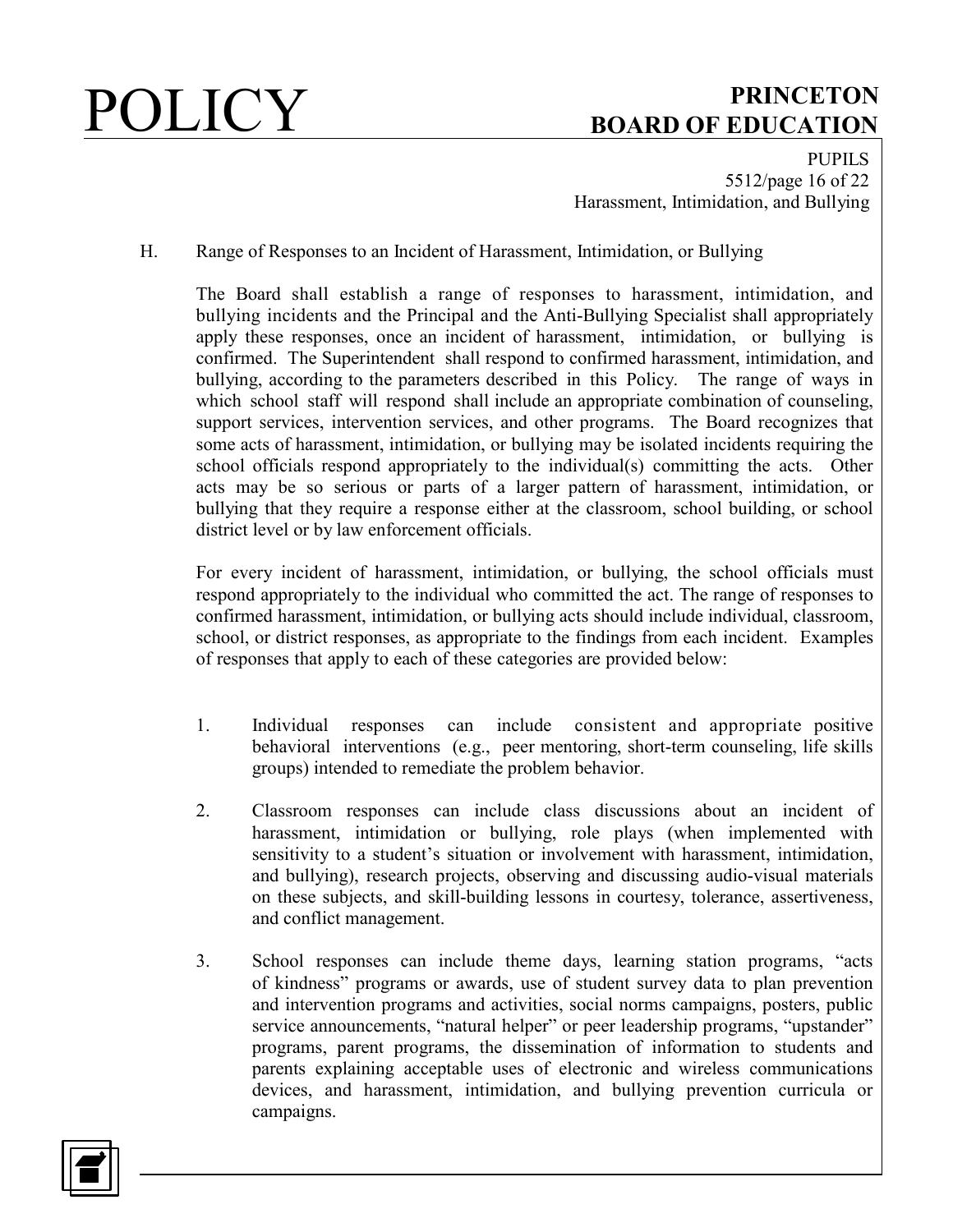H. Range of Responses to an Incident of Harassment, Intimidation, or Bullying

The Board shall establish a range of responses to harassment, intimidation, and bullying incidents and the Principal and the Anti-Bullying Specialist shall appropriately apply these responses, once an incident of harassment, intimidation, or bullying is confirmed. The Superintendent shall respond to confirmed harassment, intimidation, and bullying, according to the parameters described in this Policy. The range of ways in which school staff will respond shall include an appropriate combination of counseling, support services, intervention services, and other programs. The Board recognizes that some acts of harassment, intimidation, or bullying may be isolated incidents requiring the school officials respond appropriately to the individual(s) committing the acts. Other acts may be so serious or parts of a larger pattern of harassment, intimidation, or bullying that they require a response either at the classroom, school building, or school district level or by law enforcement officials.

For every incident of harassment, intimidation, or bullying, the school officials must respond appropriately to the individual who committed the act. The range of responses to confirmed harassment, intimidation, or bullying acts should include individual, classroom, school, or district responses, as appropriate to the findings from each incident. Examples of responses that apply to each of these categories are provided below:

1. Individual responses can include consistent and appropriate positive behavioral interventions (e.g., peer mentoring, short-term counseling, life skills groups) intended to remediate the problem behavior.

2. Classroom responses can include class discussions about an incident of harassment, intimidation or bullying, role plays (when implemented with sensitivity to a student's situation or involvement with harassment, intimidation, and bullying), research projects, observing and discussing audio-visual materials on these subjects, and skill-building lessons in courtesy, tolerance, assertiveness, and conflict management.

3. School responses can include theme days, learning station programs, "acts of kindness" programs or awards, use of student survey data to plan prevention and intervention programs and activities, social norms campaigns, posters, public service announcements, "natural helper" or peer leadership programs, "upstander" programs, parent programs, the dissemination of information to students and parents explaining acceptable uses of electronic and wireless communications devices, and harassment, intimidation, and bullying prevention curricula or campaigns.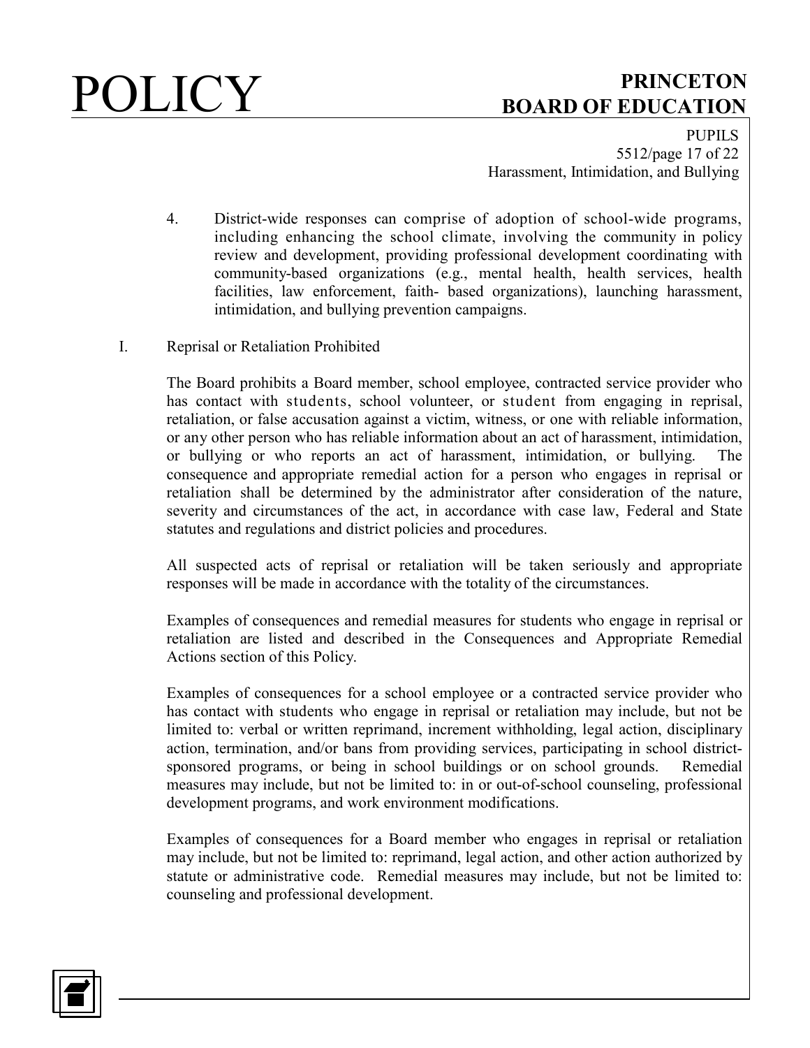4. District-wide responses can comprise of adoption of school-wide programs, including enhancing the school climate, involving the community in policy review and development, providing professional development coordinating with community-based organizations (e.g., mental health, health services, health facilities, law enforcement, faith- based organizations), launching harassment, intimidation, and bullying prevention campaigns.

I. Reprisal or Retaliation Prohibited

The Board prohibits a Board member, school employee, contracted service provider who has contact with students, school volunteer, or student from engaging in reprisal, retaliation, or false accusation against a victim, witness, or one with reliable information, or any other person who has reliable information about an act of harassment, intimidation, or bullying or who reports an act of harassment, intimidation, or bullying. The consequence and appropriate remedial action for a person who engages in reprisal or retaliation shall be determined by the administrator after consideration of the nature, severity and circumstances of the act, in accordance with case law, Federal and State statutes and regulations and district policies and procedures.

All suspected acts of reprisal or retaliation will be taken seriously and appropriate responses will be made in accordance with the totality of the circumstances.

Examples of consequences and remedial measures for students who engage in reprisal or retaliation are listed and described in the Consequences and Appropriate Remedial Actions section of this Policy.

Examples of consequences for a school employee or a contracted service provider who has contact with students who engage in reprisal or retaliation may include, but not be limited to: verbal or written reprimand, increment withholding, legal action, disciplinary action, termination, and/or bans from providing services, participating in school district-sponsored programs, or being in school buildings or on school grounds. Remedial measures may include, but not be limited to: in or out-of-school counseling, professional development programs, and work environment modifications.

Examples of consequences for a Board member who engages in reprisal or retaliation may include, but not be limited to: reprimand, legal action, and other action authorized by statute or administrative code. Remedial measures may include, but not be limited to: counseling and professional development.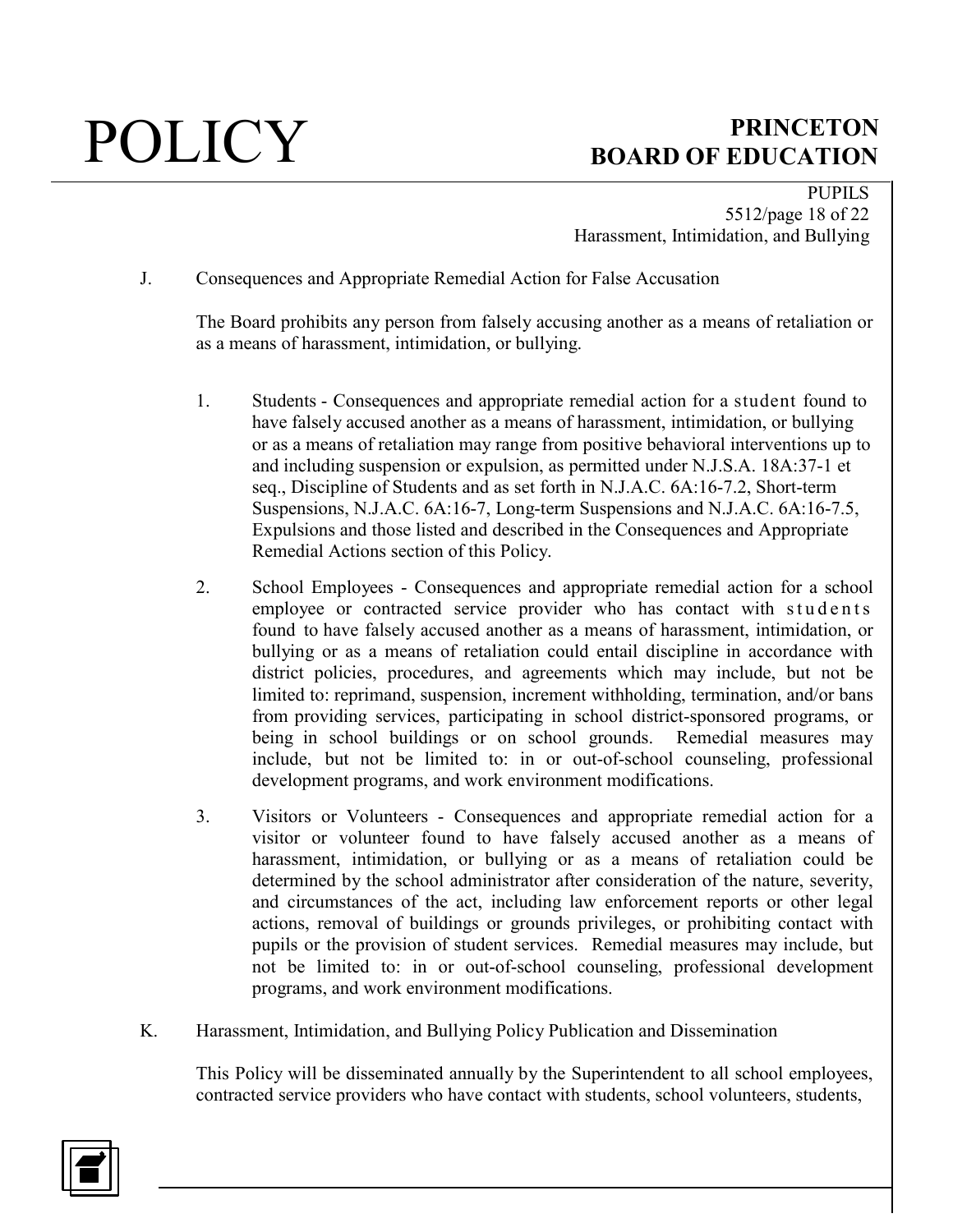J. Consequences and Appropriate Remedial Action for False Accusation

The Board prohibits any person from falsely accusing another as a means of retaliation or as a means of harassment, intimidation, or bullying.

1. Students - Consequences and appropriate remedial action for a student found to have falsely accused another as a means of harassment, intimidation, or bullying or as a means of retaliation may range from positive behavioral interventions up to and including suspension or expulsion, as permitted under N.J.S.A. 18A:37-1 et seq., Discipline of Students and as set forth in N.J.A.C. 6A:16-7.2, Short-term Suspensions, N.J.A.C. 6A:16-7, Long-term Suspensions and N.J.A.C. 6A:16-7.5, Expulsions and those listed and described in the Consequences and Appropriate Remedial Actions section of this Policy.

2. School Employees - Consequences and appropriate remedial action for a school employee or contracted service provider who has contact with students found to have falsely accused another as a means of harassment, intimidation, or bullying or as a means of retaliation could entail discipline in accordance with district policies, procedures, and agreements which may include, but not be limited to: reprimand, suspension, increment withholding, termination, and/or bans from providing services, participating in school district-sponsored programs, or being in school buildings or on school grounds. Remedial measures may include, but not be limited to: in or out-of-school counseling, professional development programs, and work environment modifications.

3. Visitors or Volunteers - Consequences and appropriate remedial action for a visitor or volunteer found to have falsely accused another as a means of harassment, intimidation, or bullying or as a means of retaliation could be determined by the school administrator after consideration of the nature, severity, and circumstances of the act, including law enforcement reports or other legal actions, removal of buildings or grounds privileges, or prohibiting contact with pupils or the provision of student services. Remedial measures may include, but not be limited to: in or out-of-school counseling, professional development programs, and work environment modifications.

K. Harassment, Intimidation, and Bullying Policy Publication and Dissemination

This Policy will be disseminated annually by the Superintendent to all school employees, contracted service providers who have contact with students, school volunteers, students,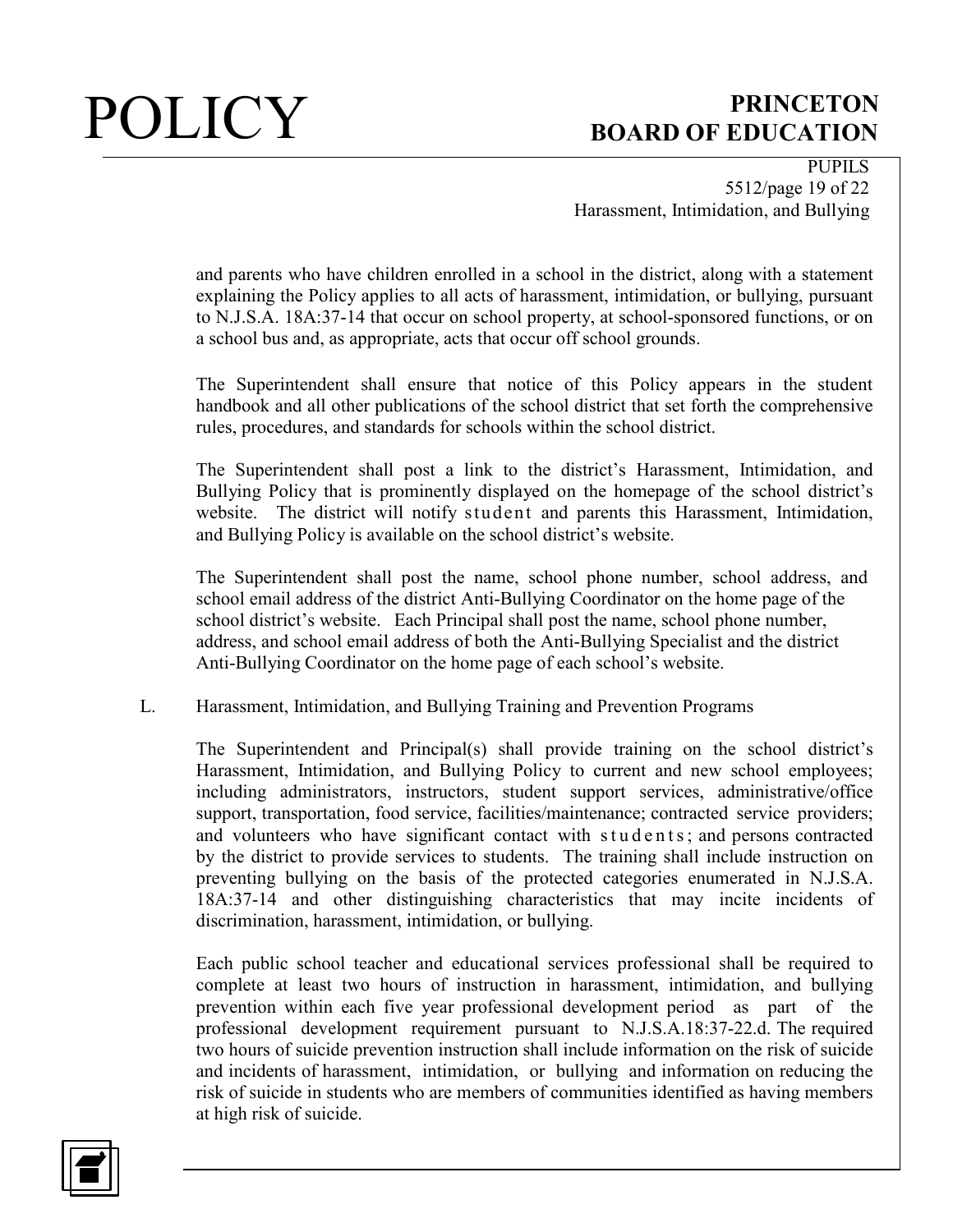and parents who have children enrolled in a school in the district, along with a statement explaining the Policy applies to all acts of harassment, intimidation, or bullying, pursuant to N.J.S.A. 18A:37-14 that occur on school property, at school-sponsored functions, or on a school bus and, as appropriate, acts that occur off school grounds.

The Superintendent shall ensure that notice of this Policy appears in the student handbook and all other publications of the school district that set forth the comprehensive rules, procedures, and standards for schools within the school district.

The Superintendent shall post a link to the district's Harassment, Intimidation, and Bullying Policy that is prominently displayed on the homepage of the school district's website. The district will notify student and parents this Harassment, Intimidation, and Bullying Policy is available on the school district's website.

The Superintendent shall post the name, school phone number, school address, and school email address of the district Anti-Bullying Coordinator on the home page of the school district's website. Each Principal shall post the name, school phone number, address, and school email address of both the Anti-Bullying Specialist and the district Anti-Bullying Coordinator on the home page of each school's website.

L. Harassment, Intimidation, and Bullying Training and Prevention Programs

The Superintendent and Principal(s) shall provide training on the school district's Harassment, Intimidation, and Bullying Policy to current and new school employees; including administrators, instructors, student support services, administrative/office support, transportation, food service, facilities/maintenance; contracted service providers; and volunteers who have significant contact with students; and persons contracted by the district to provide services to students. The training shall include instruction on preventing bullying on the basis of the protected categories enumerated in N.J.S.A. 18A:37-14 and other distinguishing characteristics that may incite incidents of discrimination, harassment, intimidation, or bullying.

Each public school teacher and educational services professional shall be required to complete at least two hours of instruction in harassment, intimidation, and bullying prevention within each five year professional development period as part of the professional development requirement pursuant to N.J.S.A.18:37-22.d. The required two hours of suicide prevention instruction shall include information on the risk of suicide and incidents of harassment, intimidation, or bullying and information on reducing the risk of suicide in students who are members of communities identified as having members at high risk of suicide.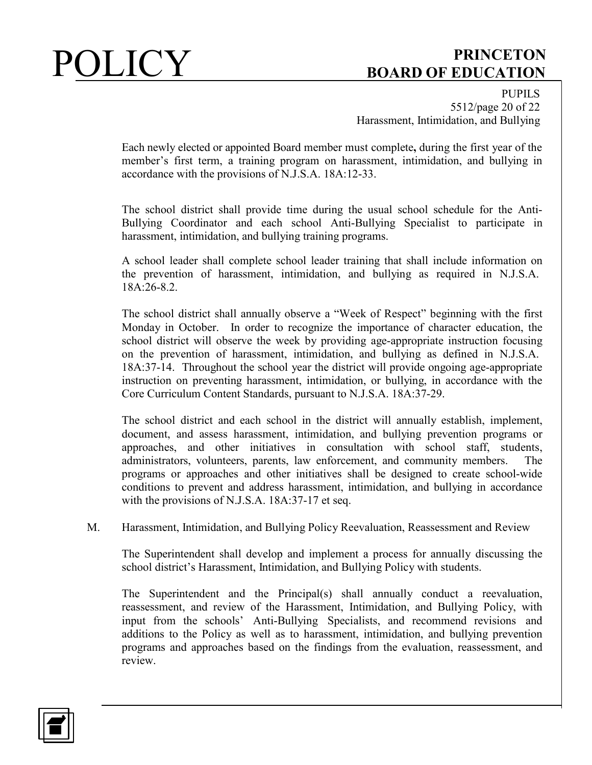Each newly elected or appointed Board member must complete**,** during the first year of the member's first term, a training program on harassment, intimidation, and bullying in accordance with the provisions of N.J.S.A. 18A:12-33.

The school district shall provide time during the usual school schedule for the Anti-Bullying Coordinator and each school Anti-Bullying Specialist to participate in harassment, intimidation, and bullying training programs.

A school leader shall complete school leader training that shall include information on the prevention of harassment, intimidation, and bullying as required in N.J.S.A. 18A:26-8.2.

The school district shall annually observe a "Week of Respect" beginning with the first Monday in October. In order to recognize the importance of character education, the school district will observe the week by providing age-appropriate instruction focusing on the prevention of harassment, intimidation, and bullying as defined in N.J.S.A. 18A:37-14. Throughout the school year the district will provide ongoing age-appropriate instruction on preventing harassment, intimidation, or bullying, in accordance with the Core Curriculum Content Standards, pursuant to N.J.S.A. 18A:37-29.

The school district and each school in the district will annually establish, implement, document, and assess harassment, intimidation, and bullying prevention programs or approaches, and other initiatives in consultation with school staff, students, administrators, volunteers, parents, law enforcement, and community members. The programs or approaches and other initiatives shall be designed to create school-wide conditions to prevent and address harassment, intimidation, and bullying in accordance with the provisions of N.J.S.A. 18A:37-17 et seq.

M. Harassment, Intimidation, and Bullying Policy Reevaluation, Reassessment and Review

The Superintendent shall develop and implement a process for annually discussing the school district's Harassment, Intimidation, and Bullying Policy with students.

The Superintendent and the Principal(s) shall annually conduct a reevaluation, reassessment, and review of the Harassment, Intimidation, and Bullying Policy, with input from the schools' Anti-Bullying Specialists, and recommend revisions and additions to the Policy as well as to harassment, intimidation, and bullying prevention programs and approaches based on the findings from the evaluation, reassessment, and review.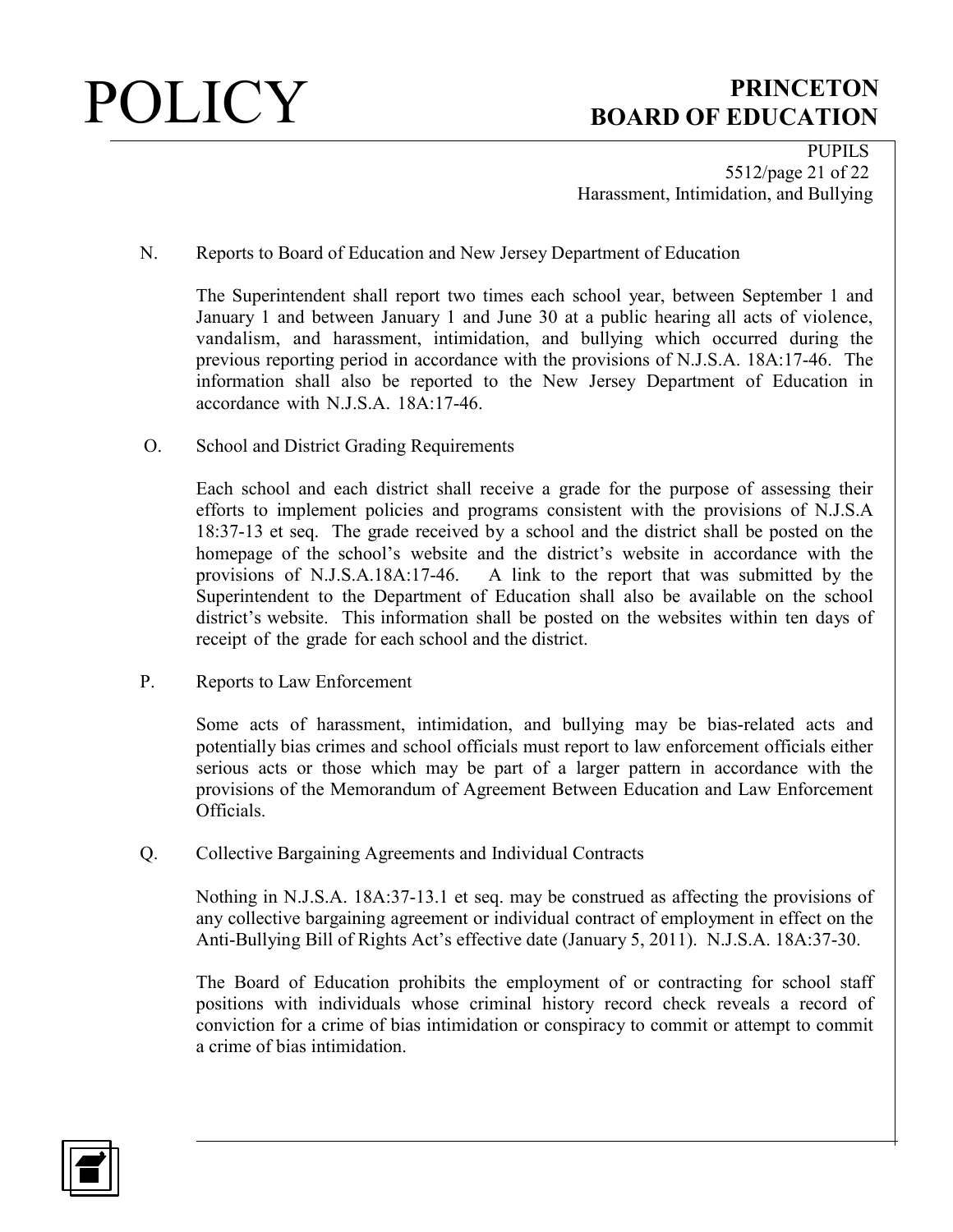N. Reports to Board of Education and New Jersey Department of Education

The Superintendent shall report two times each school year, between September 1 and January 1 and between January 1 and June 30 at a public hearing all acts of violence, vandalism, and harassment, intimidation, and bullying which occurred during the previous reporting period in accordance with the provisions of N.J.S.A. 18A:17-46. The information shall also be reported to the New Jersey Department of Education in accordance with N.J.S.A. 18A:17-46.

O. School and District Grading Requirements

Each school and each district shall receive a grade for the purpose of assessing their efforts to implement policies and programs consistent with the provisions of N.J.S.A 18:37-13 et seq. The grade received by a school and the district shall be posted on the homepage of the school's website and the district's website in accordance with the provisions of N.J.S.A.18A:17-46. A link to the report that was submitted by the Superintendent to the Department of Education shall also be available on the school district's website. This information shall be posted on the websites within ten days of receipt of the grade for each school and the district.

P. Reports to Law Enforcement

Some acts of harassment, intimidation, and bullying may be bias-related acts and potentially bias crimes and school officials must report to law enforcement officials either serious acts or those which may be part of a larger pattern in accordance with the provisions of the Memorandum of Agreement Between Education and Law Enforcement Officials.

Q. Collective Bargaining Agreements and Individual Contracts

Nothing in N.J.S.A. 18A:37-13.1 et seq. may be construed as affecting the provisions of any collective bargaining agreement or individual contract of employment in effect on the Anti-Bullying Bill of Rights Act's effective date (January 5, 2011). N.J.S.A. 18A:37-30.

The Board of Education prohibits the employment of or contracting for school staff positions with individuals whose criminal history record check reveals a record of conviction for a crime of bias intimidation or conspiracy to commit or attempt to commit a crime of bias intimidation.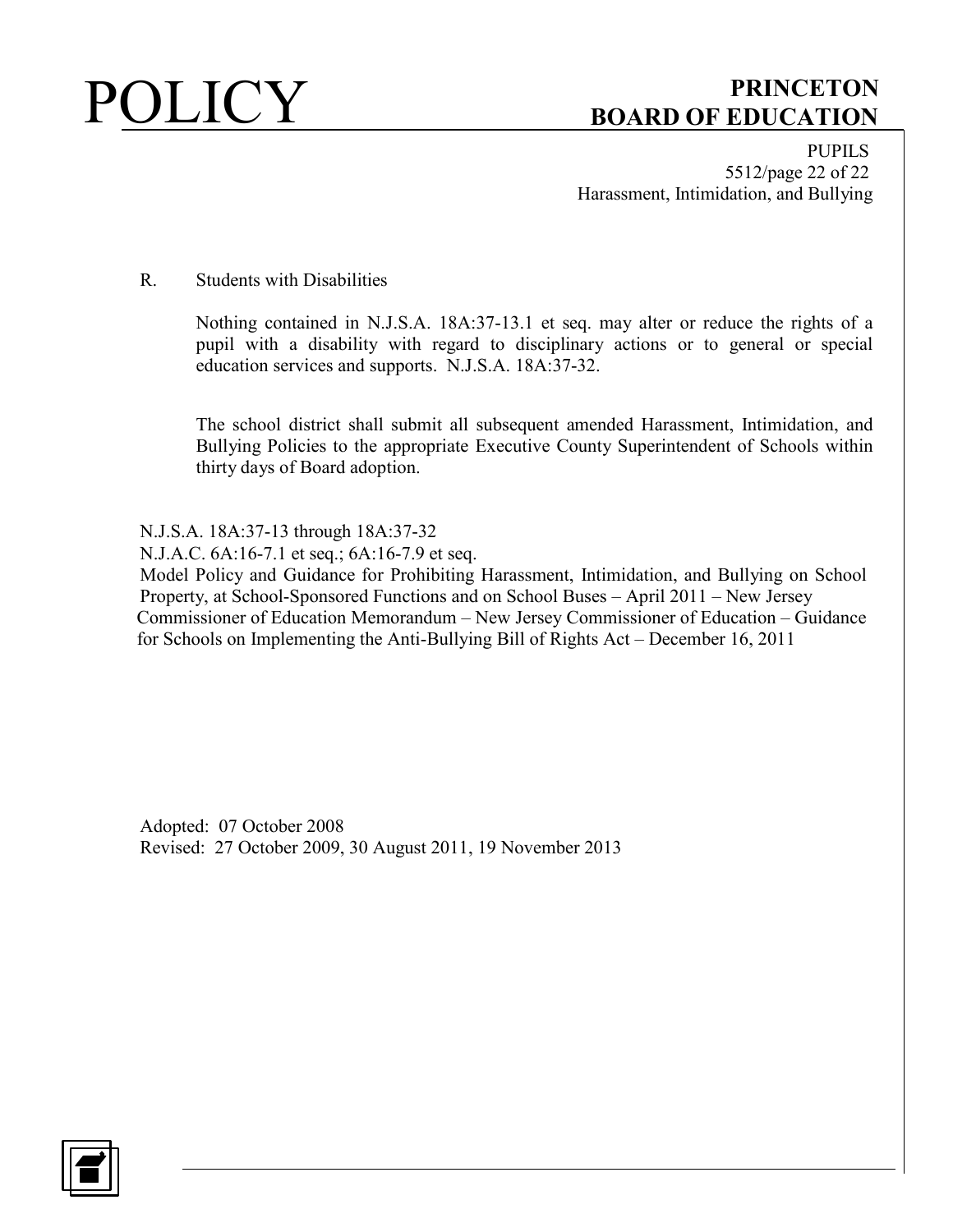R. Students with Disabilities

Nothing contained in N.J.S.A. 18A:37-13.1 et seq. may alter or reduce the rights of a pupil with a disability with regard to disciplinary actions or to general or special education services and supports. N.J.S.A. 18A:37-32.

The school district shall submit all subsequent amended Harassment, Intimidation, and Bullying Policies to the appropriate Executive County Superintendent of Schools within thirty days of Board adoption.

N.J.S.A. 18A:37-13 through 18A:37-32
N.J.A.C. 6A:16-7.1 et seq.; 6A:16-7.9 et seq.
Model Policy and Guidance for Prohibiting Harassment, Intimidation, and Bullying on School Property, at School-Sponsored Functions and on School Buses – April 2011 – New Jersey Commissioner of Education Memorandum – New Jersey Commissioner of Education – Guidance for Schools on Implementing the Anti-Bullying Bill of Rights Act – December 16, 2011

Adopted: 07 October 2008
Revised: 27 October 2009, 30 August 2011, 19 November 2013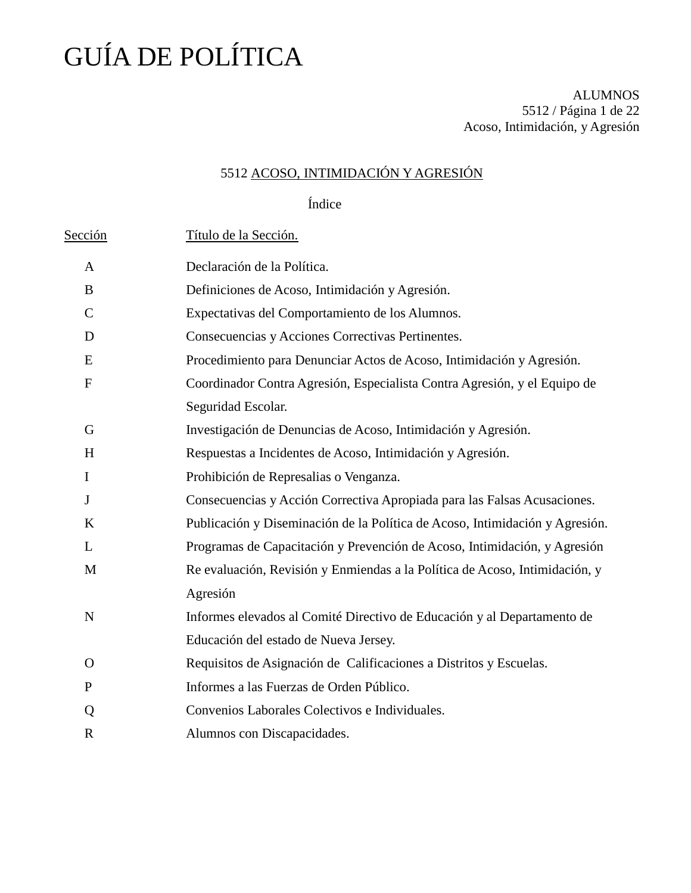# GUÍA DE POLÍTICA

ALUMNOS
5512 / Página 1 de 22
Acoso, Intimidación, y Agresión

## 5512 ACOSO, INTIMIDACIÓN Y AGRESIÓN

Índice

| Sección | Título de la Sección. |
|---|---|
| A | Declaración de la Política. |
| B | Definiciones de Acoso, Intimidación y Agresión. |
| C | Expectativas del Comportamiento de los Alumnos. |
| D | Consecuencias y Acciones Correctivas Pertinentes. |
| E | Procedimiento para Denunciar Actos de Acoso, Intimidación y Agresión. |
| F | Coordinador Contra Agresión, Especialista Contra Agresión, y el Equipo de Seguridad Escolar. |
| G | Investigación de Denuncias de Acoso, Intimidación y Agresión. |
| H | Respuestas a Incidentes de Acoso, Intimidación y Agresión. |
| I | Prohibición de Represalias o Venganza. |
| J | Consecuencias y Acción Correctiva Apropiada para las Falsas Acusaciones. |
| K | Publicación y Diseminación de la Política de Acoso, Intimidación y Agresión. |
| L | Programas de Capacitación y Prevención de Acoso, Intimidación, y Agresión |
| M | Re evaluación, Revisión y Enmiendas a la Política de Acoso, Intimidación, y Agresión |
| N | Informes elevados al Comité Directivo de Educación y al Departamento de Educación del estado de Nueva Jersey. |
| O | Requisitos de Asignación de Calificaciones a Distritos y Escuelas. |
| P | Informes a las Fuerzas de Orden Público. |
| Q | Convenios Laborales Colectivos e Individuales. |
| R | Alumnos con Discapacidades. |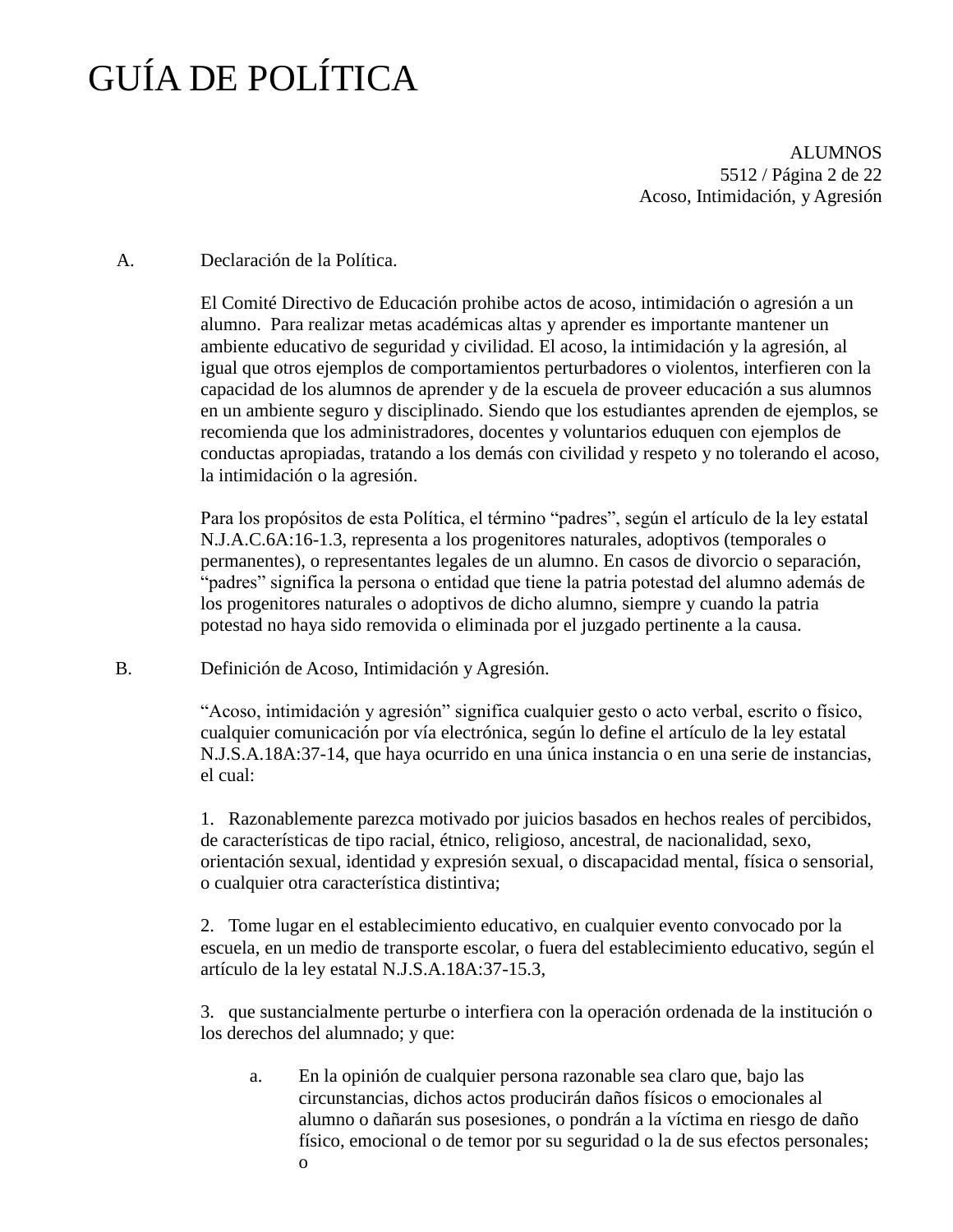# GUÍA DE POLÍTICA

ALUMNOS
5512 / Página 2 de 22
Acoso, Intimidación, y Agresión

A. Declaración de la Política.

El Comité Directivo de Educación prohibe actos de acoso, intimidación o agresión a un alumno. Para realizar metas académicas altas y aprender es importante mantener un ambiente educativo de seguridad y civilidad. El acoso, la intimidación y la agresión, al igual que otros ejemplos de comportamientos perturbadores o violentos, interfieren con la capacidad de los alumnos de aprender y de la escuela de proveer educación a sus alumnos en un ambiente seguro y disciplinado. Siendo que los estudiantes aprenden de ejemplos, se recomienda que los administradores, docentes y voluntarios eduquen con ejemplos de conductas apropiadas, tratando a los demás con civilidad y respeto y no tolerando el acoso, la intimidación o la agresión.

Para los propósitos de esta Política, el término "padres", según el artículo de la ley estatal N.J.A.C.6A:16-1.3, representa a los progenitores naturales, adoptivos (temporales o permanentes), o representantes legales de un alumno. En casos de divorcio o separación, "padres" significa la persona o entidad que tiene la patria potestad del alumno además de los progenitores naturales o adoptivos de dicho alumno, siempre y cuando la patria potestad no haya sido removida o eliminada por el juzgado pertinente a la causa.

B. Definición de Acoso, Intimidación y Agresión.

"Acoso, intimidación y agresión" significa cualquier gesto o acto verbal, escrito o físico, cualquier comunicación por vía electrónica, según lo define el artículo de la ley estatal N.J.S.A.18A:37-14, que haya ocurrido en una única instancia o en una serie de instancias, el cual:

1. Razonablemente parezca motivado por juicios basados en hechos reales of percibidos, de características de tipo racial, étnico, religioso, ancestral, de nacionalidad, sexo, orientación sexual, identidad y expresión sexual, o discapacidad mental, física o sensorial, o cualquier otra característica distintiva;

2. Tome lugar en el establecimiento educativo, en cualquier evento convocado por la escuela, en un medio de transporte escolar, o fuera del establecimiento educativo, según el artículo de la ley estatal N.J.S.A.18A:37-15.3,

3. que sustancialmente perturbe o interfiera con la operación ordenada de la institución o los derechos del alumnado; y que:

   a. En la opinión de cualquier persona razonable sea claro que, bajo las circunstancias, dichos actos producirán daños físicos o emocionales al alumno o dañarán sus posesiones, o pondrán a la víctima en riesgo de daño físico, emocional o de temor por su seguridad o la de sus efectos personales; o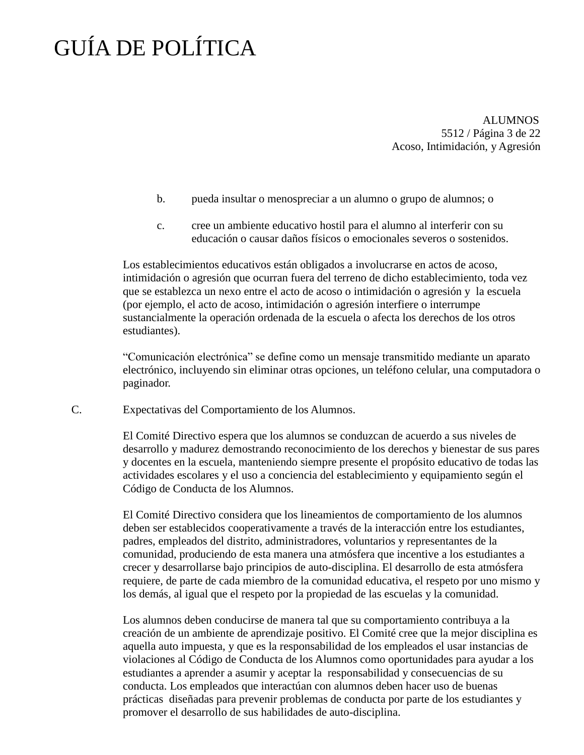b. pueda insultar o menospreciar a un alumno o grupo de alumnos; o

c. cree un ambiente educativo hostil para el alumno al interferir con su educación o causar daños físicos o emocionales severos o sostenidos.

Los establecimientos educativos están obligados a involucrarse en actos de acoso, intimidación o agresión que ocurran fuera del terreno de dicho establecimiento, toda vez que se establezca un nexo entre el acto de acoso o intimidación o agresión y la escuela (por ejemplo, el acto de acoso, intimidación o agresión interfiere o interrumpe sustancialmente la operación ordenada de la escuela o afecta los derechos de los otros estudiantes).

“Comunicación electrónica” se define como un mensaje transmitido mediante un aparato electrónico, incluyendo sin eliminar otras opciones, un teléfono celular, una computadora o paginador.

C. Expectativas del Comportamiento de los Alumnos.

El Comité Directivo espera que los alumnos se conduzcan de acuerdo a sus niveles de desarrollo y madurez demostrando reconocimiento de los derechos y bienestar de sus pares y docentes en la escuela, manteniendo siempre presente el propósito educativo de todas las actividades escolares y el uso a conciencia del establecimiento y equipamiento según el Código de Conducta de los Alumnos.

El Comité Directivo considera que los lineamientos de comportamiento de los alumnos deben ser establecidos cooperativamente a través de la interacción entre los estudiantes, padres, empleados del distrito, administradores, voluntarios y representantes de la comunidad, produciendo de esta manera una atmósfera que incentive a los estudiantes a crecer y desarrollarse bajo principios de auto-disciplina. El desarrollo de esta atmósfera requiere, de parte de cada miembro de la comunidad educativa, el respeto por uno mismo y los demás, al igual que el respeto por la propiedad de las escuelas y la comunidad.

Los alumnos deben conducirse de manera tal que su comportamiento contribuya a la creación de un ambiente de aprendizaje positivo. El Comité cree que la mejor disciplina es aquella auto impuesta, y que es la responsabilidad de los empleados el usar instancias de violaciones al Código de Conducta de los Alumnos como oportunidades para ayudar a los estudiantes a aprender a asumir y aceptar la responsabilidad y consecuencias de su conducta. Los empleados que interactúan con alumnos deben hacer uso de buenas prácticas diseñadas para prevenir problemas de conducta por parte de los estudiantes y promover el desarrollo de sus habilidades de auto-disciplina.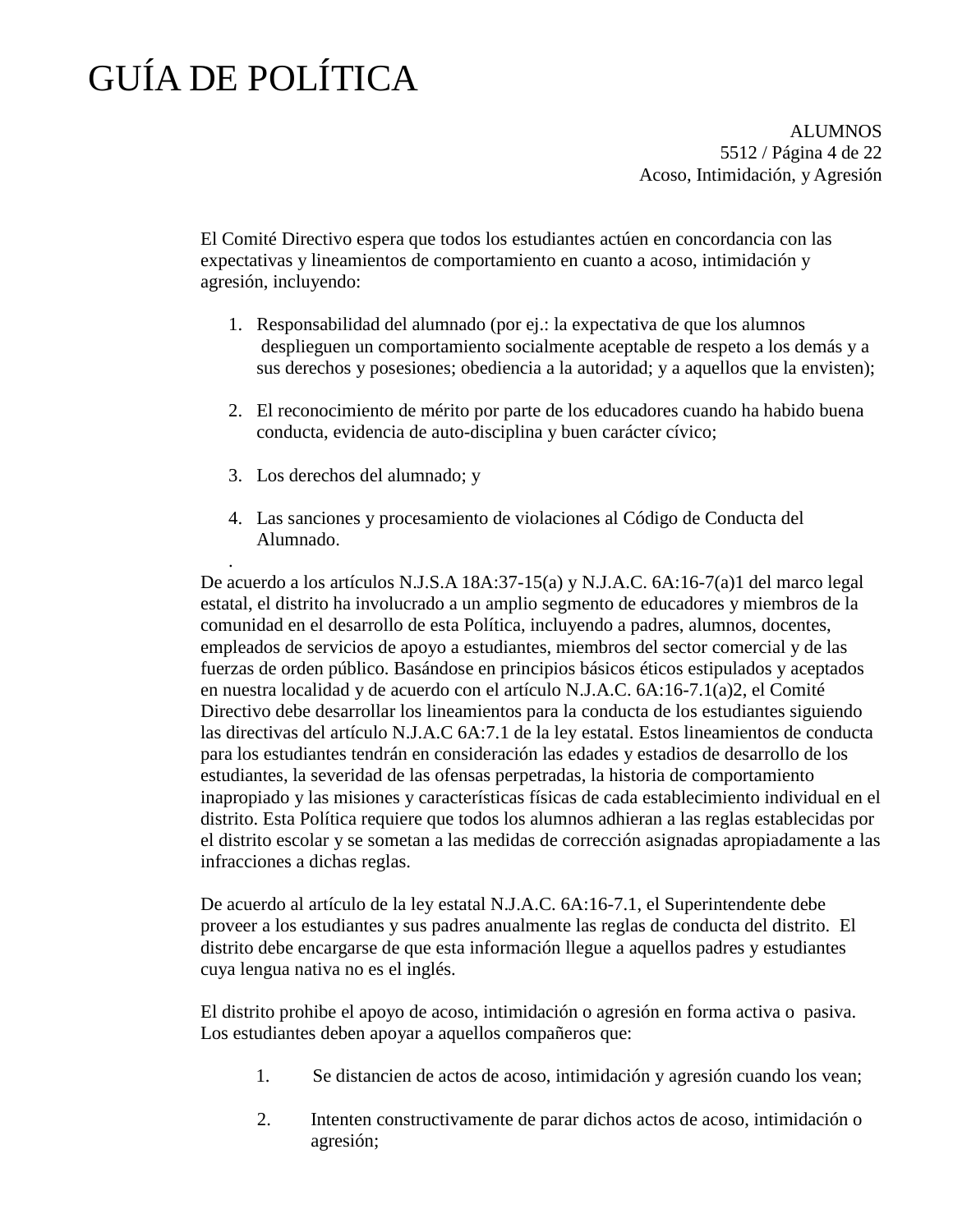El Comité Directivo espera que todos los estudiantes actúen en concordancia con las expectativas y lineamientos de comportamiento en cuanto a acoso, intimidación y agresión, incluyendo:

1. Responsabilidad del alumnado (por ej.: la expectativa de que los alumnos desplieguen un comportamiento socialmente aceptable de respeto a los demás y a sus derechos y posesiones; obediencia a la autoridad; y a aquellos que la envisten);

2. El reconocimiento de mérito por parte de los educadores cuando ha habido buena conducta, evidencia de auto-disciplina y buen carácter cívico;

3. Los derechos del alumnado; y

4. Las sanciones y procesamiento de violaciones al Código de Conducta del Alumnado.

.

De acuerdo a los artículos N.J.S.A 18A:37-15(a) y N.J.A.C. 6A:16-7(a)1 del marco legal estatal, el distrito ha involucrado a un amplio segmento de educadores y miembros de la comunidad en el desarrollo de esta Política, incluyendo a padres, alumnos, docentes, empleados de servicios de apoyo a estudiantes, miembros del sector comercial y de las fuerzas de orden público. Basándose en principios básicos éticos estipulados y aceptados en nuestra localidad y de acuerdo con el artículo N.J.A.C. 6A:16-7.1(a)2, el Comité Directivo debe desarrollar los lineamientos para la conducta de los estudiantes siguiendo las directivas del artículo N.J.A.C 6A:7.1 de la ley estatal. Estos lineamientos de conducta para los estudiantes tendrán en consideración las edades y estadios de desarrollo de los estudiantes, la severidad de las ofensas perpetradas, la historia de comportamiento inapropiado y las misiones y características físicas de cada establecimiento individual en el distrito. Esta Política requiere que todos los alumnos adhieran a las reglas establecidas por el distrito escolar y se sometan a las medidas de corrección asignadas apropiadamente a las infracciones a dichas reglas.

De acuerdo al artículo de la ley estatal N.J.A.C. 6A:16-7.1, el Superintendente debe proveer a los estudiantes y sus padres anualmente las reglas de conducta del distrito. El distrito debe encargarse de que esta información llegue a aquellos padres y estudiantes cuya lengua nativa no es el inglés.

El distrito prohibe el apoyo de acoso, intimidación o agresión en forma activa o pasiva. Los estudiantes deben apoyar a aquellos compañeros que:

1. Se distancien de actos de acoso, intimidación y agresión cuando los vean;

2. Intenten constructivamente de parar dichos actos de acoso, intimidación o agresión;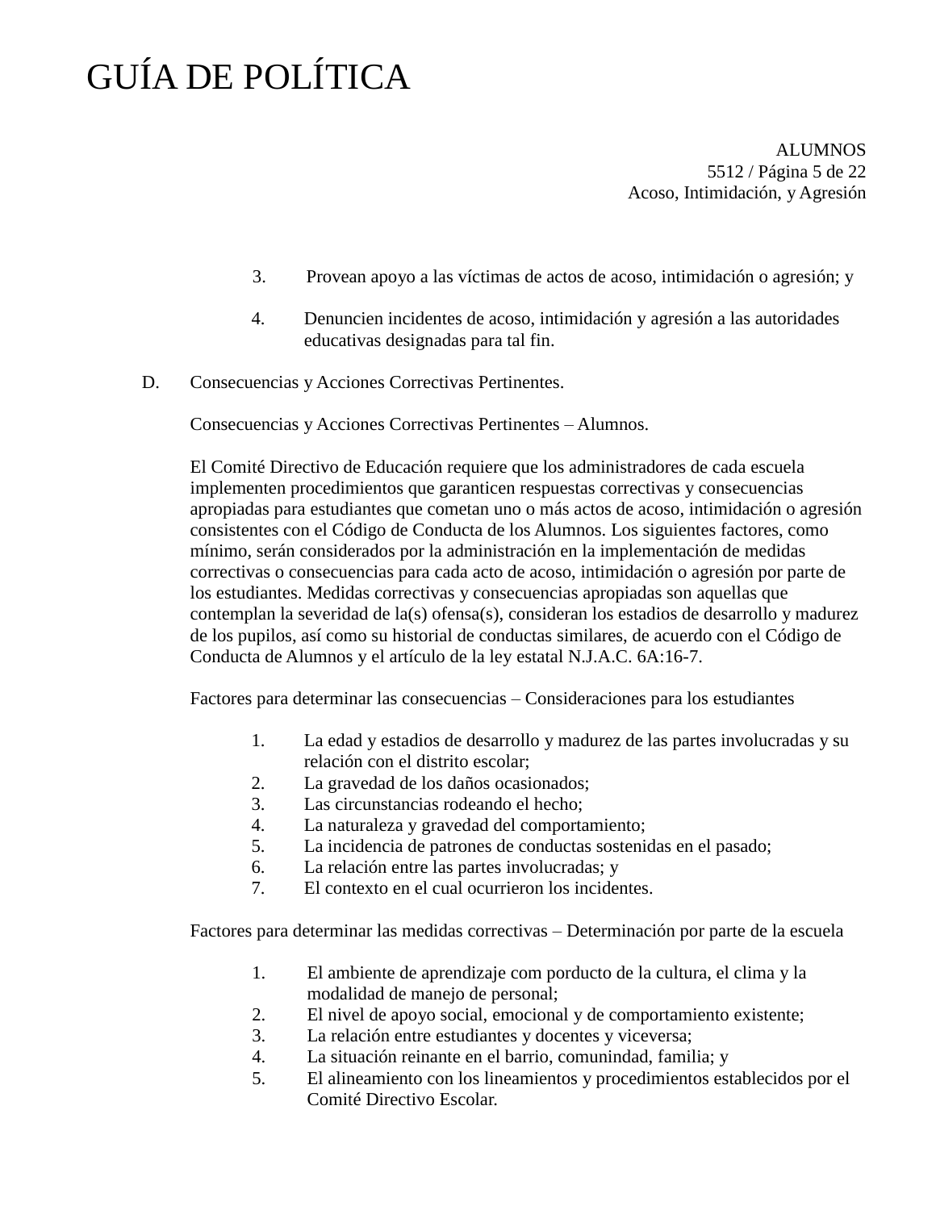3. Provean apoyo a las víctimas de actos de acoso, intimidación o agresión; y

4. Denuncien incidentes de acoso, intimidación y agresión a las autoridades educativas designadas para tal fin.

D. Consecuencias y Acciones Correctivas Pertinentes.

Consecuencias y Acciones Correctivas Pertinentes – Alumnos.

El Comité Directivo de Educación requiere que los administradores de cada escuela implementen procedimientos que garanticen respuestas correctivas y consecuencias apropiadas para estudiantes que cometan uno o más actos de acoso, intimidación o agresión consistentes con el Código de Conducta de los Alumnos. Los siguientes factores, como mínimo, serán considerados por la administración en la implementación de medidas correctivas o consecuencias para cada acto de acoso, intimidación o agresión por parte de los estudiantes. Medidas correctivas y consecuencias apropiadas son aquellas que contemplan la severidad de la(s) ofensa(s), consideran los estadios de desarrollo y madurez de los pupilos, así como su historial de conductas similares, de acuerdo con el Código de Conducta de Alumnos y el artículo de la ley estatal N.J.A.C. 6A:16-7.

Factores para determinar las consecuencias – Consideraciones para los estudiantes

1. La edad y estadios de desarrollo y madurez de las partes involucradas y su relación con el distrito escolar;
2. La gravedad de los daños ocasionados;
3. Las circunstancias rodeando el hecho;
4. La naturaleza y gravedad del comportamiento;
5. La incidencia de patrones de conductas sostenidas en el pasado;
6. La relación entre las partes involucradas; y
7. El contexto en el cual ocurrieron los incidentes.

Factores para determinar las medidas correctivas – Determinación por parte de la escuela

1. El ambiente de aprendizaje com porducto de la cultura, el clima y la modalidad de manejo de personal;
2. El nivel de apoyo social, emocional y de comportamiento existente;
3. La relación entre estudiantes y docentes y viceversa;
4. La situación reinante en el barrio, comunindad, familia; y
5. El alineamiento con los lineamientos y procedimientos establecidos por el Comité Directivo Escolar.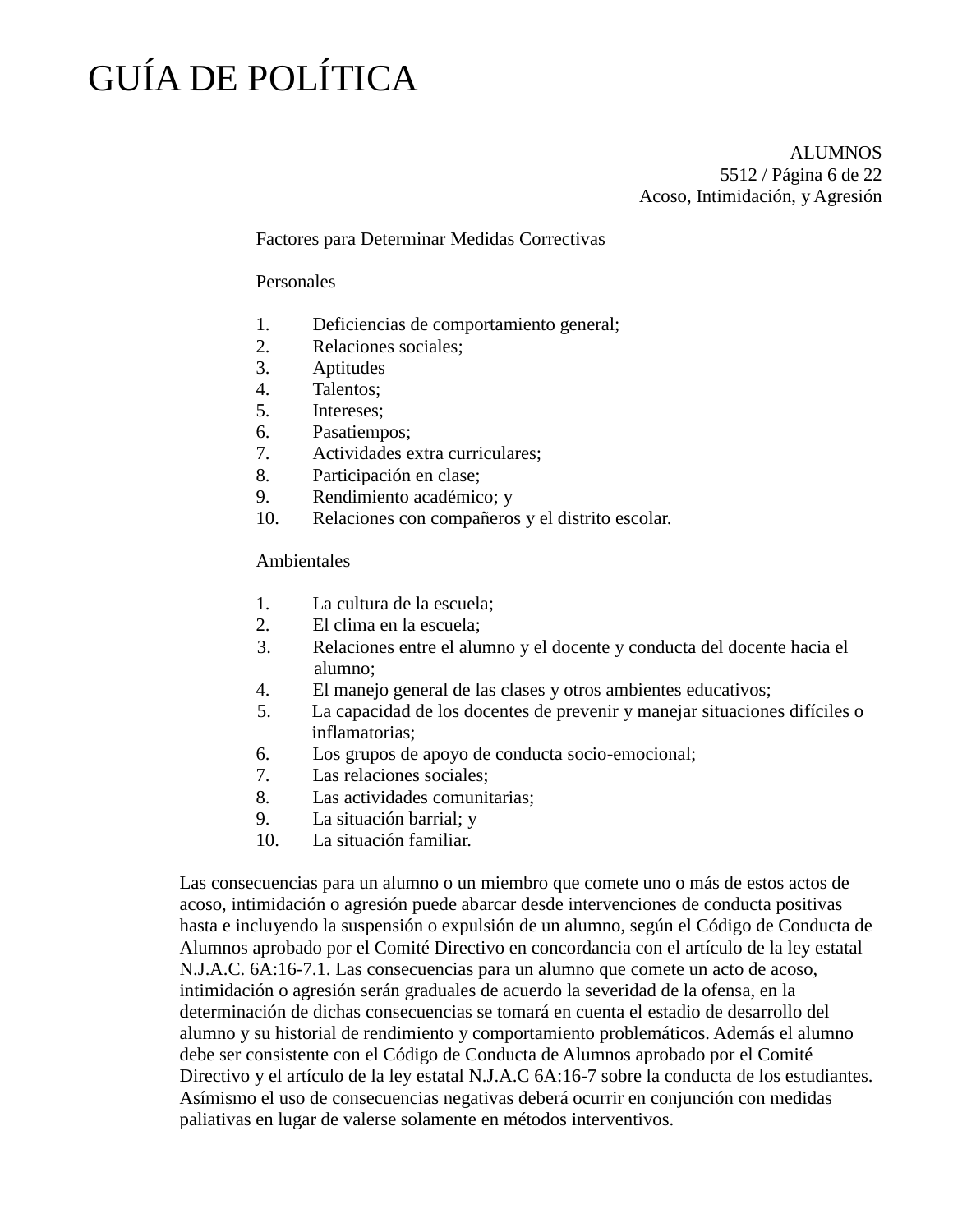Factores para Determinar Medidas Correctivas

Personales

1. Deficiencias de comportamiento general;
2. Relaciones sociales;
3. Aptitudes
4. Talentos;
5. Intereses;
6. Pasatiempos;
7. Actividades extra curriculares;
8. Participación en clase;
9. Rendimiento académico; y
10. Relaciones con compañeros y el distrito escolar.

Ambientales

1. La cultura de la escuela;
2. El clima en la escuela;
3. Relaciones entre el alumno y el docente y conducta del docente hacia el alumno;
4. El manejo general de las clases y otros ambientes educativos;
5. La capacidad de los docentes de prevenir y manejar situaciones difíciles o inflamatorias;
6. Los grupos de apoyo de conducta socio-emocional;
7. Las relaciones sociales;
8. Las actividades comunitarias;
9. La situación barrial; y
10. La situación familiar.

Las consecuencias para un alumno o un miembro que comete uno o más de estos actos de acoso, intimidación o agresión puede abarcar desde intervenciones de conducta positivas hasta e incluyendo la suspensión o expulsión de un alumno, según el Código de Conducta de Alumnos aprobado por el Comité Directivo en concordancia con el artículo de la ley estatal N.J.A.C. 6A:16-7.1. Las consecuencias para un alumno que comete un acto de acoso, intimidación o agresión serán graduales de acuerdo la severidad de la ofensa, en la determinación de dichas consecuencias se tomará en cuenta el estadio de desarrollo del alumno y su historial de rendimiento y comportamiento problemáticos. Además el alumno debe ser consistente con el Código de Conducta de Alumnos aprobado por el Comité Directivo y el artículo de la ley estatal N.J.A.C 6A:16-7 sobre la conducta de los estudiantes. Asímismo el uso de consecuencias negativas deberá ocurrir en conjunción con medidas paliativas en lugar de valerse solamente en métodos interventivos.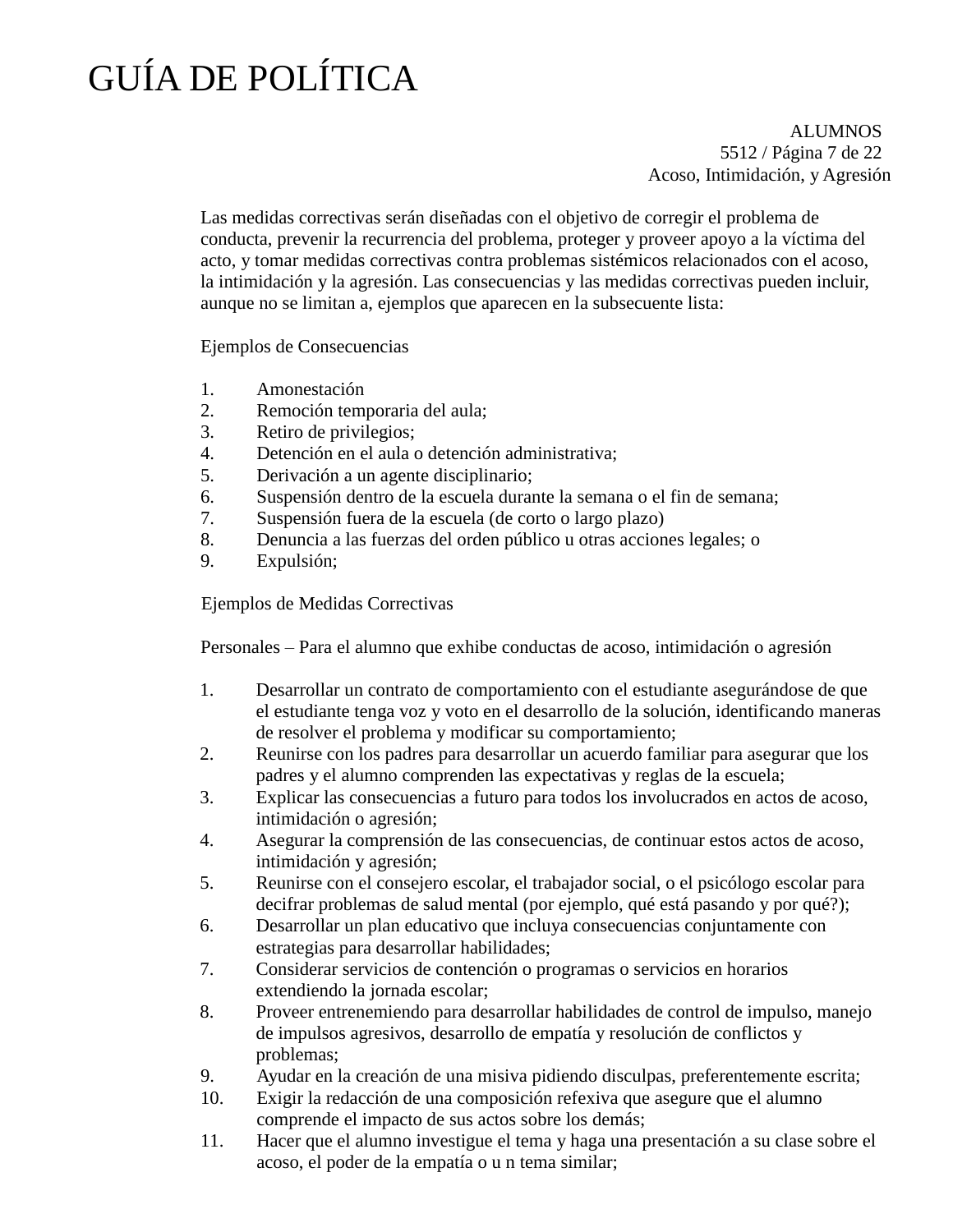Las medidas correctivas serán diseñadas con el objetivo de corregir el problema de conducta, prevenir la recurrencia del problema, proteger y proveer apoyo a la víctima del acto, y tomar medidas correctivas contra problemas sistémicos relacionados con el acoso, la intimidación y la agresión. Las consecuencias y las medidas correctivas pueden incluir, aunque no se limitan a, ejemplos que aparecen en la subsecuente lista:

Ejemplos de Consecuencias

1. Amonestación
2. Remoción temporaria del aula;
3. Retiro de privilegios;
4. Detención en el aula o detención administrativa;
5. Derivación a un agente disciplinario;
6. Suspensión dentro de la escuela durante la semana o el fin de semana;
7. Suspensión fuera de la escuela (de corto o largo plazo)
8. Denuncia a las fuerzas del orden público u otras acciones legales; o
9. Expulsión;

Ejemplos de Medidas Correctivas

Personales – Para el alumno que exhibe conductas de acoso, intimidación o agresión

1. Desarrollar un contrato de comportamiento con el estudiante asegurándose de que el estudiante tenga voz y voto en el desarrollo de la solución, identificando maneras de resolver el problema y modificar su comportamiento;
2. Reunirse con los padres para desarrollar un acuerdo familiar para asegurar que los padres y el alumno comprenden las expectativas y reglas de la escuela;
3. Explicar las consecuencias a futuro para todos los involucrados en actos de acoso, intimidación o agresión;
4. Asegurar la comprensión de las consecuencias, de continuar estos actos de acoso, intimidación y agresión;
5. Reunirse con el consejero escolar, el trabajador social, o el psicólogo escolar para decifrar problemas de salud mental (por ejemplo, qué está pasando y por qué?);
6. Desarrollar un plan educativo que incluya consecuencias conjuntamente con estrategias para desarrollar habilidades;
7. Considerar servicios de contención o programas o servicios en horarios extendiendo la jornada escolar;
8. Proveer entrenemiendo para desarrollar habilidades de control de impulso, manejo de impulsos agresivos, desarrollo de empatía y resolución de conflictos y problemas;
9. Ayudar en la creación de una misiva pidiendo disculpas, preferentemente escrita;
10. Exigir la redacción de una composición refexiva que asegure que el alumno comprende el impacto de sus actos sobre los demás;
11. Hacer que el alumno investigue el tema y haga una presentación a su clase sobre el acoso, el poder de la empatía o u n tema similar;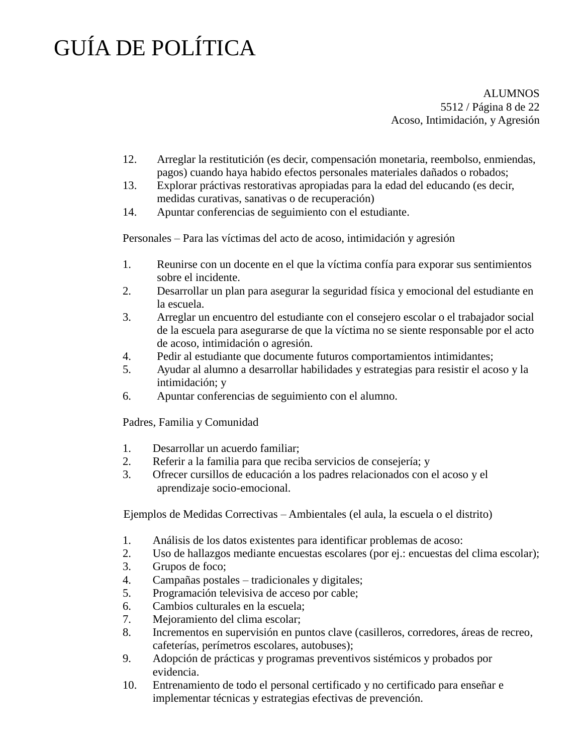12. Arreglar la restitutición (es decir, compensación monetaria, reembolso, enmiendas, pagos) cuando haya habido efectos personales materiales dañados o robados;
13. Explorar práctivas restorativas apropiadas para la edad del educando (es decir, medidas curativas, sanativas o de recuperación)
14. Apuntar conferencias de seguimiento con el estudiante.

Personales – Para las víctimas del acto de acoso, intimidación y agresión

1. Reunirse con un docente en el que la víctima confía para exporar sus sentimientos sobre el incidente.
2. Desarrollar un plan para asegurar la seguridad física y emocional del estudiante en la escuela.
3. Arreglar un encuentro del estudiante con el consejero escolar o el trabajador social de la escuela para asegurarse de que la víctima no se siente responsable por el acto de acoso, intimidación o agresión.
4. Pedir al estudiante que documente futuros comportamientos intimidantes;
5. Ayudar al alumno a desarrollar habilidades y estrategias para resistir el acoso y la intimidación; y
6. Apuntar conferencias de seguimiento con el alumno.

Padres, Familia y Comunidad

1. Desarrollar un acuerdo familiar;
2. Referir a la familia para que reciba servicios de consejería; y
3. Ofrecer cursillos de educación a los padres relacionados con el acoso y el aprendizaje socio-emocional.

Ejemplos de Medidas Correctivas – Ambientales (el aula, la escuela o el distrito)

1. Análisis de los datos existentes para identificar problemas de acoso:
2. Uso de hallazgos mediante encuestas escolares (por ej.: encuestas del clima escolar);
3. Grupos de foco;
4. Campañas postales – tradicionales y digitales;
5. Programación televisiva de acceso por cable;
6. Cambios culturales en la escuela;
7. Mejoramiento del clima escolar;
8. Incrementos en supervisión en puntos clave (casilleros, corredores, áreas de recreo, cafeterías, perímetros escolares, autobuses);
9. Adopción de prácticas y programas preventivos sistémicos y probados por evidencia.
10. Entrenamiento de todo el personal certificado y no certificado para enseñar e implementar técnicas y estrategias efectivas de prevención.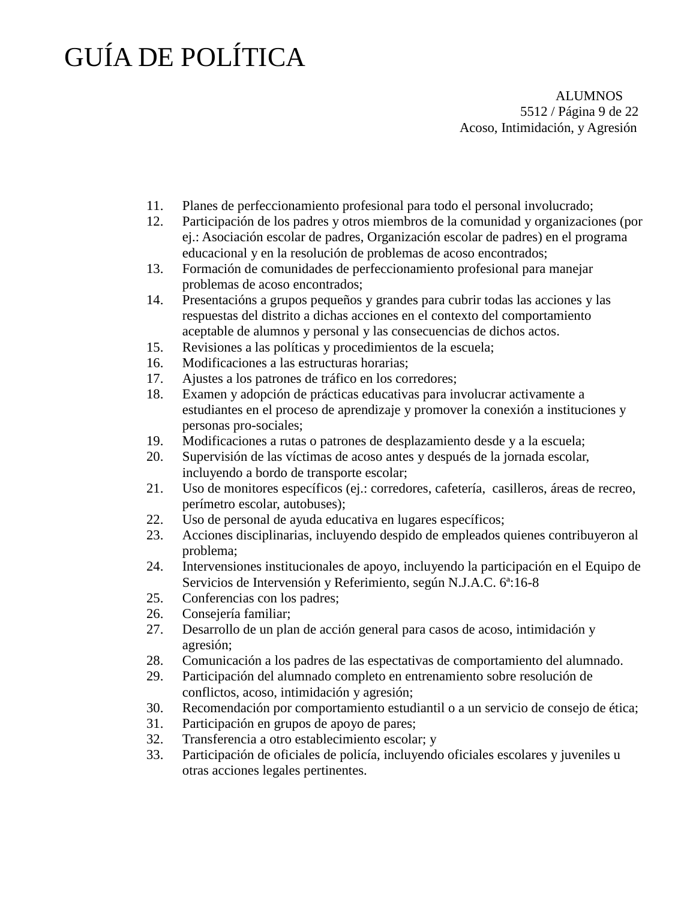11. Planes de perfeccionamiento profesional para todo el personal involucrado;
12. Participación de los padres y otros miembros de la comunidad y organizaciones (por ej.: Asociación escolar de padres, Organización escolar de padres) en el programa educacional y en la resolución de problemas de acoso encontrados;
13. Formación de comunidades de perfeccionamiento profesional para manejar problemas de acoso encontrados;
14. Presentacións a grupos pequeños y grandes para cubrir todas las acciones y las respuestas del distrito a dichas acciones en el contexto del comportamiento aceptable de alumnos y personal y las consecuencias de dichos actos.
15. Revisiones a las políticas y procedimientos de la escuela;
16. Modificaciones a las estructuras horarias;
17. Ajustes a los patrones de tráfico en los corredores;
18. Examen y adopción de prácticas educativas para involucrar activamente a estudiantes en el proceso de aprendizaje y promover la conexión a instituciones y personas pro-sociales;
19. Modificaciones a rutas o patrones de desplazamiento desde y a la escuela;
20. Supervisión de las víctimas de acoso antes y después de la jornada escolar, incluyendo a bordo de transporte escolar;
21. Uso de monitores específicos (ej.: corredores, cafetería, casilleros, áreas de recreo, perímetro escolar, autobuses);
22. Uso de personal de ayuda educativa en lugares específicos;
23. Acciones disciplinarias, incluyendo despido de empleados quienes contribuyeron al problema;
24. Intervensiones institucionales de apoyo, incluyendo la participación en el Equipo de Servicios de Intervensión y Referimiento, según N.J.A.C. 6ª:16-8
25. Conferencias con los padres;
26. Consejería familiar;
27. Desarrollo de un plan de acción general para casos de acoso, intimidación y agresión;
28. Comunicación a los padres de las espectativas de comportamiento del alumnado.
29. Participación del alumnado completo en entrenamiento sobre resolución de conflictos, acoso, intimidación y agresión;
30. Recomendación por comportamiento estudiantil o a un servicio de consejo de ética;
31. Participación en grupos de apoyo de pares;
32. Transferencia a otro establecimiento escolar; y
33. Participación de oficiales de policía, incluyendo oficiales escolares y juveniles u otras acciones legales pertinentes.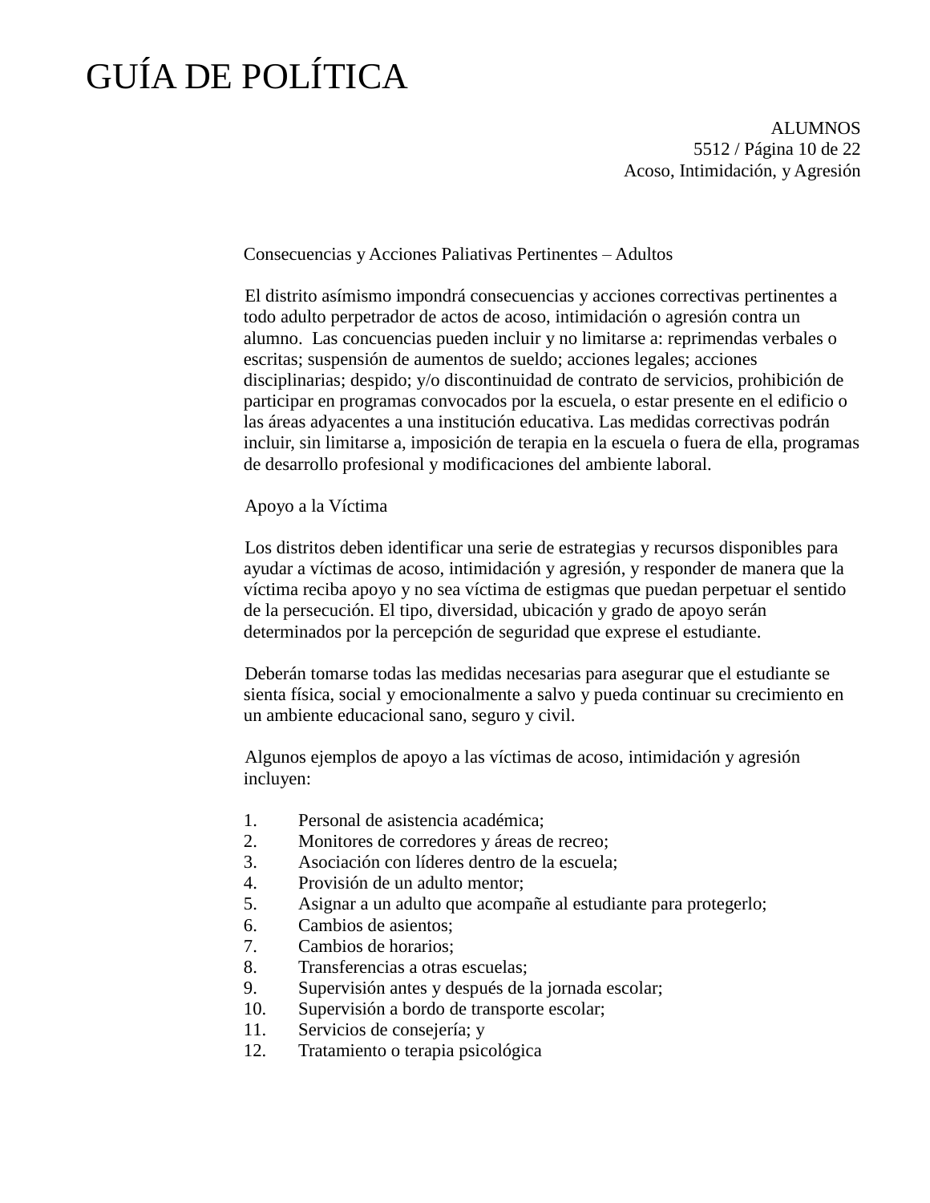Consecuencias y Acciones Paliativas Pertinentes – Adultos

El distrito asímismo impondrá consecuencias y acciones correctivas pertinentes a todo adulto perpetrador de actos de acoso, intimidación o agresión contra un alumno. Las concuencias pueden incluir y no limitarse a: reprimendas verbales o escritas; suspensión de aumentos de sueldo; acciones legales; acciones disciplinarias; despido; y/o discontinuidad de contrato de servicios, prohibición de participar en programas convocados por la escuela, o estar presente en el edificio o las áreas adyacentes a una institución educativa. Las medidas correctivas podrán incluir, sin limitarse a, imposición de terapia en la escuela o fuera de ella, programas de desarrollo profesional y modificaciones del ambiente laboral.

Apoyo a la Víctima

Los distritos deben identificar una serie de estrategias y recursos disponibles para ayudar a víctimas de acoso, intimidación y agresión, y responder de manera que la víctima reciba apoyo y no sea víctima de estigmas que puedan perpetuar el sentido de la persecución. El tipo, diversidad, ubicación y grado de apoyo serán determinados por la percepción de seguridad que exprese el estudiante.

Deberán tomarse todas las medidas necesarias para asegurar que el estudiante se sienta física, social y emocionalmente a salvo y pueda continuar su crecimiento en un ambiente educacional sano, seguro y civil.

Algunos ejemplos de apoyo a las víctimas de acoso, intimidación y agresión incluyen:

1. Personal de asistencia académica;
2. Monitores de corredores y áreas de recreo;
3. Asociación con líderes dentro de la escuela;
4. Provisión de un adulto mentor;
5. Asignar a un adulto que acompañe al estudiante para protegerlo;
6. Cambios de asientos;
7. Cambios de horarios;
8. Transferencias a otras escuelas;
9. Supervisión antes y después de la jornada escolar;
10. Supervisión a bordo de transporte escolar;
11. Servicios de consejería; y
12. Tratamiento o terapia psicológica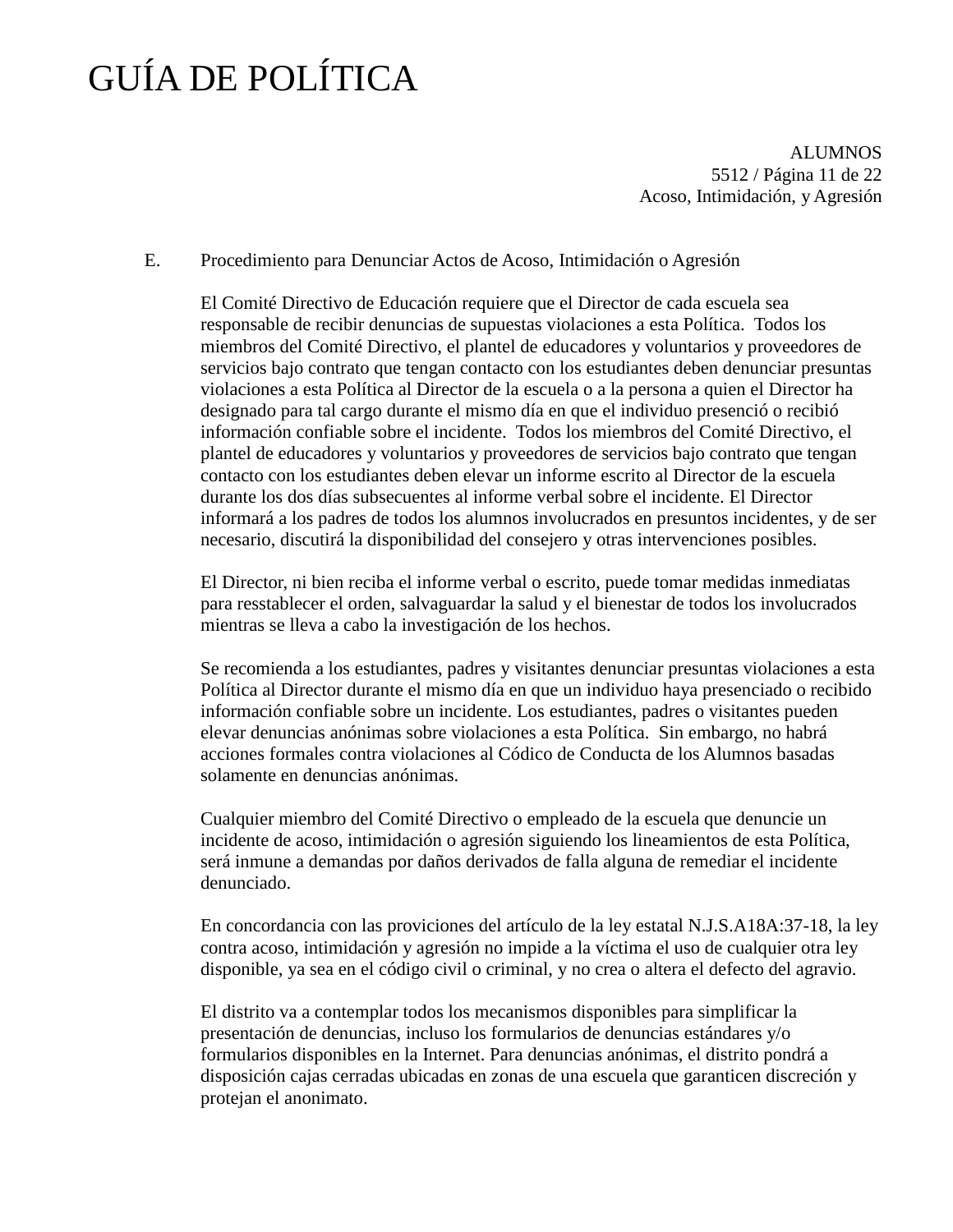E. Procedimiento para Denunciar Actos de Acoso, Intimidación o Agresión

El Comité Directivo de Educación requiere que el Director de cada escuela sea responsable de recibir denuncias de supuestas violaciones a esta Política. Todos los miembros del Comité Directivo, el plantel de educadores y voluntarios y proveedores de servicios bajo contrato que tengan contacto con los estudiantes deben denunciar presuntas violaciones a esta Política al Director de la escuela o a la persona a quien el Director ha designado para tal cargo durante el mismo día en que el individuo presenció o recibió información confiable sobre el incidente. Todos los miembros del Comité Directivo, el plantel de educadores y voluntarios y proveedores de servicios bajo contrato que tengan contacto con los estudiantes deben elevar un informe escrito al Director de la escuela durante los dos días subsecuentes al informe verbal sobre el incidente. El Director informará a los padres de todos los alumnos involucrados en presuntos incidentes, y de ser necesario, discutirá la disponibilidad del consejero y otras intervenciones posibles.

El Director, ni bien reciba el informe verbal o escrito, puede tomar medidas inmediatas para resstablecer el orden, salvaguardar la salud y el bienestar de todos los involucrados mientras se lleva a cabo la investigación de los hechos.

Se recomienda a los estudiantes, padres y visitantes denunciar presuntas violaciones a esta Política al Director durante el mismo día en que un individuo haya presenciado o recibido información confiable sobre un incidente. Los estudiantes, padres o visitantes pueden elevar denuncias anónimas sobre violaciones a esta Política. Sin embargo, no habrá acciones formales contra violaciones al Código de Conducta de los Alumnos basadas solamente en denuncias anónimas.

Cualquier miembro del Comité Directivo o empleado de la escuela que denuncie un incidente de acoso, intimidación o agresión siguiendo los lineamientos de esta Política, será inmune a demandas por daños derivados de falla alguna de remediar el incidente denunciado.

En concordancia con las proviciones del artículo de la ley estatal N.J.S.A18A:37-18, la ley contra acoso, intimidación y agresión no impide a la víctima el uso de cualquier otra ley disponible, ya sea en el código civil o criminal, y no crea o altera el defecto del agravio.

El distrito va a contemplar todos los mecanismos disponibles para simplificar la presentación de denuncias, incluso los formularios de denuncias estándares y/o formularios disponibles en la Internet. Para denuncias anónimas, el distrito pondrá a disposición cajas cerradas ubicadas en zonas de una escuela que garanticen discreción y protejan el anonimato.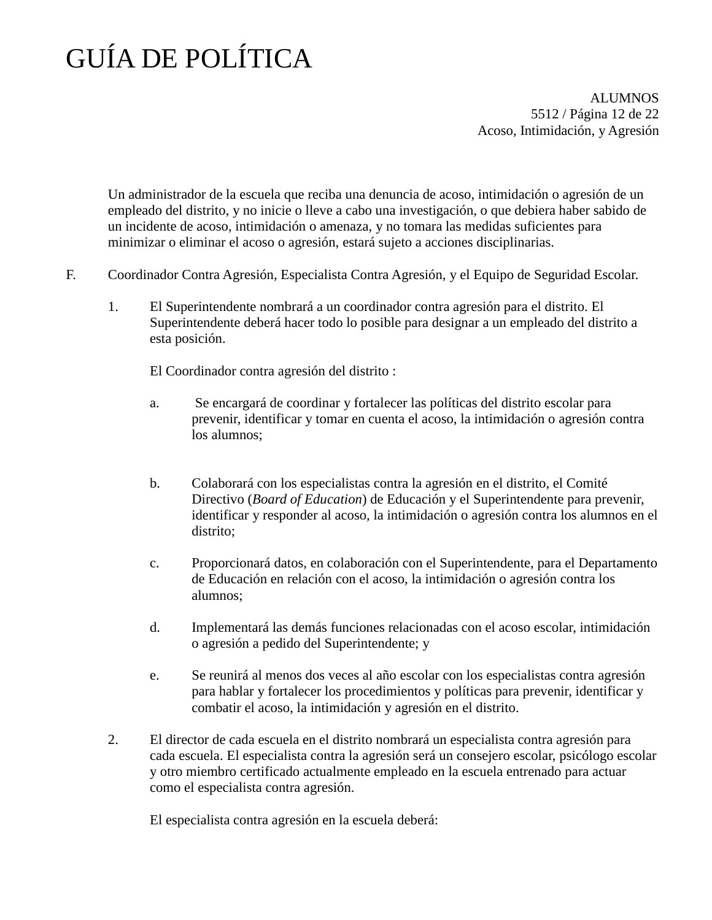Un administrador de la escuela que reciba una denuncia de acoso, intimidación o agresión de un empleado del distrito, y no inicie o lleve a cabo una investigación, o que debiera haber sabido de un incidente de acoso, intimidación o amenaza, y no tomara las medidas suficientes para minimizar o eliminar el acoso o agresión, estará sujeto a acciones disciplinarias.

F. Coordinador Contra Agresión, Especialista Contra Agresión, y el Equipo de Seguridad Escolar.

1. El Superintendente nombrará a un coordinador contra agresión para el distrito. El Superintendente deberá hacer todo lo posible para designar a un empleado del distrito a esta posición.

   El Coordinador contra agresión del distrito :

   a. Se encargará de coordinar y fortalecer las políticas del distrito escolar para prevenir, identificar y tomar en cuenta el acoso, la intimidación o agresión contra los alumnos;

   b. Colaborará con los especialistas contra la agresión en el distrito, el Comité Directivo (*Board of Education*) de Educación y el Superintendente para prevenir, identificar y responder al acoso, la intimidación o agresión contra los alumnos en el distrito;

   c. Proporcionará datos, en colaboración con el Superintendente, para el Departamento de Educación en relación con el acoso, la intimidación o agresión contra los alumnos;

   d. Implementará las demás funciones relacionadas con el acoso escolar, intimidación o agresión a pedido del Superintendente; y

   e. Se reunirá al menos dos veces al año escolar con los especialistas contra agresión para hablar y fortalecer los procedimientos y políticas para prevenir, identificar y combatir el acoso, la intimidación y agresión en el distrito.

2. El director de cada escuela en el distrito nombrará un especialista contra agresión para cada escuela. El especialista contra la agresión será un consejero escolar, psicólogo escolar y otro miembro certificado actualmente empleado en la escuela entrenado para actuar como el especialista contra agresión.

   El especialista contra agresión en la escuela deberá: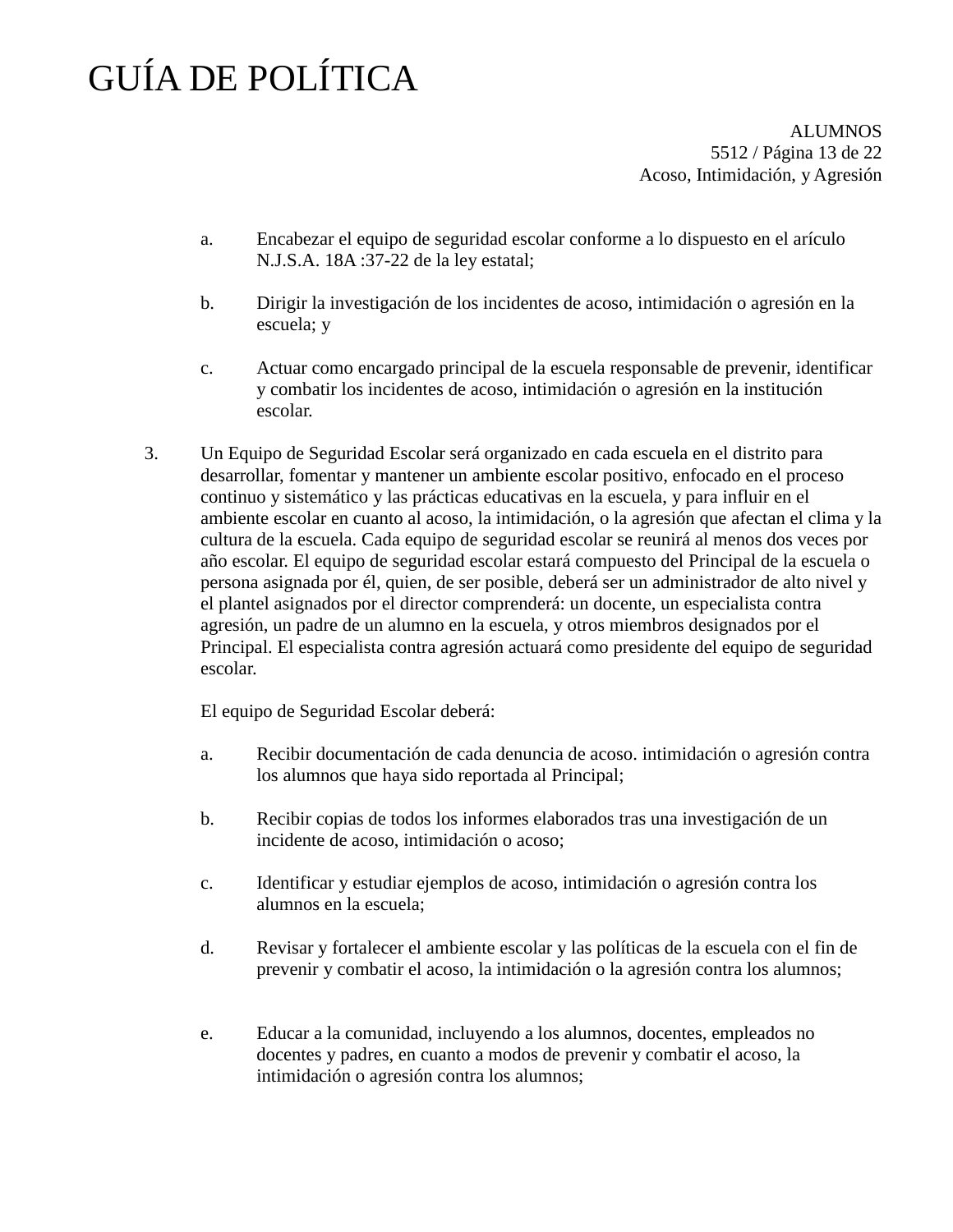a. Encabezar el equipo de seguridad escolar conforme a lo dispuesto en el aríiculo N.J.S.A. 18A :37-22 de la ley estatal;

b. Dirigir la investigación de los incidentes de acoso, intimidación o agresión en la escuela; y

c. Actuar como encargado principal de la escuela responsable de prevenir, identificar y combatir los incidentes de acoso, intimidación o agresión en la institución escolar.

3. Un Equipo de Seguridad Escolar será organizado en cada escuela en el distrito para desarrollar, fomentar y mantener un ambiente escolar positivo, enfocado en el proceso continuo y sistemático y las prácticas educativas en la escuela, y para influir en el ambiente escolar en cuanto al acoso, la intimidación, o la agresión que afectan el clima y la cultura de la escuela. Cada equipo de seguridad escolar se reunirá al menos dos veces por año escolar. El equipo de seguridad escolar estará compuesto del Principal de la escuela o persona asignada por él, quien, de ser posible, deberá ser un administrador de alto nivel y el plantel asignados por el director comprenderá: un docente, un especialista contra agresión, un padre de un alumno en la escuela, y otros miembros designados por el Principal. El especialista contra agresión actuará como presidente del equipo de seguridad escolar.

   El equipo de Seguridad Escolar deberá:

   a. Recibir documentación de cada denuncia de acoso. intimidación o agresión contra los alumnos que haya sido reportada al Principal;

   b. Recibir copias de todos los informes elaborados tras una investigación de un incidente de acoso, intimidación o acoso;

   c. Identificar y estudiar ejemplos de acoso, intimidación o agresión contra los alumnos en la escuela;

   d. Revisar y fortalecer el ambiente escolar y las políticas de la escuela con el fin de prevenir y combatir el acoso, la intimidación o la agresión contra los alumnos;

   e. Educar a la comunidad, incluyendo a los alumnos, docentes, empleados no docentes y padres, en cuanto a modos de prevenir y combatir el acoso, la intimidación o agresión contra los alumnos;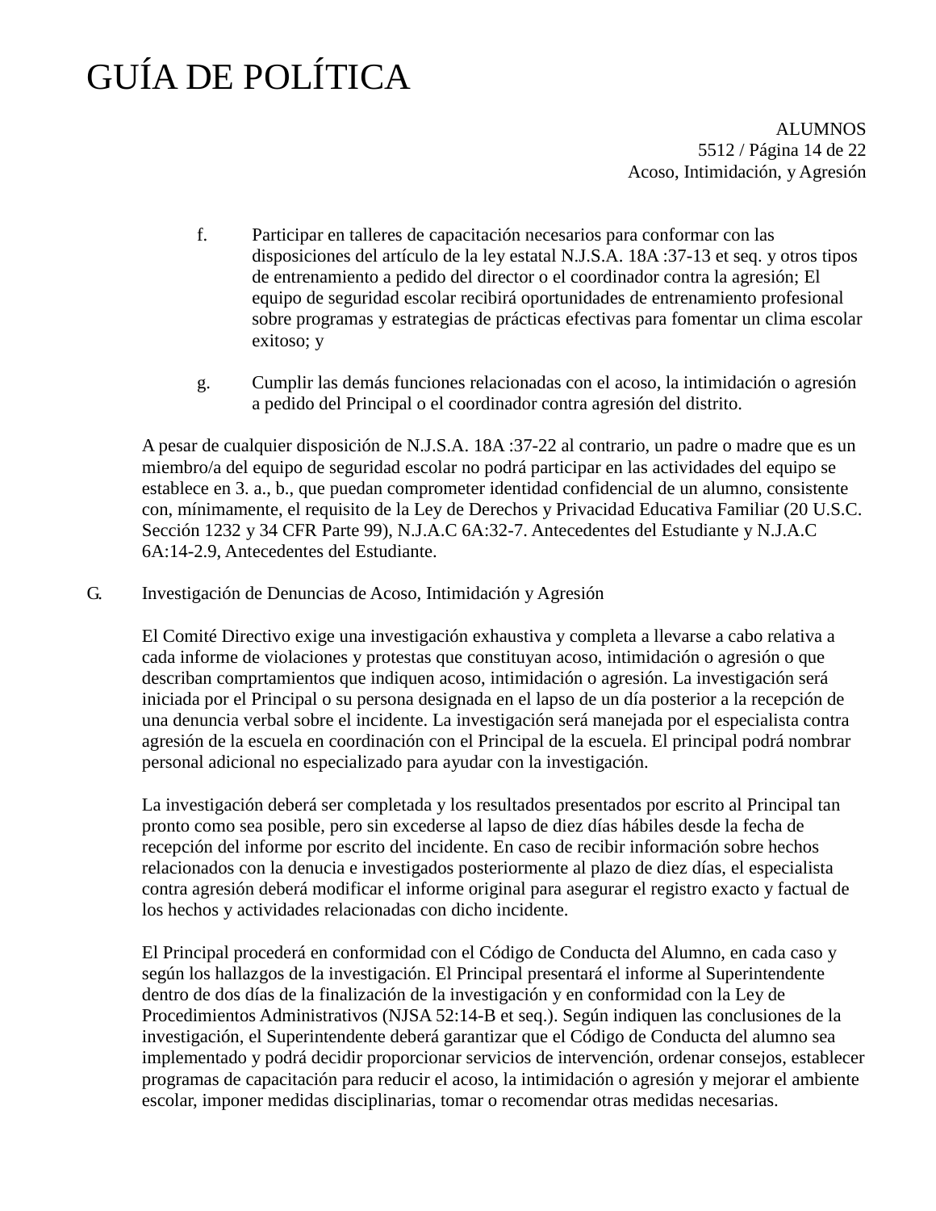f. Participar en talleres de capacitación necesarios para conformar con las disposiciones del artículo de la ley estatal N.J.S.A. 18A :37-13 et seq. y otros tipos de entrenamiento a pedido del director o el coordinador contra la agresión; El equipo de seguridad escolar recibirá oportunidades de entrenamiento profesional sobre programas y estrategias de prácticas efectivas para fomentar un clima escolar exitoso; y

g. Cumplir las demás funciones relacionadas con el acoso, la intimidación o agresión a pedido del Principal o el coordinador contra agresión del distrito.

A pesar de cualquier disposición de N.J.S.A. 18A :37-22 al contrario, un padre o madre que es un miembro/a del equipo de seguridad escolar no podrá participar en las actividades del equipo se establece en 3. a., b., que puedan comprometer identidad confidencial de un alumno, consistente con, mínimamente, el requisito de la Ley de Derechos y Privacidad Educativa Familiar (20 U.S.C. Sección 1232 y 34 CFR Parte 99), N.J.A.C 6A:32-7. Antecedentes del Estudiante y N.J.A.C 6A:14-2.9, Antecedentes del Estudiante.

G. Investigación de Denuncias de Acoso, Intimidación y Agresión

El Comité Directivo exige una investigación exhaustiva y completa a llevarse a cabo relativa a cada informe de violaciones y protestas que constituyan acoso, intimidación o agresión o que describan comprtamientos que indiquen acoso, intimidación o agresión. La investigación será iniciada por el Principal o su persona designada en el lapso de un día posterior a la recepción de una denuncia verbal sobre el incidente. La investigación será manejada por el especialista contra agresión de la escuela en coordinación con el Principal de la escuela. El principal podrá nombrar personal adicional no especializado para ayudar con la investigación.

La investigación deberá ser completada y los resultados presentados por escrito al Principal tan pronto como sea posible, pero sin excederse al lapso de diez días hábiles desde la fecha de recepción del informe por escrito del incidente. En caso de recibir información sobre hechos relacionados con la denucia e investigados posteriormente al plazo de diez días, el especialista contra agresión deberá modificar el informe original para asegurar el registro exacto y factual de los hechos y actividades relacionadas con dicho incidente.

El Principal procederá en conformidad con el Código de Conducta del Alumno, en cada caso y según los hallazgos de la investigación. El Principal presentará el informe al Superintendente dentro de dos días de la finalización de la investigación y en conformidad con la Ley de Procedimientos Administrativos (NJSA 52:14-B et seq.). Según indiquen las conclusiones de la investigación, el Superintendente deberá garantizar que el Código de Conducta del alumno sea implementado y podrá decidir proporcionar servicios de intervención, ordenar consejos, establecer programas de capacitación para reducir el acoso, la intimidación o agresión y mejorar el ambiente escolar, imponer medidas disciplinarias, tomar o recomendar otras medidas necesarias.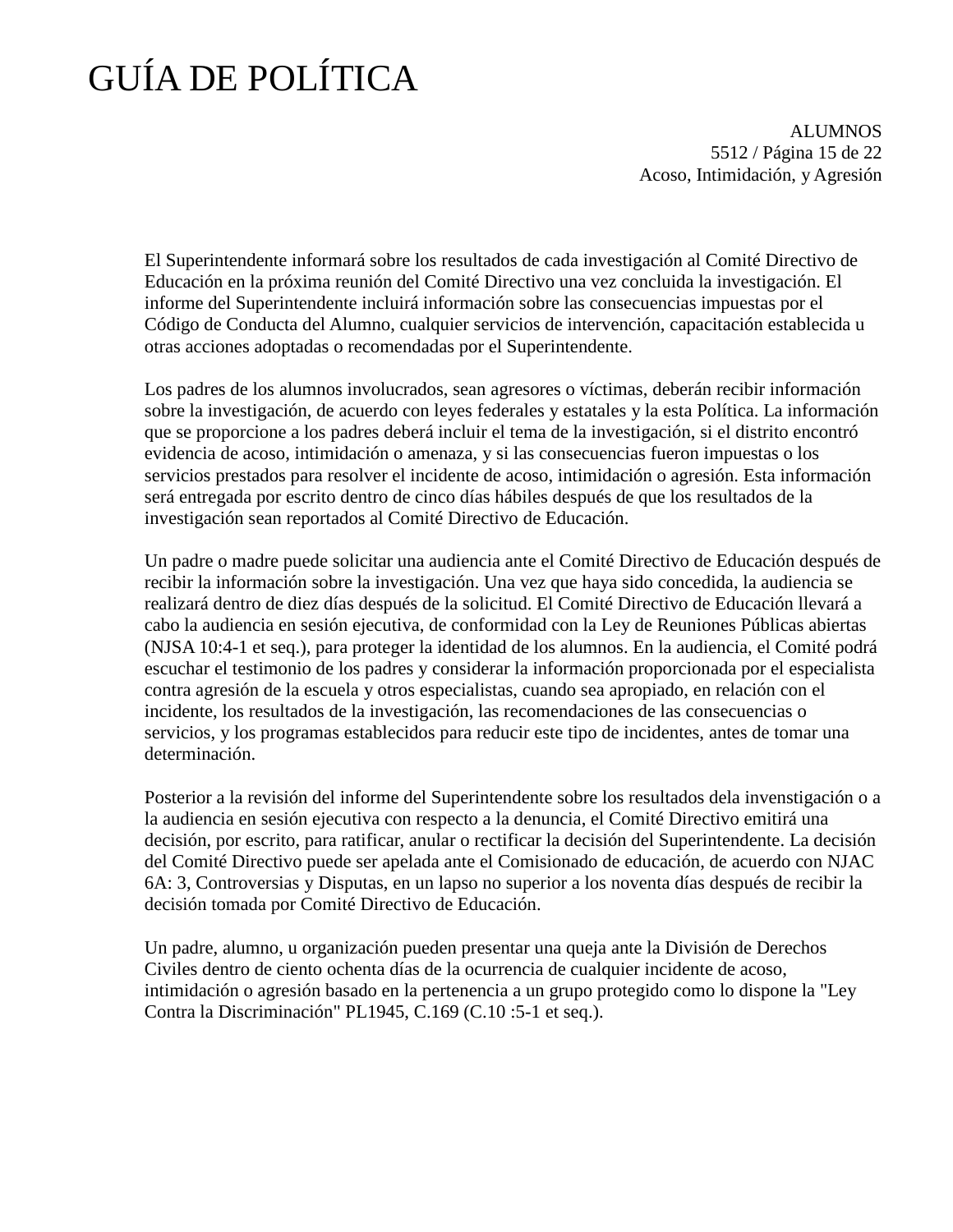El Superintendente informará sobre los resultados de cada investigación al Comité Directivo de Educación en la próxima reunión del Comité Directivo una vez concluida la investigación. El informe del Superintendente incluirá información sobre las consecuencias impuestas por el Código de Conducta del Alumno, cualquier servicios de intervención, capacitación establecida u otras acciones adoptadas o recomendadas por el Superintendente.

Los padres de los alumnos involucrados, sean agresores o víctimas, deberán recibir información sobre la investigación, de acuerdo con leyes federales y estatales y la esta Política. La información que se proporcione a los padres deberá incluir el tema de la investigación, si el distrito encontró evidencia de acoso, intimidación o amenaza, y si las consecuencias fueron impuestas o los servicios prestados para resolver el incidente de acoso, intimidación o agresión. Esta información será entregada por escrito dentro de cinco días hábiles después de que los resultados de la investigación sean reportados al Comité Directivo de Educación.

Un padre o madre puede solicitar una audiencia ante el Comité Directivo de Educación después de recibir la información sobre la investigación. Una vez que haya sido concedida, la audiencia se realizará dentro de diez días después de la solicitud. El Comité Directivo de Educación llevará a cabo la audiencia en sesión ejecutiva, de conformidad con la Ley de Reuniones Públicas abiertas (NJSA 10:4-1 et seq.), para proteger la identidad de los alumnos. En la audiencia, el Comité podrá escuchar el testimonio de los padres y considerar la información proporcionada por el especialista contra agresión de la escuela y otros especialistas, cuando sea apropiado, en relación con el incidente, los resultados de la investigación, las recomendaciones de las consecuencias o servicios, y los programas establecidos para reducir este tipo de incidentes, antes de tomar una determinación.

Posterior a la revisión del informe del Superintendente sobre los resultados dela invenstigación o a la audiencia en sesión ejecutiva con respecto a la denuncia, el Comité Directivo emitirá una decisión, por escrito, para ratificar, anular o rectificar la decisión del Superintendente. La decisión del Comité Directivo puede ser apelada ante el Comisionado de educación, de acuerdo con NJAC 6A: 3, Controversias y Disputas, en un lapso no superior a los noventa días después de recibir la decisión tomada por Comité Directivo de Educación.

Un padre, alumno, u organización pueden presentar una queja ante la División de Derechos Civiles dentro de ciento ochenta días de la ocurrencia de cualquier incidente de acoso, intimidación o agresión basado en la pertenencia a un grupo protegido como lo dispone la "Ley Contra la Discriminación" PL1945, C.169 (C.10 :5-1 et seq.).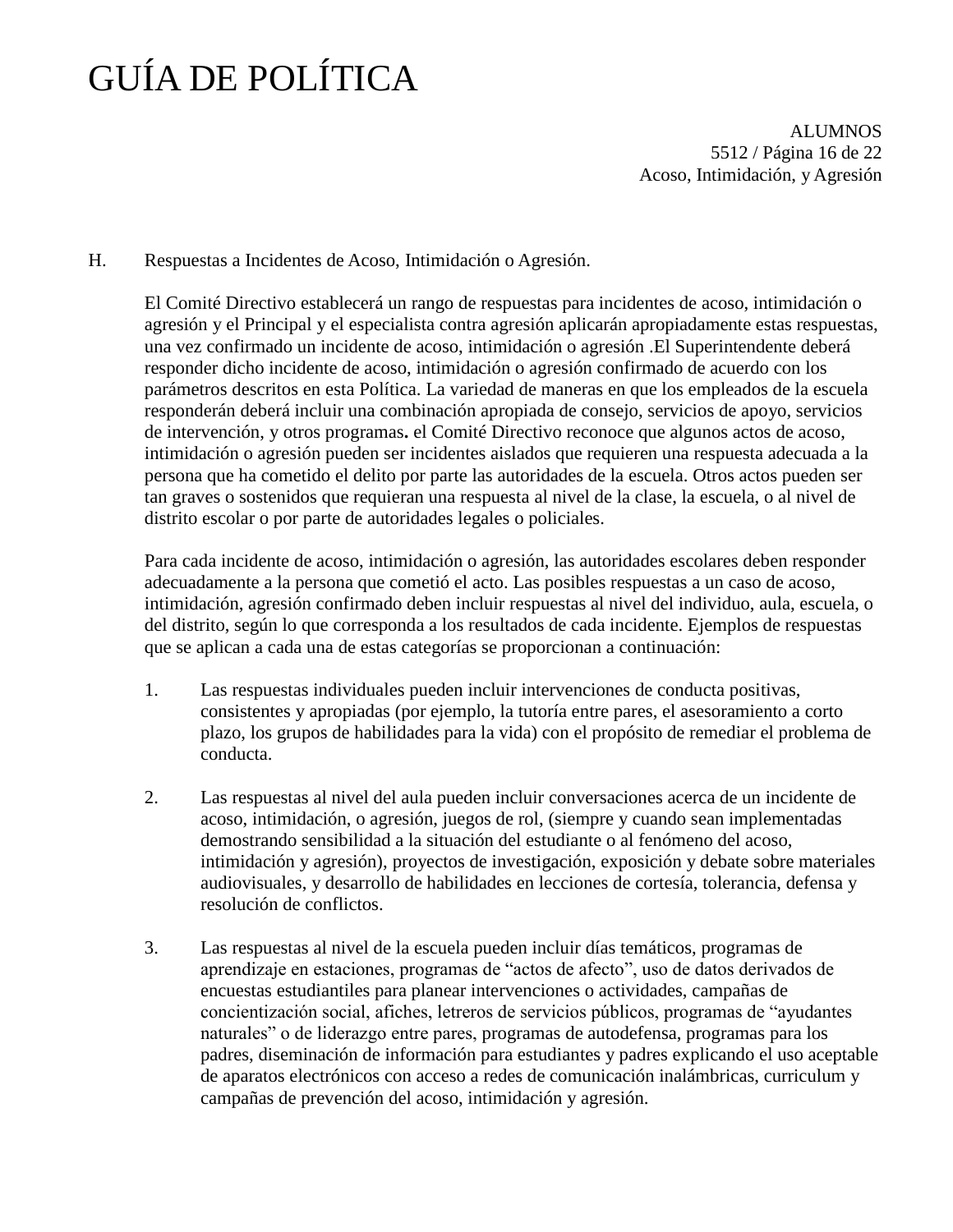H. Respuestas a Incidentes de Acoso, Intimidación o Agresión.

El Comité Directivo establecerá un rango de respuestas para incidentes de acoso, intimidación o agresión y el Principal y el especialista contra agresión aplicarán apropiadamente estas respuestas, una vez confirmado un incidente de acoso, intimidación o agresión .El Superintendente deberá responder dicho incidente de acoso, intimidación o agresión confirmado de acuerdo con los parámetros descritos en esta Política. La variedad de maneras en que los empleados de la escuela responderán deberá incluir una combinación apropiada de consejo, servicios de apoyo, servicios de intervención, y otros programas**.** el Comité Directivo reconoce que algunos actos de acoso, intimidación o agresión pueden ser incidentes aislados que requieren una respuesta adecuada a la persona que ha cometido el delito por parte las autoridades de la escuela. Otros actos pueden ser tan graves o sostenidos que requieran una respuesta al nivel de la clase, la escuela, o al nivel de distrito escolar o por parte de autoridades legales o policiales.

Para cada incidente de acoso, intimidación o agresión, las autoridades escolares deben responder adecuadamente a la persona que cometió el acto. Las posibles respuestas a un caso de acoso, intimidación, agresión confirmado deben incluir respuestas al nivel del individuo, aula, escuela, o del distrito, según lo que corresponda a los resultados de cada incidente. Ejemplos de respuestas que se aplican a cada una de estas categorías se proporcionan a continuación:

1. Las respuestas individuales pueden incluir intervenciones de conducta positivas, consistentes y apropiadas (por ejemplo, la tutoría entre pares, el asesoramiento a corto plazo, los grupos de habilidades para la vida) con el propósito de remediar el problema de conducta.

2. Las respuestas al nivel del aula pueden incluir conversaciones acerca de un incidente de acoso, intimidación, o agresión, juegos de rol, (siempre y cuando sean implementadas demostrando sensibilidad a la situación del estudiante o al fenómeno del acoso, intimidación y agresión), proyectos de investigación, exposición y debate sobre materiales audiovisuales, y desarrollo de habilidades en lecciones de cortesía, tolerancia, defensa y resolución de conflictos.

3. Las respuestas al nivel de la escuela pueden incluir días temáticos, programas de aprendizaje en estaciones, programas de "actos de afecto", uso de datos derivados de encuestas estudiantiles para planear intervenciones o actividades, campañas de concientización social, afiches, letreros de servicios públicos, programas de "ayudantes naturales" o de liderazgo entre pares, programas de autodefensa, programas para los padres, diseminación de información para estudiantes y padres explicando el uso aceptable de aparatos electrónicos con acceso a redes de comunicación inalámbricas, curriculum y campañas de prevención del acoso, intimidación y agresión.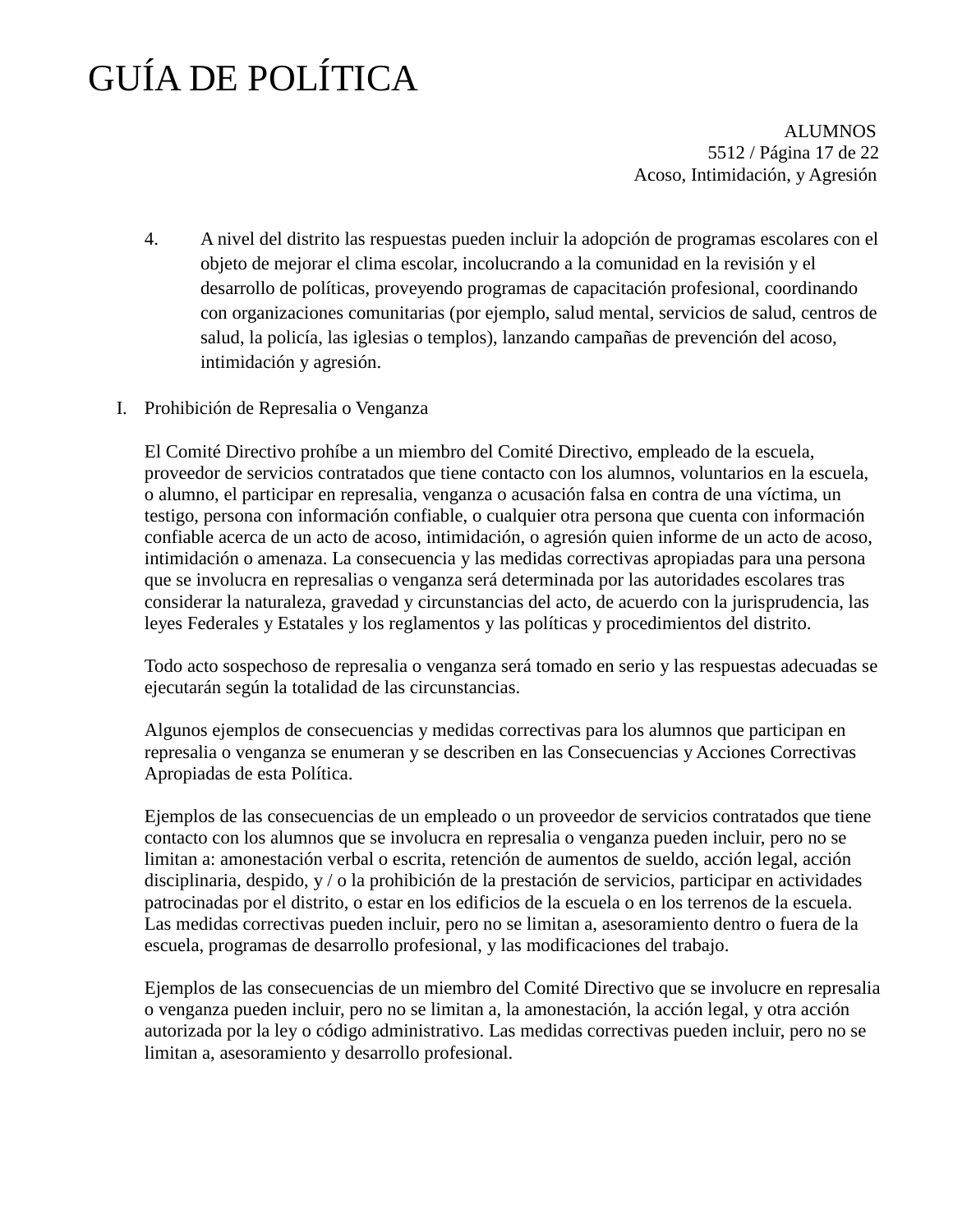4. A nivel del distrito las respuestas pueden incluir la adopción de programas escolares con el objeto de mejorar el clima escolar, incolucrando a la comunidad en la revisión y el desarrollo de políticas, proveyendo programas de capacitación profesional, coordinando con organizaciones comunitarias (por ejemplo, salud mental, servicios de salud, centros de salud, la policía, las iglesias o templos), lanzando campañas de prevención del acoso, intimidación y agresión.

I. Prohibición de Represalia o Venganza

El Comité Directivo prohíbe a un miembro del Comité Directivo, empleado de la escuela, proveedor de servicios contratados que tiene contacto con los alumnos, voluntarios en la escuela, o alumno, el participar en represalia, venganza o acusación falsa en contra de una víctima, un testigo, persona con información confiable, o cualquier otra persona que cuenta con información confiable acerca de un acto de acoso, intimidación, o agresión quien informe de un acto de acoso, intimidación o amenaza. La consecuencia y las medidas correctivas apropiadas para una persona que se involucra en represalias o venganza será determinada por las autoridades escolares tras considerar la naturaleza, gravedad y circunstancias del acto, de acuerdo con la jurisprudencia, las leyes Federales y Estatales y los reglamentos y las políticas y procedimientos del distrito.

Todo acto sospechoso de represalia o venganza será tomado en serio y las respuestas adecuadas se ejecutarán según la totalidad de las circunstancias.

Algunos ejemplos de consecuencias y medidas correctivas para los alumnos que participan en represalia o venganza se enumeran y se describen en las Consecuencias y Acciones Correctivas Apropiadas de esta Política.

Ejemplos de las consecuencias de un empleado o un proveedor de servicios contratados que tiene contacto con los alumnos que se involucra en represalia o venganza pueden incluir, pero no se limitan a: amonestación verbal o escrita, retención de aumentos de sueldo, acción legal, acción disciplinaria, despido, y / o la prohibición de la prestación de servicios, participar en actividades patrocinadas por el distrito, o estar en los edificios de la escuela o en los terrenos de la escuela. Las medidas correctivas pueden incluir, pero no se limitan a, asesoramiento dentro o fuera de la escuela, programas de desarrollo profesional, y las modificaciones del trabajo.

Ejemplos de las consecuencias de un miembro del Comité Directivo que se involucre en represalia o venganza pueden incluir, pero no se limitan a, la amonestación, la acción legal, y otra acción autorizada por la ley o código administrativo. Las medidas correctivas pueden incluir, pero no se limitan a, asesoramiento y desarrollo profesional.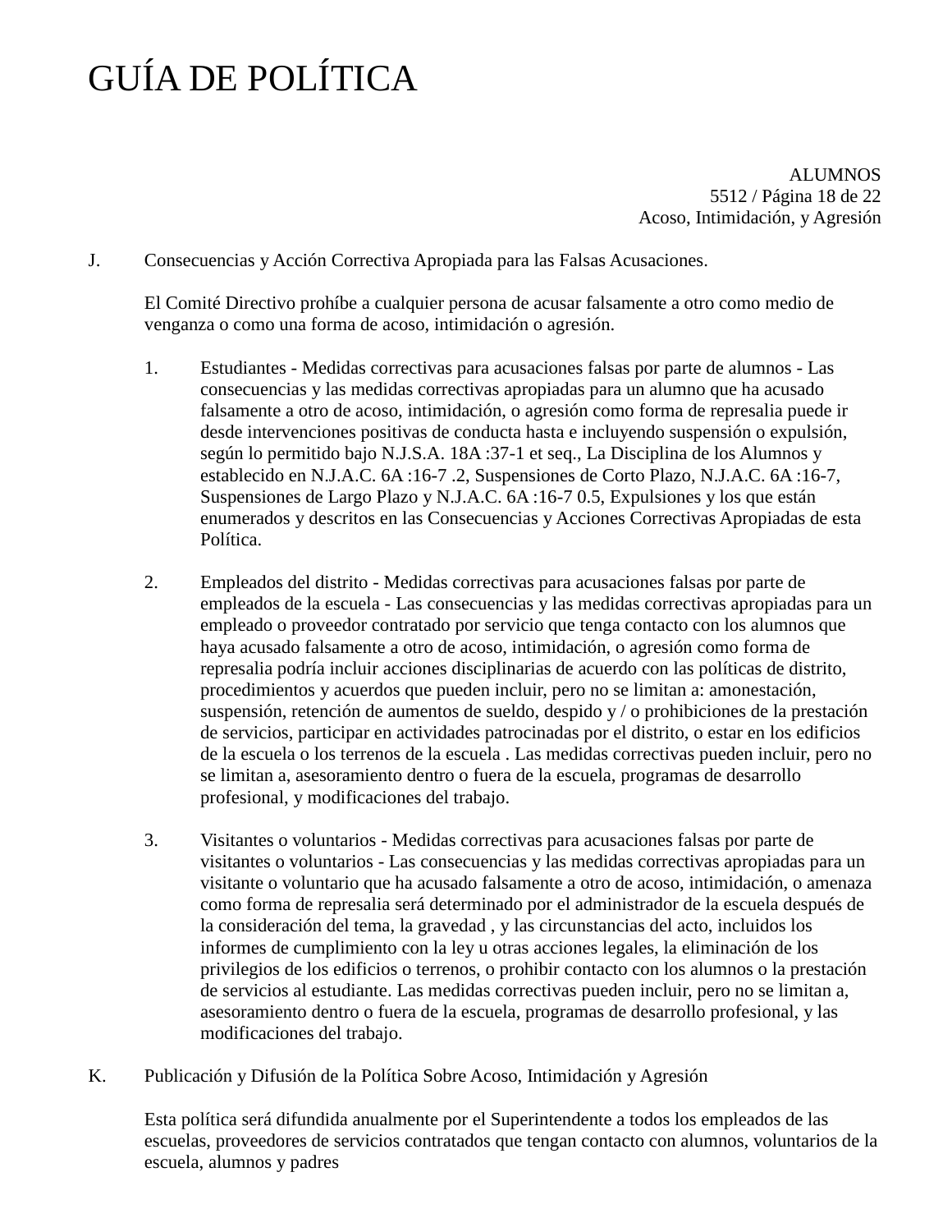J. Consecuencias y Acción Correctiva Apropiada para las Falsas Acusaciones.

El Comité Directivo prohíbe a cualquier persona de acusar falsamente a otro como medio de venganza o como una forma de acoso, intimidación o agresión.

1. Estudiantes - Medidas correctivas para acusaciones falsas por parte de alumnos - Las consecuencias y las medidas correctivas apropiadas para un alumno que ha acusado falsamente a otro de acoso, intimidación, o agresión como forma de represalia puede ir desde intervenciones positivas de conducta hasta e incluyendo suspensión o expulsión, según lo permitido bajo N.J.S.A. 18A :37-1 et seq., La Disciplina de los Alumnos y establecido en N.J.A.C. 6A :16-7 .2, Suspensiones de Corto Plazo, N.J.A.C. 6A :16-7, Suspensiones de Largo Plazo y N.J.A.C. 6A :16-7 0.5, Expulsiones y los que están enumerados y descritos en las Consecuencias y Acciones Correctivas Apropiadas de esta Política.

2. Empleados del distrito - Medidas correctivas para acusaciones falsas por parte de empleados de la escuela - Las consecuencias y las medidas correctivas apropiadas para un empleado o proveedor contratado por servicio que tenga contacto con los alumnos que haya acusado falsamente a otro de acoso, intimidación, o agresión como forma de represalia podría incluir acciones disciplinarias de acuerdo con las políticas de distrito, procedimientos y acuerdos que pueden incluir, pero no se limitan a: amonestación, suspensión, retención de aumentos de sueldo, despido y / o prohibiciones de la prestación de servicios, participar en actividades patrocinadas por el distrito, o estar en los edificios de la escuela o los terrenos de la escuela . Las medidas correctivas pueden incluir, pero no se limitan a, asesoramiento dentro o fuera de la escuela, programas de desarrollo profesional, y modificaciones del trabajo.

3. Visitantes o voluntarios - Medidas correctivas para acusaciones falsas por parte de visitantes o voluntarios - Las consecuencias y las medidas correctivas apropiadas para un visitante o voluntario que ha acusado falsamente a otro de acoso, intimidación, o amenaza como forma de represalia será determinado por el administrador de la escuela después de la consideración del tema, la gravedad , y las circunstancias del acto, incluidos los informes de cumplimiento con la ley u otras acciones legales, la eliminación de los privilegios de los edificios o terrenos, o prohibir contacto con los alumnos o la prestación de servicios al estudiante. Las medidas correctivas pueden incluir, pero no se limitan a, asesoramiento dentro o fuera de la escuela, programas de desarrollo profesional, y las modificaciones del trabajo.

K. Publicación y Difusión de la Política Sobre Acoso, Intimidación y Agresión

Esta política será difundida anualmente por el Superintendente a todos los empleados de las escuelas, proveedores de servicios contratados que tengan contacto con alumnos, voluntarios de la escuela, alumnos y padres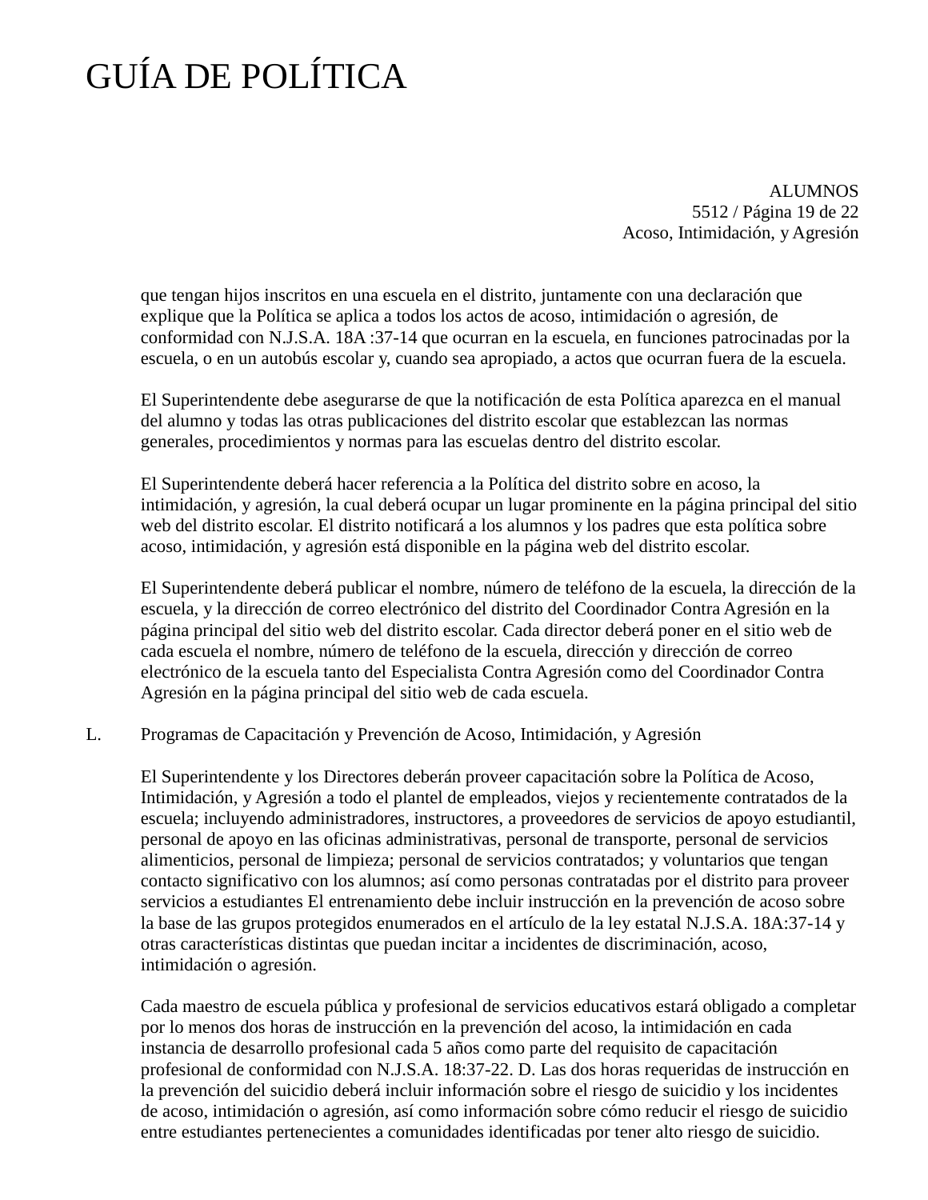que tengan hijos inscritos en una escuela en el distrito, juntamente con una declaración que explique que la Política se aplica a todos los actos de acoso, intimidación o agresión, de conformidad con N.J.S.A. 18A :37-14 que ocurran en la escuela, en funciones patrocinadas por la escuela, o en un autobús escolar y, cuando sea apropiado, a actos que ocurran fuera de la escuela.

El Superintendente debe asegurarse de que la notificación de esta Política aparezca en el manual del alumno y todas las otras publicaciones del distrito escolar que establezcan las normas generales, procedimientos y normas para las escuelas dentro del distrito escolar.

El Superintendente deberá hacer referencia a la Política del distrito sobre en acoso, la intimidación, y agresión, la cual deberá ocupar un lugar prominente en la página principal del sitio web del distrito escolar. El distrito notificará a los alumnos y los padres que esta política sobre acoso, intimidación, y agresión está disponible en la página web del distrito escolar.

El Superintendente deberá publicar el nombre, número de teléfono de la escuela, la dirección de la escuela, y la dirección de correo electrónico del distrito del Coordinador Contra Agresión en la página principal del sitio web del distrito escolar. Cada director deberá poner en el sitio web de cada escuela el nombre, número de teléfono de la escuela, dirección y dirección de correo electrónico de la escuela tanto del Especialista Contra Agresión como del Coordinador Contra Agresión en la página principal del sitio web de cada escuela.

L. Programas de Capacitación y Prevención de Acoso, Intimidación, y Agresión

El Superintendente y los Directores deberán proveer capacitación sobre la Política de Acoso, Intimidación, y Agresión a todo el plantel de empleados, viejos y recientemente contratados de la escuela; incluyendo administradores, instructores, a proveedores de servicios de apoyo estudiantil, personal de apoyo en las oficinas administrativas, personal de transporte, personal de servicios alimenticios, personal de limpieza; personal de servicios contratados; y voluntarios que tengan contacto significativo con los alumnos; así como personas contratadas por el distrito para proveer servicios a estudiantes El entrenamiento debe incluir instrucción en la prevención de acoso sobre la base de las grupos protegidos enumerados en el artículo de la ley estatal N.J.S.A. 18A:37-14 y otras características distintas que puedan incitar a incidentes de discriminación, acoso, intimidación o agresión.

Cada maestro de escuela pública y profesional de servicios educativos estará obligado a completar por lo menos dos horas de instrucción en la prevención del acoso, la intimidación en cada instancia de desarrollo profesional cada 5 años como parte del requisito de capacitación profesional de conformidad con N.J.S.A. 18:37-22. D. Las dos horas requeridas de instrucción en la prevención del suicidio deberá incluir información sobre el riesgo de suicidio y los incidentes de acoso, intimidación o agresión, así como información sobre cómo reducir el riesgo de suicidio entre estudiantes pertenecientes a comunidades identificadas por tener alto riesgo de suicidio.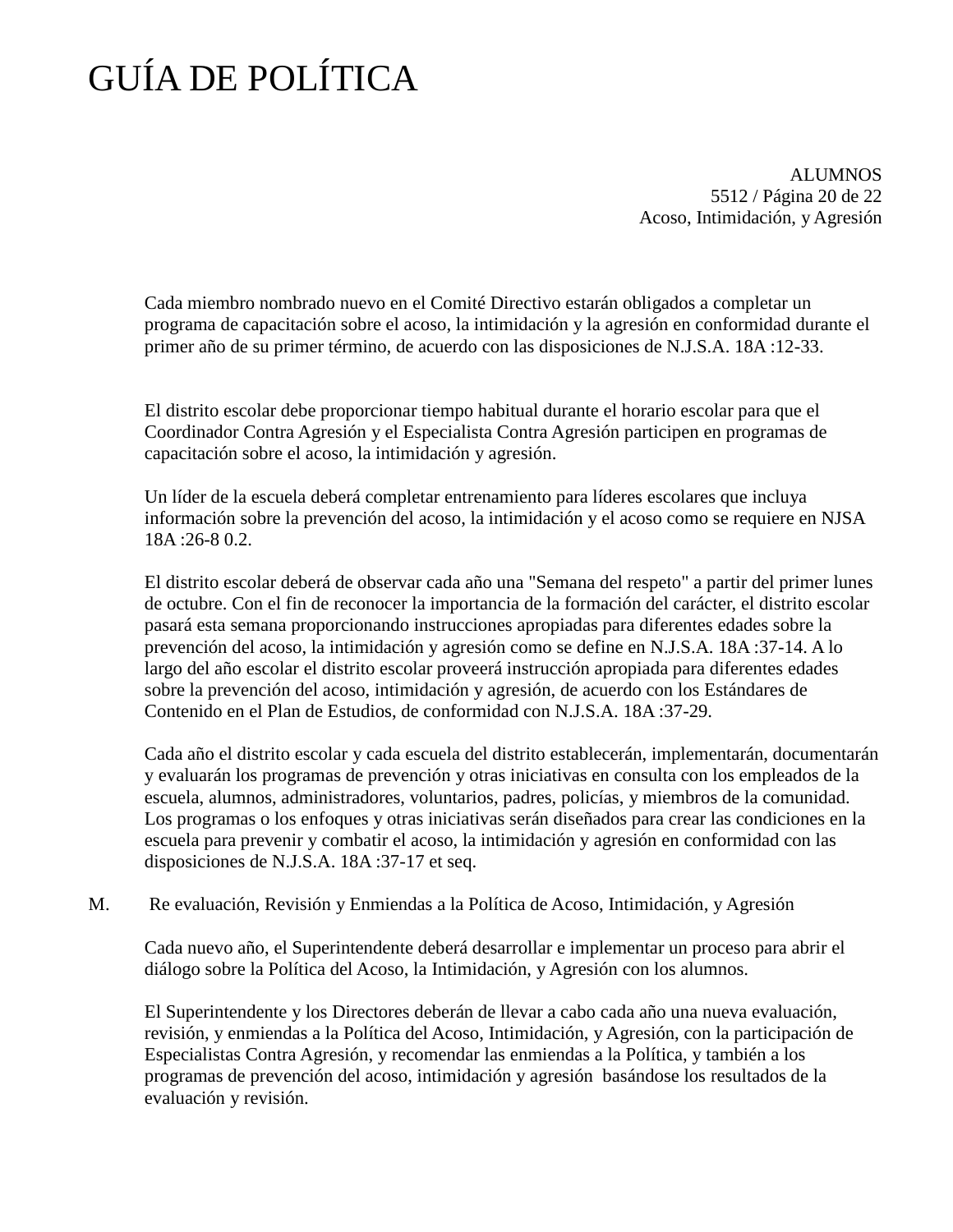Cada miembro nombrado nuevo en el Comité Directivo estarán obligados a completar un programa de capacitación sobre el acoso, la intimidación y la agresión en conformidad durante el primer año de su primer término, de acuerdo con las disposiciones de N.J.S.A. 18A :12-33.

El distrito escolar debe proporcionar tiempo habitual durante el horario escolar para que el Coordinador Contra Agresión y el Especialista Contra Agresión participen en programas de capacitación sobre el acoso, la intimidación y agresión.

Un líder de la escuela deberá completar entrenamiento para líderes escolares que incluya información sobre la prevención del acoso, la intimidación y el acoso como se requiere en NJSA 18A :26-8 0.2.

El distrito escolar deberá de observar cada año una "Semana del respeto" a partir del primer lunes de octubre. Con el fin de reconocer la importancia de la formación del carácter, el distrito escolar pasará esta semana proporcionando instrucciones apropiadas para diferentes edades sobre la prevención del acoso, la intimidación y agresión como se define en N.J.S.A. 18A :37-14. A lo largo del año escolar el distrito escolar proveerá instrucción apropiada para diferentes edades sobre la prevención del acoso, intimidación y agresión, de acuerdo con los Estándares de Contenido en el Plan de Estudios, de conformidad con N.J.S.A. 18A :37-29.

Cada año el distrito escolar y cada escuela del distrito establecerán, implementarán, documentarán y evaluarán los programas de prevención y otras iniciativas en consulta con los empleados de la escuela, alumnos, administradores, voluntarios, padres, policías, y miembros de la comunidad. Los programas o los enfoques y otras iniciativas serán diseñados para crear las condiciones en la escuela para prevenir y combatir el acoso, la intimidación y agresión en conformidad con las disposiciones de N.J.S.A. 18A :37-17 et seq.

M. Re evaluación, Revisión y Enmiendas a la Política de Acoso, Intimidación, y Agresión

Cada nuevo año, el Superintendente deberá desarrollar e implementar un proceso para abrir el diálogo sobre la Política del Acoso, la Intimidación, y Agresión con los alumnos.

El Superintendente y los Directores deberán de llevar a cabo cada año una nueva evaluación, revisión, y enmiendas a la Política del Acoso, Intimidación, y Agresión, con la participación de Especialistas Contra Agresión, y recomendar las enmiendas a la Política, y también a los programas de prevención del acoso, intimidación y agresión basándose los resultados de la evaluación y revisión.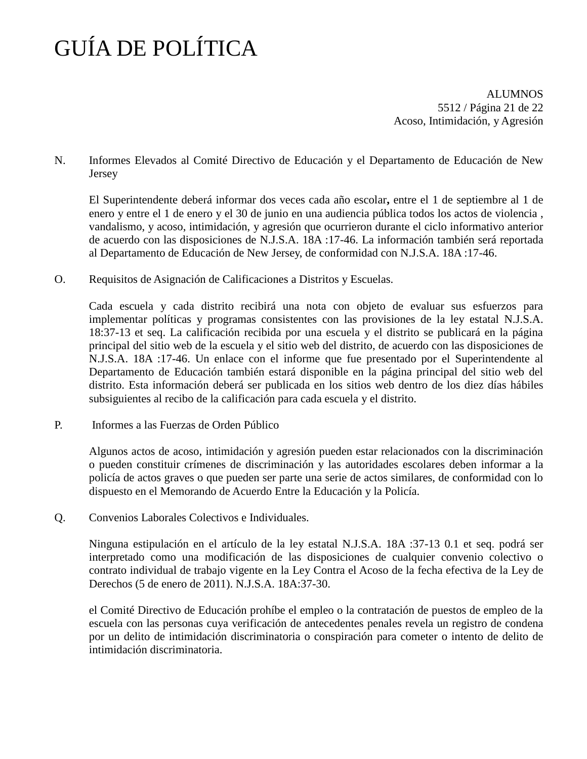N. Informes Elevados al Comité Directivo de Educación y el Departamento de Educación de New Jersey

El Superintendente deberá informar dos veces cada año escolar**,** entre el 1 de septiembre al 1 de enero y entre el 1 de enero y el 30 de junio en una audiencia pública todos los actos de violencia , vandalismo, y acoso, intimidación, y agresión que ocurrieron durante el ciclo informativo anterior de acuerdo con las disposiciones de N.J.S.A. 18A :17-46. La información también será reportada al Departamento de Educación de New Jersey, de conformidad con N.J.S.A. 18A :17-46.

O. Requisitos de Asignación de Calificaciones a Distritos y Escuelas.

Cada escuela y cada distrito recibirá una nota con objeto de evaluar sus esfuerzos para implementar políticas y programas consistentes con las provisiones de la ley estatal N.J.S.A. 18:37-13 et seq. La calificación recibida por una escuela y el distrito se publicará en la página principal del sitio web de la escuela y el sitio web del distrito, de acuerdo con las disposiciones de N.J.S.A. 18A :17-46. Un enlace con el informe que fue presentado por el Superintendente al Departamento de Educación también estará disponible en la página principal del sitio web del distrito. Esta información deberá ser publicada en los sitios web dentro de los diez días hábiles subsiguientes al recibo de la calificación para cada escuela y el distrito.

P. Informes a las Fuerzas de Orden Público

Algunos actos de acoso, intimidación y agresión pueden estar relacionados con la discriminación o pueden constituir crímenes de discriminación y las autoridades escolares deben informar a la policía de actos graves o que pueden ser parte una serie de actos similares, de conformidad con lo dispuesto en el Memorando de Acuerdo Entre la Educación y la Policía.

Q. Convenios Laborales Colectivos e Individuales.

Ninguna estipulación en el artículo de la ley estatal N.J.S.A. 18A :37-13 0.1 et seq. podrá ser interpretado como una modificación de las disposiciones de cualquier convenio colectivo o contrato individual de trabajo vigente en la Ley Contra el Acoso de la fecha efectiva de la Ley de Derechos (5 de enero de 2011). N.J.S.A. 18A:37-30.

el Comité Directivo de Educación prohíbe el empleo o la contratación de puestos de empleo de la escuela con las personas cuya verificación de antecedentes penales revela un registro de condena por un delito de intimidación discriminatoria o conspiración para cometer o intento de delito de intimidación discriminatoria.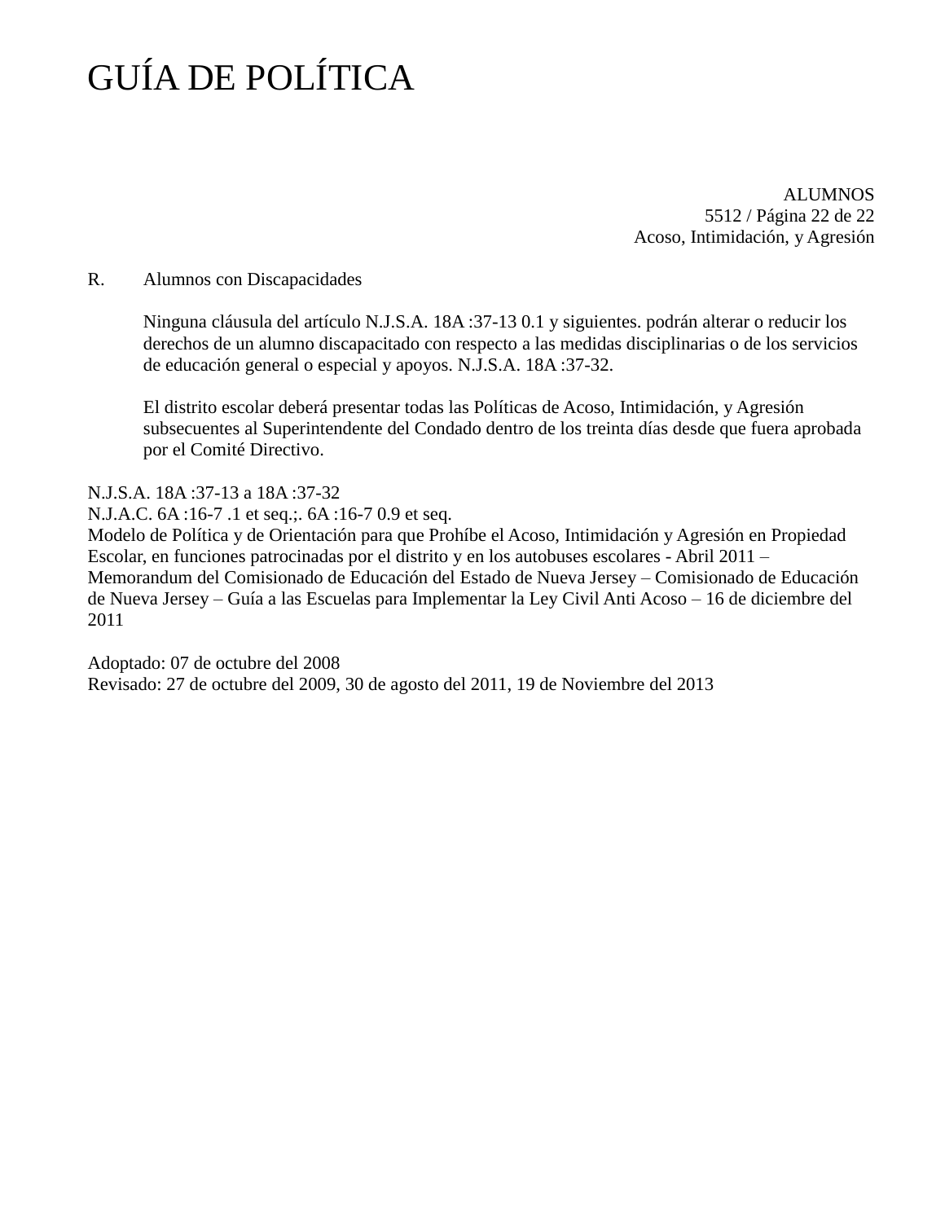# GUÍA DE POLÍTICA

R. Alumnos con Discapacidades

Ninguna cláusula del artículo N.J.S.A. 18A :37-13 0.1 y siguientes. podrán alterar o reducir los derechos de un alumno discapacitado con respecto a las medidas disciplinarias o de los servicios de educación general o especial y apoyos. N.J.S.A. 18A :37-32.

El distrito escolar deberá presentar todas las Políticas de Acoso, Intimidación, y Agresión subsecuentes al Superintendente del Condado dentro de los treinta días desde que fuera aprobada por el Comité Directivo.

N.J.S.A. 18A :37-13 a 18A :37-32
N.J.A.C. 6A :16-7 .1 et seq.;. 6A :16-7 0.9 et seq.
Modelo de Política y de Orientación para que Prohíbe el Acoso, Intimidación y Agresión en Propiedad Escolar, en funciones patrocinadas por el distrito y en los autobuses escolares - Abril 2011 – Memorandum del Comisionado de Educación del Estado de Nueva Jersey – Comisionado de Educación de Nueva Jersey – Guía a las Escuelas para Implementar la Ley Civil Anti Acoso – 16 de diciembre del 2011

Adoptado: 07 de octubre del 2008
Revisado: 27 de octubre del 2009, 30 de agosto del 2011, 19 de Noviembre del 2013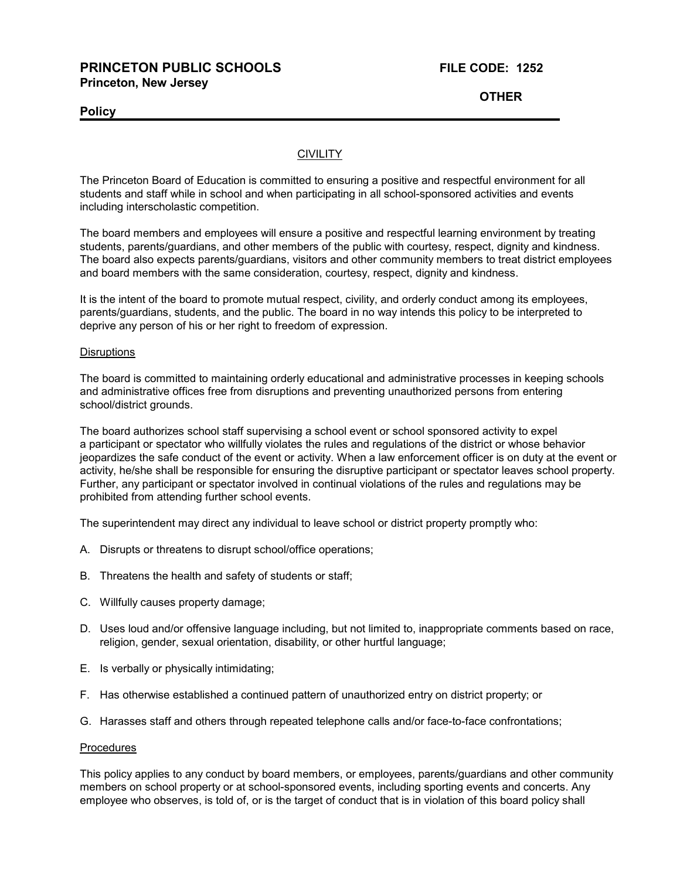**PRINCETON PUBLIC SCHOOLS** **FILE CODE: 1252**
**Princeton, New Jersey**

**OTHER**

**Policy**

CIVILITY

The Princeton Board of Education is committed to ensuring a positive and respectful environment for all students and staff while in school and when participating in all school-sponsored activities and events including interscholastic competition.

The board members and employees will ensure a positive and respectful learning environment by treating students, parents/guardians, and other members of the public with courtesy, respect, dignity and kindness. The board also expects parents/guardians, visitors and other community members to treat district employees and board members with the same consideration, courtesy, respect, dignity and kindness.

It is the intent of the board to promote mutual respect, civility, and orderly conduct among its employees, parents/guardians, students, and the public. The board in no way intends this policy to be interpreted to deprive any person of his or her right to freedom of expression.

Disruptions

The board is committed to maintaining orderly educational and administrative processes in keeping schools and administrative offices free from disruptions and preventing unauthorized persons from entering school/district grounds.

The board authorizes school staff supervising a school event or school sponsored activity to expel a participant or spectator who willfully violates the rules and regulations of the district or whose behavior jeopardizes the safe conduct of the event or activity. When a law enforcement officer is on duty at the event or activity, he/she shall be responsible for ensuring the disruptive participant or spectator leaves school property. Further, any participant or spectator involved in continual violations of the rules and regulations may be prohibited from attending further school events.

The superintendent may direct any individual to leave school or district property promptly who:

A. Disrupts or threatens to disrupt school/office operations;

B. Threatens the health and safety of students or staff;

C. Willfully causes property damage;

D. Uses loud and/or offensive language including, but not limited to, inappropriate comments based on race, religion, gender, sexual orientation, disability, or other hurtful language;

E. Is verbally or physically intimidating;

F. Has otherwise established a continued pattern of unauthorized entry on district property; or

G. Harasses staff and others through repeated telephone calls and/or face-to-face confrontations;

Procedures

This policy applies to any conduct by board members, or employees, parents/guardians and other community members on school property or at school-sponsored events, including sporting events and concerts. Any employee who observes, is told of, or is the target of conduct that is in violation of this board policy shall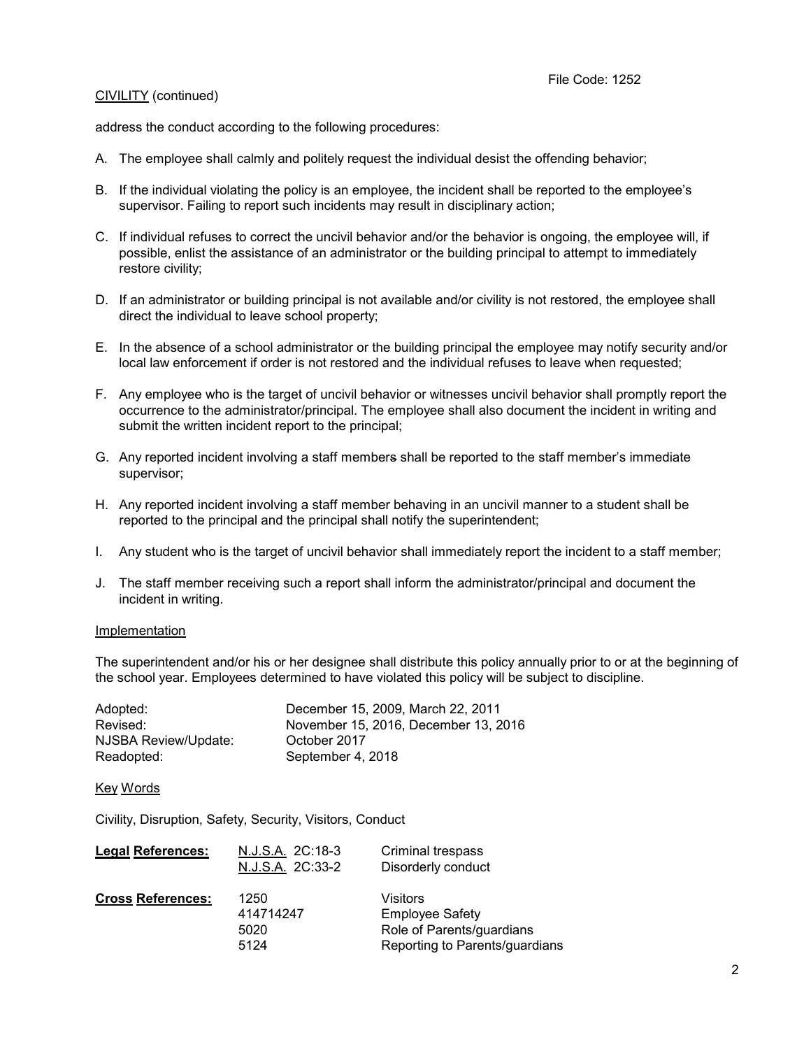File Code: 1252

CIVILITY (continued)

address the conduct according to the following procedures:

A. The employee shall calmly and politely request the individual desist the offending behavior;

B. If the individual violating the policy is an employee, the incident shall be reported to the employee's supervisor. Failing to report such incidents may result in disciplinary action;

C. If individual refuses to correct the uncivil behavior and/or the behavior is ongoing, the employee will, if possible, enlist the assistance of an administrator or the building principal to attempt to immediately restore civility;

D. If an administrator or building principal is not available and/or civility is not restored, the employee shall direct the individual to leave school property;

E. In the absence of a school administrator or the building principal the employee may notify security and/or local law enforcement if order is not restored and the individual refuses to leave when requested;

F. Any employee who is the target of uncivil behavior or witnesses uncivil behavior shall promptly report the occurrence to the administrator/principal. The employee shall also document the incident in writing and submit the written incident report to the principal;

G. Any reported incident involving a staff members shall be reported to the staff member's immediate supervisor;

H. Any reported incident involving a staff member behaving in an uncivil manner to a student shall be reported to the principal and the principal shall notify the superintendent;

I. Any student who is the target of uncivil behavior shall immediately report the incident to a staff member;

J. The staff member receiving such a report shall inform the administrator/principal and document the incident in writing.

Implementation

The superintendent and/or his or her designee shall distribute this policy annually prior to or at the beginning of the school year. Employees determined to have violated this policy will be subject to discipline.

| | |
|---|---|
| Adopted: | December 15, 2009, March 22, 2011 |
| Revised: | November 15, 2016, December 13, 2016 |
| NJSBA Review/Update: | October 2017 |
| Readopted: | September 4, 2018 |

Key Words

Civility, Disruption, Safety, Security, Visitors, Conduct

| | | |
|---|---|---|
| **Legal References:** | N.J.S.A. 2C:18-3 | Criminal trespass |
| | N.J.S.A. 2C:33-2 | Disorderly conduct |
| **Cross References:** | 1250 | Visitors |
| | 414714247 | Employee Safety |
| | 5020 | Role of Parents/guardians |
| | 5124 | Reporting to Parents/guardians |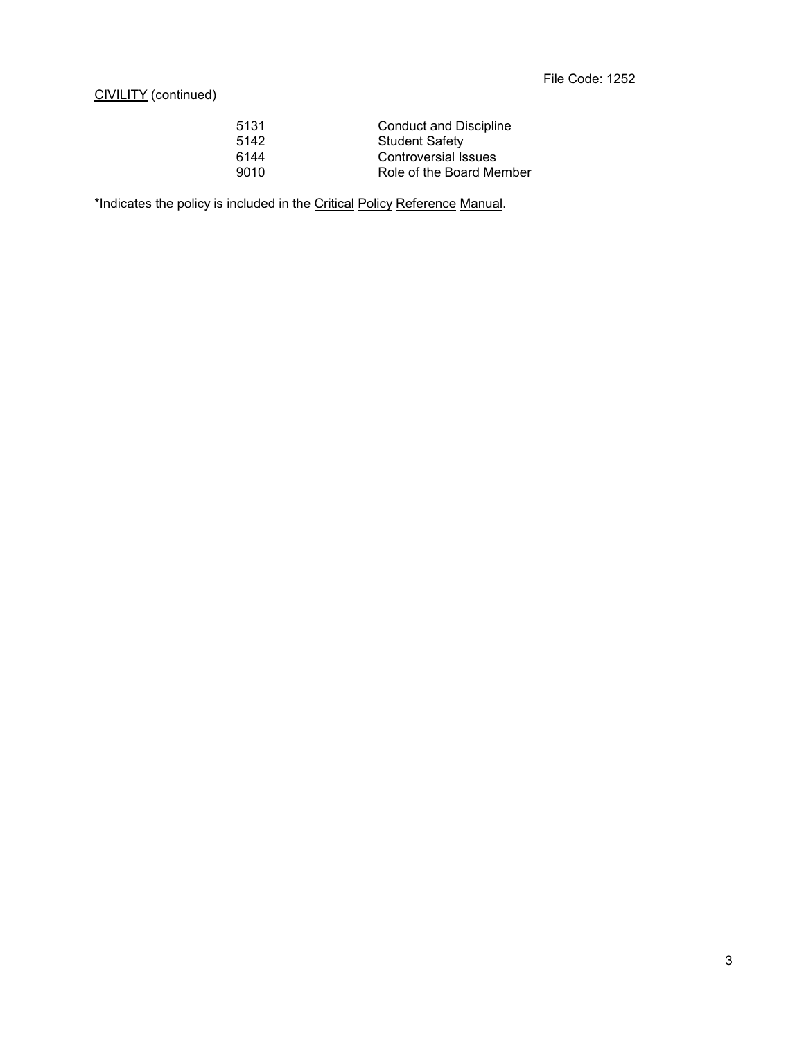CIVILITY (continued)

| | |
|---|---|
| 5131 | Conduct and Discipline |
| 5142 | Student Safety |
| 6144 | Controversial Issues |
| 9010 | Role of the Board Member |

*Indicates the policy is included in the Critical Policy Reference Manual.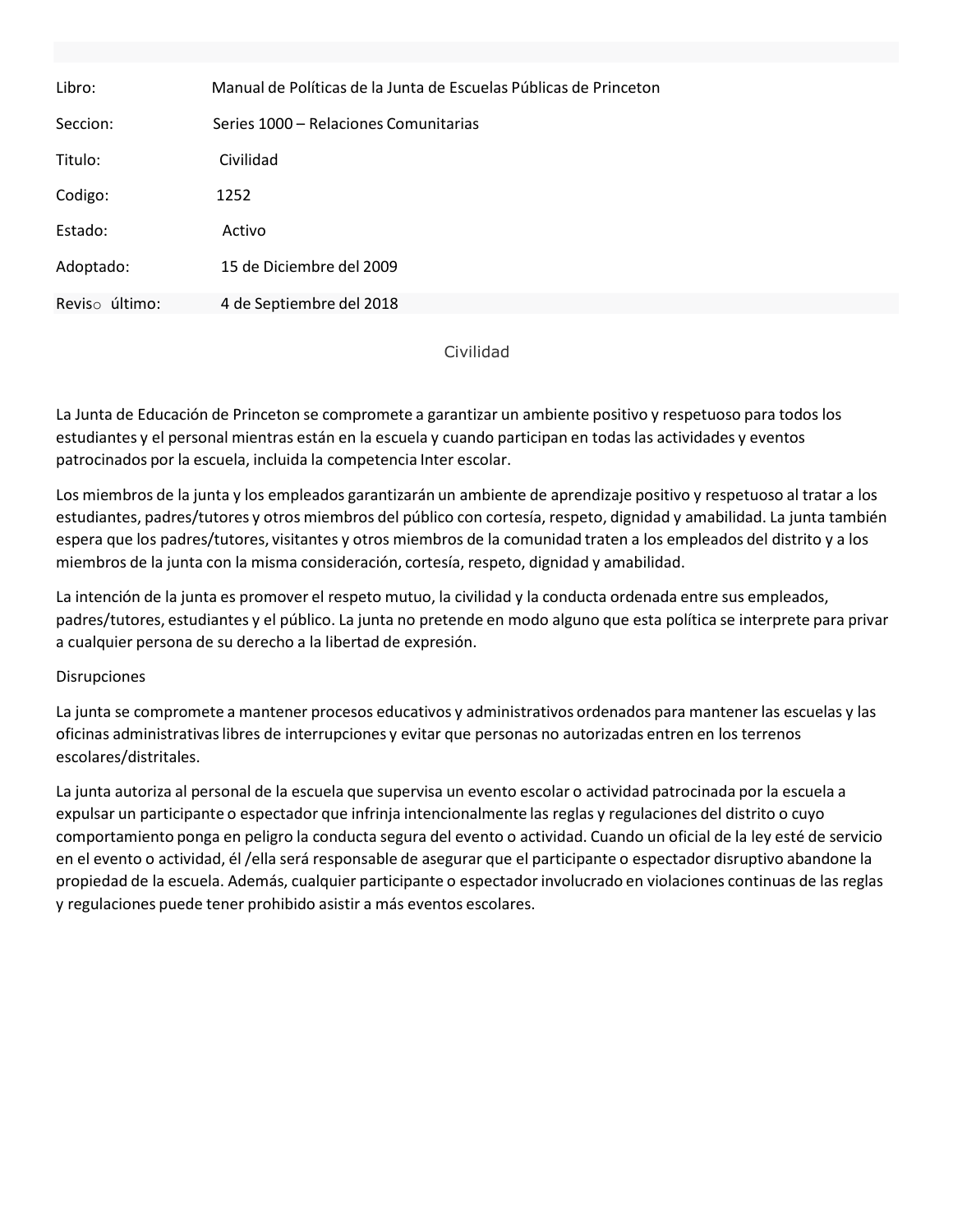| | |
|---|---|
| Libro: | Manual de Políticas de la Junta de Escuelas Públicas de Princeton |
| Seccion: | Series 1000 – Relaciones Comunitarias |
| Titulo: | Civilidad |
| Codigo: | 1252 |
| Estado: | Activo |
| Adoptado: | 15 de Diciembre del 2009 |
| Reviso último: | 4 de Septiembre del 2018 |

## Civilidad

La Junta de Educación de Princeton se compromete a garantizar un ambiente positivo y respetuoso para todos los estudiantes y el personal mientras están en la escuela y cuando participan en todas las actividades y eventos patrocinados por la escuela, incluida la competencia Inter escolar.

Los miembros de la junta y los empleados garantizarán un ambiente de aprendizaje positivo y respetuoso al tratar a los estudiantes, padres/tutores y otros miembros del público con cortesía, respeto, dignidad y amabilidad. La junta también espera que los padres/tutores, visitantes y otros miembros de la comunidad traten a los empleados del distrito y a los miembros de la junta con la misma consideración, cortesía, respeto, dignidad y amabilidad.

La intención de la junta es promover el respeto mutuo, la civilidad y la conducta ordenada entre sus empleados, padres/tutores, estudiantes y el público. La junta no pretende en modo alguno que esta política se interprete para privar a cualquier persona de su derecho a la libertad de expresión.

Disrupciones

La junta se compromete a mantener procesos educativos y administrativos ordenados para mantener las escuelas y las oficinas administrativas libres de interrupciones y evitar que personas no autorizadas entren en los terrenos escolares/distritales.

La junta autoriza al personal de la escuela que supervisa un evento escolar o actividad patrocinada por la escuela a expulsar un participante o espectador que infrinja intencionalmente las reglas y regulaciones del distrito o cuyo comportamiento ponga en peligro la conducta segura del evento o actividad. Cuando un oficial de la ley esté de servicio en el evento o actividad, él /ella será responsable de asegurar que el participante o espectador disruptivo abandone la propiedad de la escuela. Además, cualquier participante o espectador involucrado en violaciones continuas de las reglas y regulaciones puede tener prohibido asistir a más eventos escolares.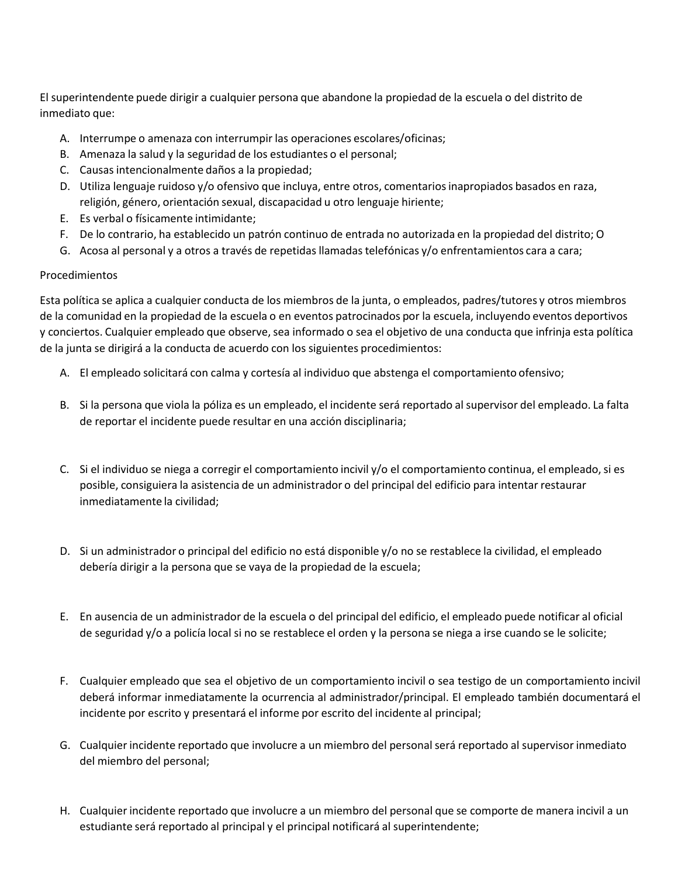El superintendente puede dirigir a cualquier persona que abandone la propiedad de la escuela o del distrito de inmediato que:

A. Interrumpe o amenaza con interrumpir las operaciones escolares/oficinas;
B. Amenaza la salud y la seguridad de los estudiantes o el personal;
C. Causas intencionalmente daños a la propiedad;
D. Utiliza lenguaje ruidoso y/o ofensivo que incluya, entre otros, comentarios inapropiados basados en raza, religión, género, orientación sexual, discapacidad u otro lenguaje hiriente;
E. Es verbal o físicamente intimidante;
F. De lo contrario, ha establecido un patrón continuo de entrada no autorizada en la propiedad del distrito; O
G. Acosa al personal y a otros a través de repetidas llamadas telefónicas y/o enfrentamientos cara a cara;

Procedimientos

Esta política se aplica a cualquier conducta de los miembros de la junta, o empleados, padres/tutores y otros miembros de la comunidad en la propiedad de la escuela o en eventos patrocinados por la escuela, incluyendo eventos deportivos y conciertos. Cualquier empleado que observe, sea informado o sea el objetivo de una conducta que infrinja esta política de la junta se dirigirá a la conducta de acuerdo con los siguientes procedimientos:

A. El empleado solicitará con calma y cortesía al individuo que abstenga el comportamiento ofensivo;

B. Si la persona que viola la póliza es un empleado, el incidente será reportado al supervisor del empleado. La falta de reportar el incidente puede resultar en una acción disciplinaria;

C. Si el individuo se niega a corregir el comportamiento incivil y/o el comportamiento continua, el empleado, si es posible, consiguiera la asistencia de un administrador o del principal del edificio para intentar restaurar inmediatamente la civilidad;

D. Si un administrador o principal del edificio no está disponible y/o no se restablece la civilidad, el empleado debería dirigir a la persona que se vaya de la propiedad de la escuela;

E. En ausencia de un administrador de la escuela o del principal del edificio, el empleado puede notificar al oficial de seguridad y/o a policía local si no se restablece el orden y la persona se niega a irse cuando se le solicite;

F. Cualquier empleado que sea el objetivo de un comportamiento incivil o sea testigo de un comportamiento incivil deberá informar inmediatamente la ocurrencia al administrador/principal. El empleado también documentará el incidente por escrito y presentará el informe por escrito del incidente al principal;

G. Cualquier incidente reportado que involucre a un miembro del personal será reportado al supervisor inmediato del miembro del personal;

H. Cualquier incidente reportado que involucre a un miembro del personal que se comporte de manera incivil a un estudiante será reportado al principal y el principal notificará al superintendente;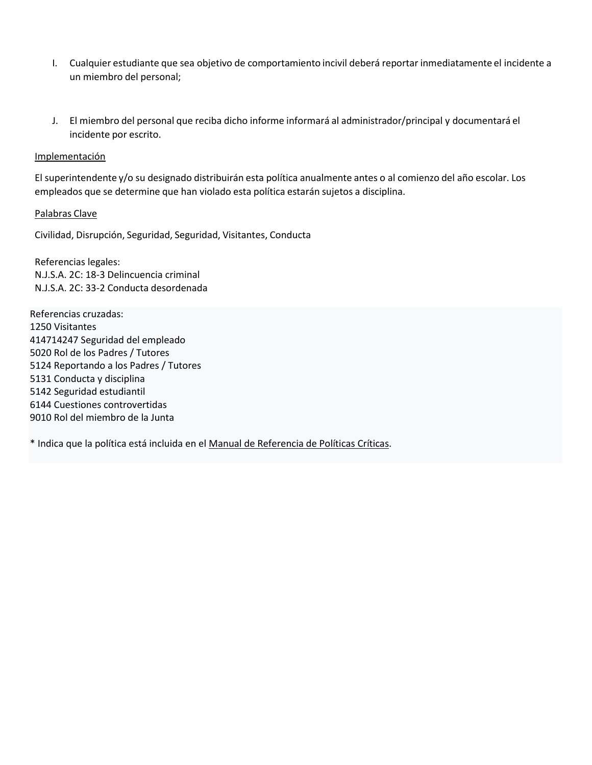I. Cualquier estudiante que sea objetivo de comportamiento incivil deberá reportar inmediatamente el incidente a un miembro del personal;

J. El miembro del personal que reciba dicho informe informará al administrador/principal y documentará el incidente por escrito.

Implementación

El superintendente y/o su designado distribuirán esta política anualmente antes o al comienzo del año escolar. Los empleados que se determine que han violado esta política estarán sujetos a disciplina.

Palabras Clave

Civilidad, Disrupción, Seguridad, Seguridad, Visitantes, Conducta

Referencias legales:
N.J.S.A. 2C: 18-3 Delincuencia criminal
N.J.S.A. 2C: 33-2 Conducta desordenada

Referencias cruzadas:
1250 Visitantes
414714247 Seguridad del empleado
5020 Rol de los Padres / Tutores
5124 Reportando a los Padres / Tutores
5131 Conducta y disciplina
5142 Seguridad estudiantil
6144 Cuestiones controvertidas
9010 Rol del miembro de la Junta

* Indica que la política está incluida en el Manual de Referencia de Políticas Críticas.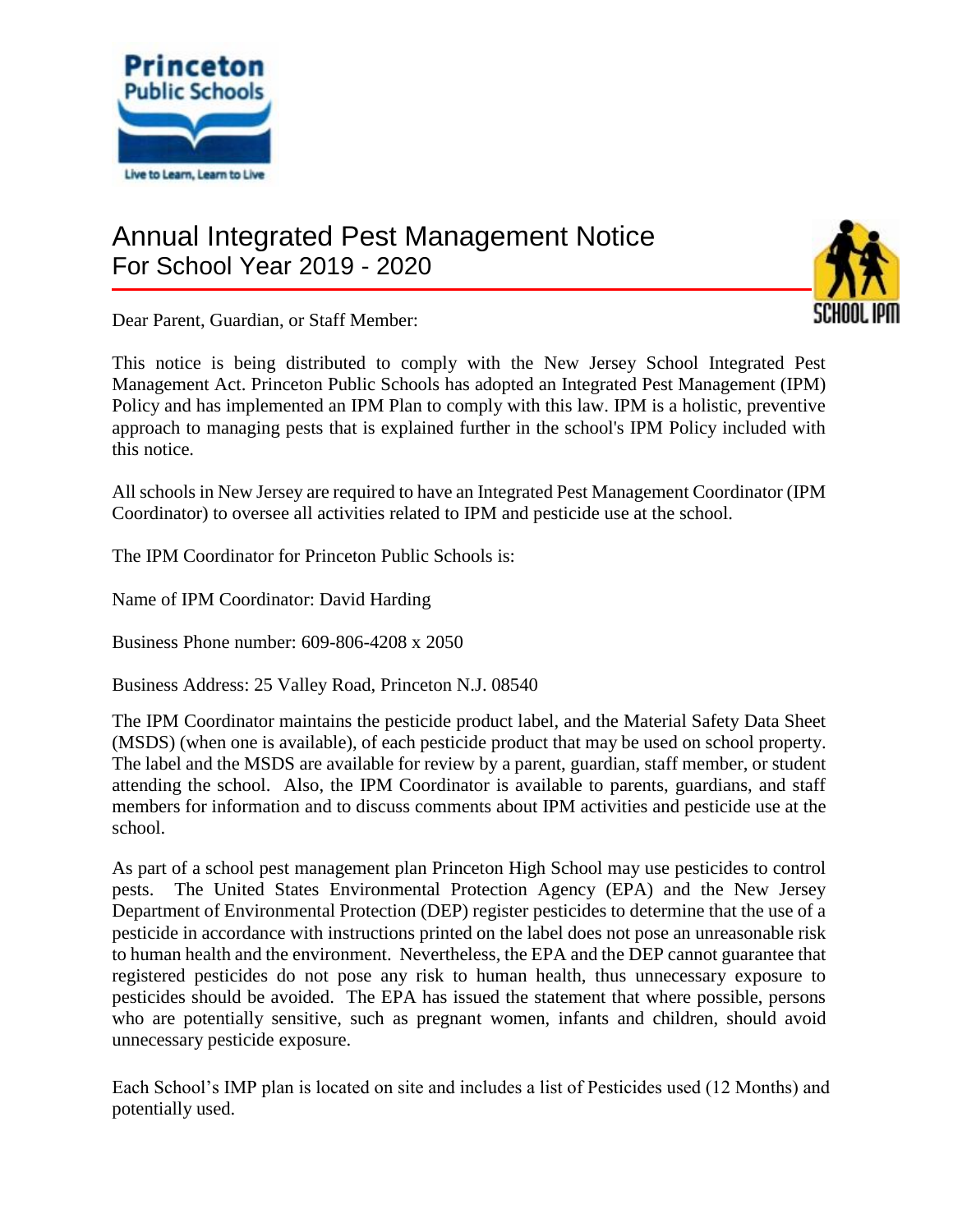# Annual Integrated Pest Management Notice
## For School Year 2019 - 2020

Dear Parent, Guardian, or Staff Member:

This notice is being distributed to comply with the New Jersey School Integrated Pest Management Act. Princeton Public Schools has adopted an Integrated Pest Management (IPM) Policy and has implemented an IPM Plan to comply with this law. IPM is a holistic, preventive approach to managing pests that is explained further in the school's IPM Policy included with this notice.

All schools in New Jersey are required to have an Integrated Pest Management Coordinator (IPM Coordinator) to oversee all activities related to IPM and pesticide use at the school.

The IPM Coordinator for Princeton Public Schools is:

Name of IPM Coordinator: David Harding

Business Phone number: 609-806-4208 x 2050

Business Address: 25 Valley Road, Princeton N.J. 08540

The IPM Coordinator maintains the pesticide product label, and the Material Safety Data Sheet (MSDS) (when one is available), of each pesticide product that may be used on school property. The label and the MSDS are available for review by a parent, guardian, staff member, or student attending the school. Also, the IPM Coordinator is available to parents, guardians, and staff members for information and to discuss comments about IPM activities and pesticide use at the school.

As part of a school pest management plan Princeton High School may use pesticides to control pests. The United States Environmental Protection Agency (EPA) and the New Jersey Department of Environmental Protection (DEP) register pesticides to determine that the use of a pesticide in accordance with instructions printed on the label does not pose an unreasonable risk to human health and the environment. Nevertheless, the EPA and the DEP cannot guarantee that registered pesticides do not pose any risk to human health, thus unnecessary exposure to pesticides should be avoided. The EPA has issued the statement that where possible, persons who are potentially sensitive, such as pregnant women, infants and children, should avoid unnecessary pesticide exposure.

Each School's IMP plan is located on site and includes a list of Pesticides used (12 Months) and potentially used.